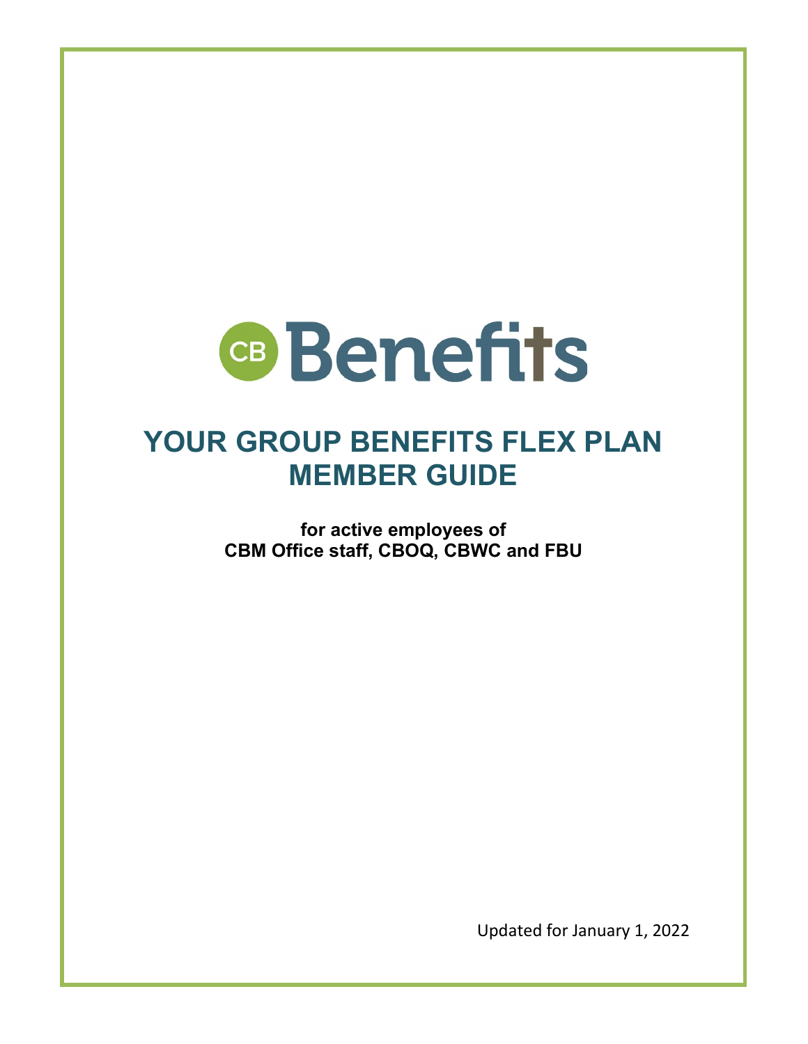CB Benefits

# YOUR GROUP BENEFITS FLEX PLAN MEMBER GUIDE

**for active employees of**
**CBM Office staff, CBOQ, CBWC and FBU**

Updated for January 1, 2022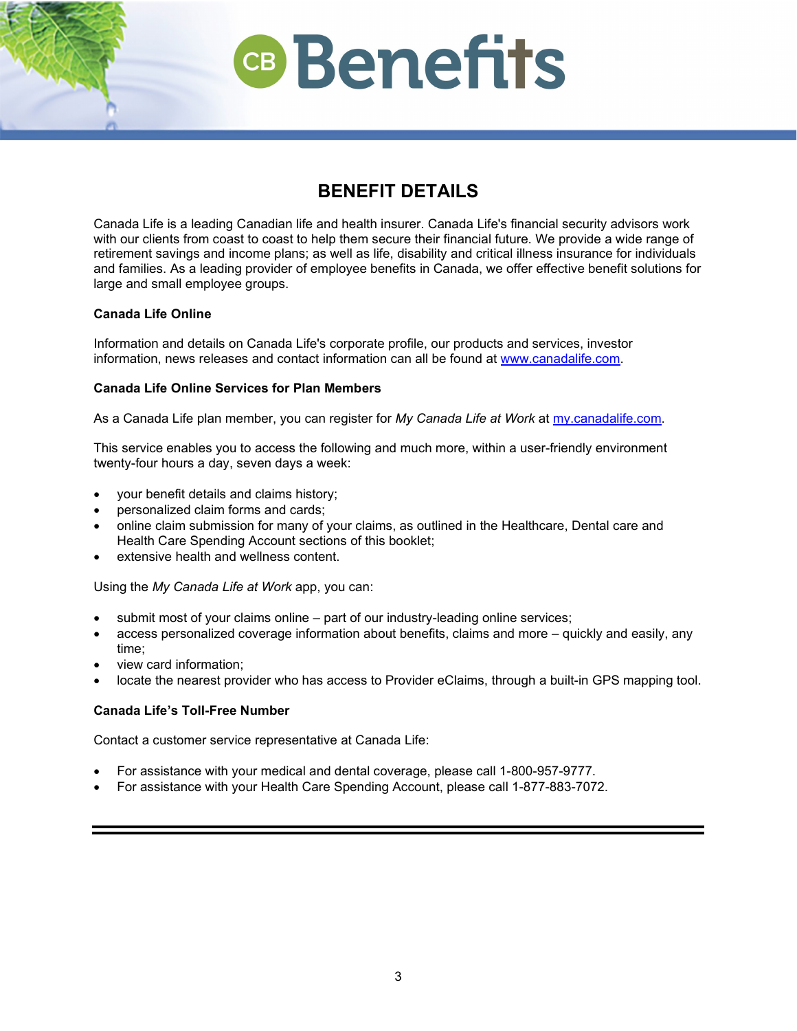# BENEFIT DETAILS

Canada Life is a leading Canadian life and health insurer. Canada Life's financial security advisors work with our clients from coast to coast to help them secure their financial future. We provide a wide range of retirement savings and income plans; as well as life, disability and critical illness insurance for individuals and families. As a leading provider of employee benefits in Canada, we offer effective benefit solutions for large and small employee groups.

**Canada Life Online**

Information and details on Canada Life's corporate profile, our products and services, investor information, news releases and contact information can all be found at [www.canadalife.com](www.canadalife.com).

**Canada Life Online Services for Plan Members**

As a Canada Life plan member, you can register for *My Canada Life at Work* at [my.canadalife.com](my.canadalife.com).

This service enables you to access the following and much more, within a user-friendly environment twenty-four hours a day, seven days a week:

- your benefit details and claims history;
- personalized claim forms and cards;
- online claim submission for many of your claims, as outlined in the Healthcare, Dental care and Health Care Spending Account sections of this booklet;
- extensive health and wellness content.

Using the *My Canada Life at Work* app, you can:

- submit most of your claims online – part of our industry-leading online services;
- access personalized coverage information about benefits, claims and more – quickly and easily, any time;
- view card information;
- locate the nearest provider who has access to Provider eClaims, through a built-in GPS mapping tool.

**Canada Life's Toll-Free Number**

Contact a customer service representative at Canada Life:

- For assistance with your medical and dental coverage, please call 1-800-957-9777.
- For assistance with your Health Care Spending Account, please call 1-877-883-7072.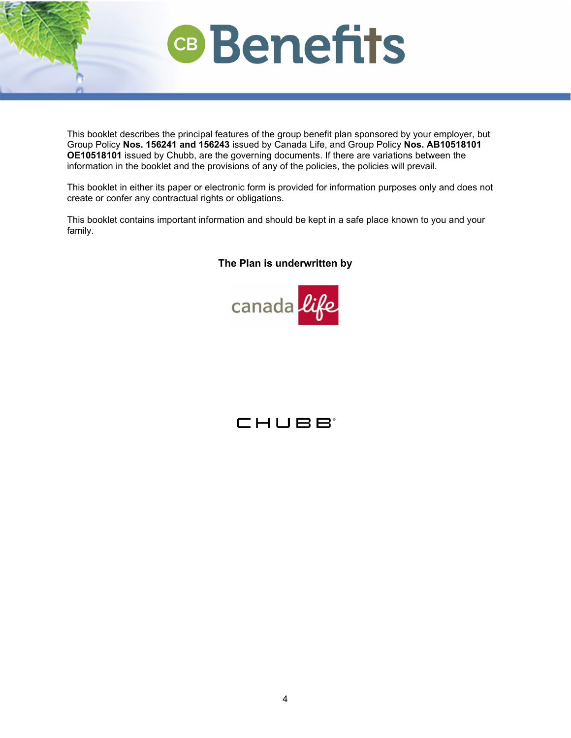# CB Benefits

This booklet describes the principal features of the group benefit plan sponsored by your employer, but Group Policy **Nos. 156241 and 156243** issued by Canada Life, and Group Policy **Nos. AB10518101 OE10518101** issued by Chubb, are the governing documents. If there are variations between the information in the booklet and the provisions of any of the policies, the policies will prevail.

This booklet in either its paper or electronic form is provided for information purposes only and does not create or confer any contractual rights or obligations.

This booklet contains important information and should be kept in a safe place known to you and your family.

**The Plan is underwritten by**

canada life

CHUBB®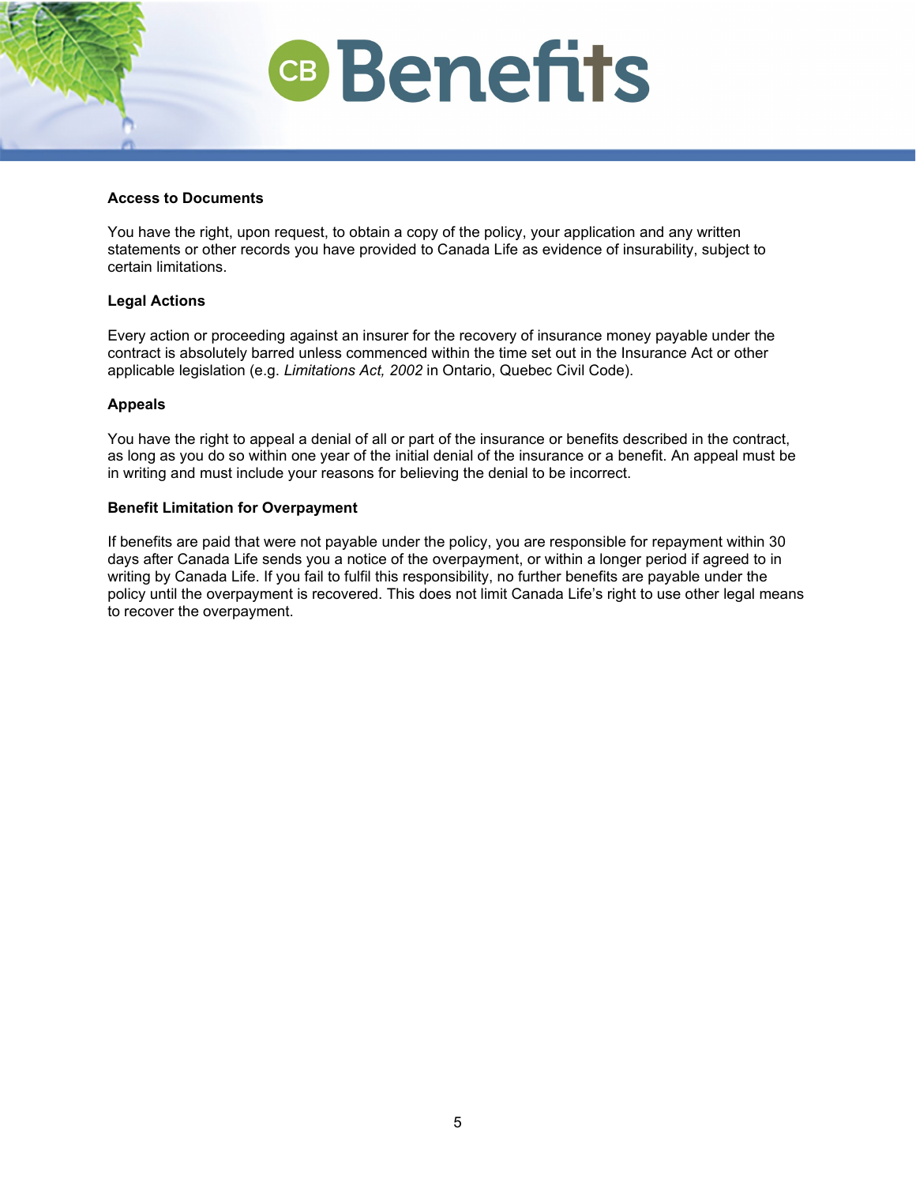### Access to Documents

You have the right, upon request, to obtain a copy of the policy, your application and any written statements or other records you have provided to Canada Life as evidence of insurability, subject to certain limitations.

### Legal Actions

Every action or proceeding against an insurer for the recovery of insurance money payable under the contract is absolutely barred unless commenced within the time set out in the Insurance Act or other applicable legislation (e.g. *Limitations Act, 2002* in Ontario, Quebec Civil Code).

### Appeals

You have the right to appeal a denial of all or part of the insurance or benefits described in the contract, as long as you do so within one year of the initial denial of the insurance or a benefit. An appeal must be in writing and must include your reasons for believing the denial to be incorrect.

### Benefit Limitation for Overpayment

If benefits are paid that were not payable under the policy, you are responsible for repayment within 30 days after Canada Life sends you a notice of the overpayment, or within a longer period if agreed to in writing by Canada Life. If you fail to fulfil this responsibility, no further benefits are payable under the policy until the overpayment is recovered. This does not limit Canada Life's right to use other legal means to recover the overpayment.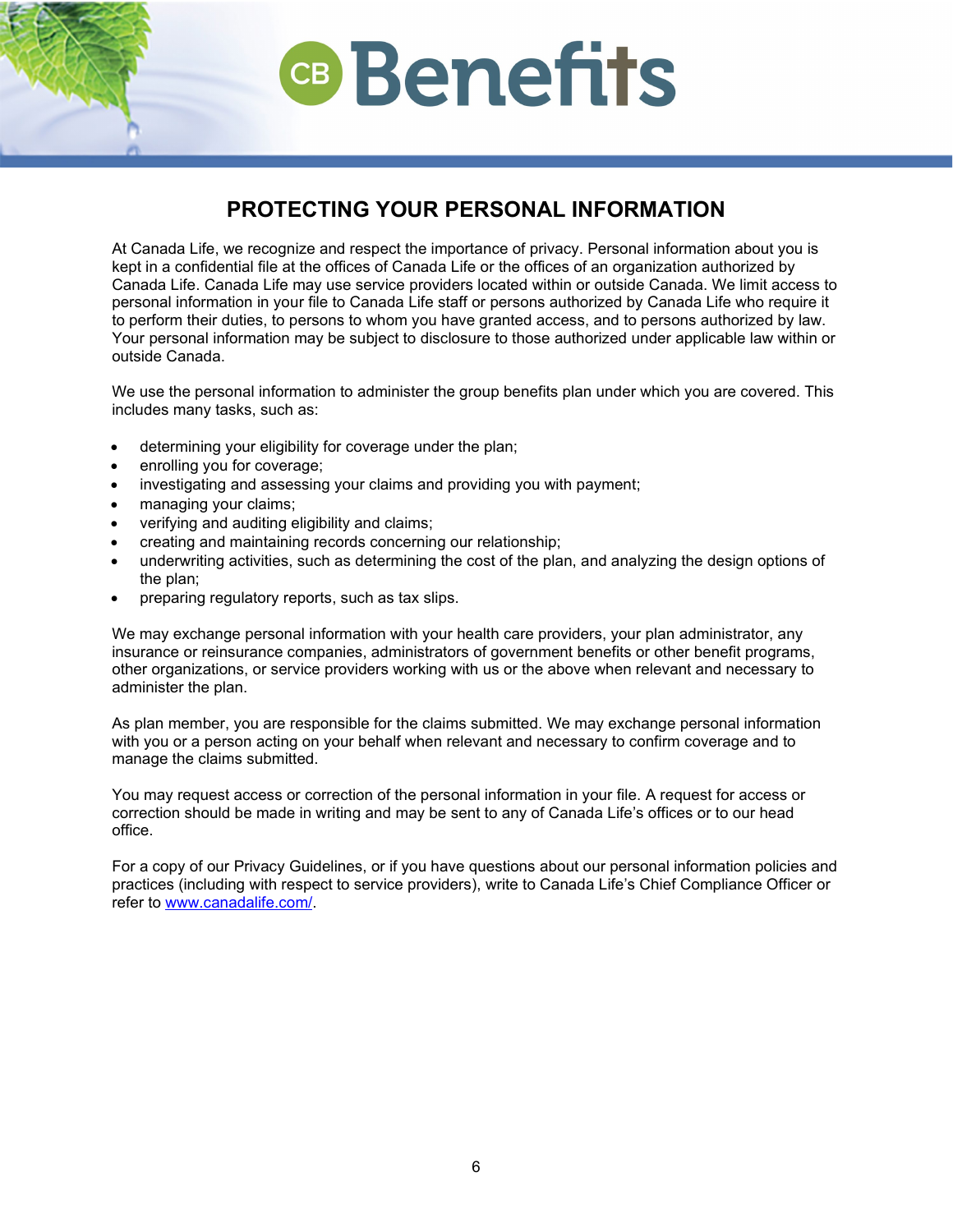# PROTECTING YOUR PERSONAL INFORMATION

At Canada Life, we recognize and respect the importance of privacy. Personal information about you is kept in a confidential file at the offices of Canada Life or the offices of an organization authorized by Canada Life. Canada Life may use service providers located within or outside Canada. We limit access to personal information in your file to Canada Life staff or persons authorized by Canada Life who require it to perform their duties, to persons to whom you have granted access, and to persons authorized by law. Your personal information may be subject to disclosure to those authorized under applicable law within or outside Canada.

We use the personal information to administer the group benefits plan under which you are covered. This includes many tasks, such as:

- determining your eligibility for coverage under the plan;
- enrolling you for coverage;
- investigating and assessing your claims and providing you with payment;
- managing your claims;
- verifying and auditing eligibility and claims;
- creating and maintaining records concerning our relationship;
- underwriting activities, such as determining the cost of the plan, and analyzing the design options of the plan;
- preparing regulatory reports, such as tax slips.

We may exchange personal information with your health care providers, your plan administrator, any insurance or reinsurance companies, administrators of government benefits or other benefit programs, other organizations, or service providers working with us or the above when relevant and necessary to administer the plan.

As plan member, you are responsible for the claims submitted. We may exchange personal information with you or a person acting on your behalf when relevant and necessary to confirm coverage and to manage the claims submitted.

You may request access or correction of the personal information in your file. A request for access or correction should be made in writing and may be sent to any of Canada Life's offices or to our head office.

For a copy of our Privacy Guidelines, or if you have questions about our personal information policies and practices (including with respect to service providers), write to Canada Life's Chief Compliance Officer or refer to [www.canadalife.com/](http://www.canadalife.com/).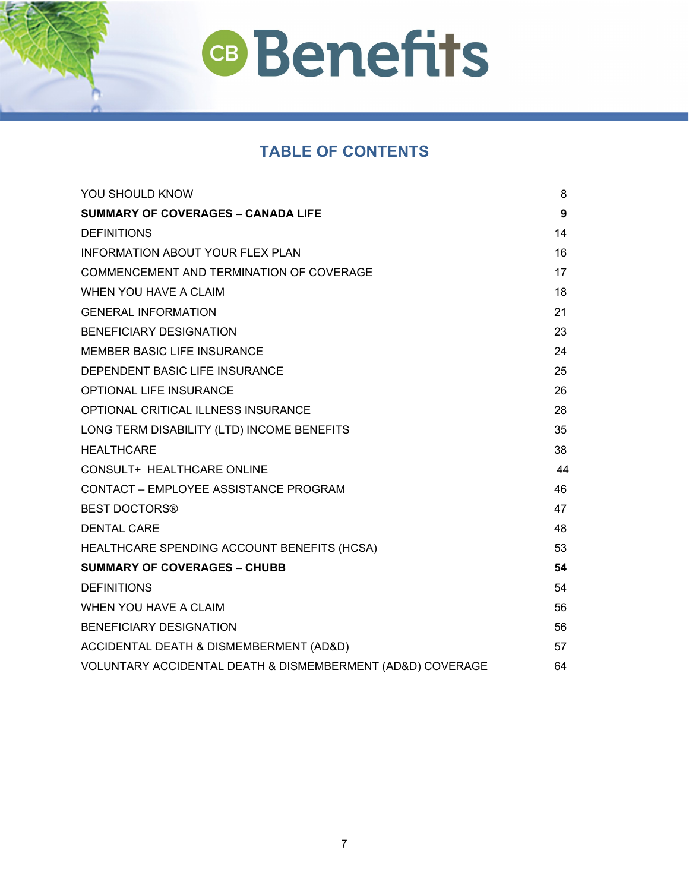# TABLE OF CONTENTS

| | |
|---|---|
| YOU SHOULD KNOW | 8 |
| **SUMMARY OF COVERAGES – CANADA LIFE** | **9** |
| DEFINITIONS | 14 |
| INFORMATION ABOUT YOUR FLEX PLAN | 16 |
| COMMENCEMENT AND TERMINATION OF COVERAGE | 17 |
| WHEN YOU HAVE A CLAIM | 18 |
| GENERAL INFORMATION | 21 |
| BENEFICIARY DESIGNATION | 23 |
| MEMBER BASIC LIFE INSURANCE | 24 |
| DEPENDENT BASIC LIFE INSURANCE | 25 |
| OPTIONAL LIFE INSURANCE | 26 |
| OPTIONAL CRITICAL ILLNESS INSURANCE | 28 |
| LONG TERM DISABILITY (LTD) INCOME BENEFITS | 35 |
| HEALTHCARE | 38 |
| CONSULT+ HEALTHCARE ONLINE | 44 |
| CONTACT – EMPLOYEE ASSISTANCE PROGRAM | 46 |
| BEST DOCTORS® | 47 |
| DENTAL CARE | 48 |
| HEALTHCARE SPENDING ACCOUNT BENEFITS (HCSA) | 53 |
| **SUMMARY OF COVERAGES – CHUBB** | **54** |
| DEFINITIONS | 54 |
| WHEN YOU HAVE A CLAIM | 56 |
| BENEFICIARY DESIGNATION | 56 |
| ACCIDENTAL DEATH & DISMEMBERMENT (AD&D) | 57 |
| VOLUNTARY ACCIDENTAL DEATH & DISMEMBERMENT (AD&D) COVERAGE | 64 |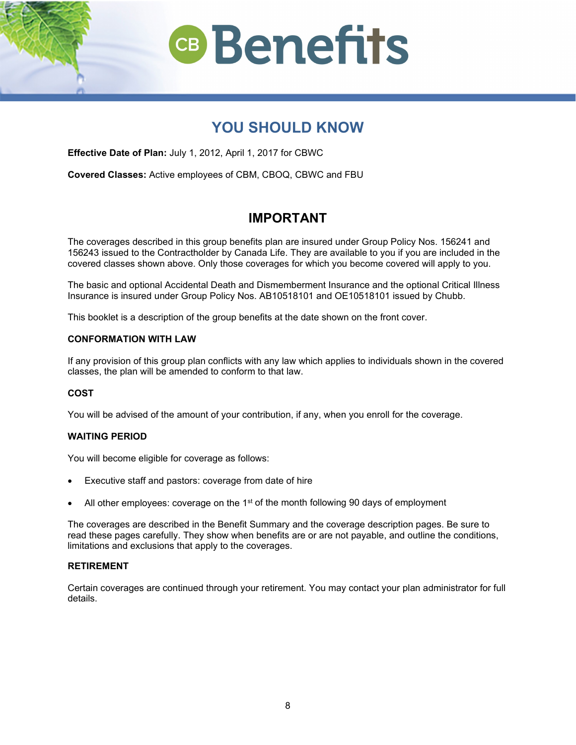# YOU SHOULD KNOW

**Effective Date of Plan:** July 1, 2012, April 1, 2017 for CBWC

**Covered Classes:** Active employees of CBM, CBOQ, CBWC and FBU

## IMPORTANT

The coverages described in this group benefits plan are insured under Group Policy Nos. 156241 and 156243 issued to the Contractholder by Canada Life. They are available to you if you are included in the covered classes shown above. Only those coverages for which you become covered will apply to you.

The basic and optional Accidental Death and Dismemberment Insurance and the optional Critical Illness Insurance is insured under Group Policy Nos. AB10518101 and OE10518101 issued by Chubb.

This booklet is a description of the group benefits at the date shown on the front cover.

### CONFORMATION WITH LAW

If any provision of this group plan conflicts with any law which applies to individuals shown in the covered classes, the plan will be amended to conform to that law.

### COST

You will be advised of the amount of your contribution, if any, when you enroll for the coverage.

### WAITING PERIOD

You will become eligible for coverage as follows:

- Executive staff and pastors: coverage from date of hire
- All other employees: coverage on the 1st of the month following 90 days of employment

The coverages are described in the Benefit Summary and the coverage description pages. Be sure to read these pages carefully. They show when benefits are or are not payable, and outline the conditions, limitations and exclusions that apply to the coverages.

### RETIREMENT

Certain coverages are continued through your retirement. You may contact your plan administrator for full details.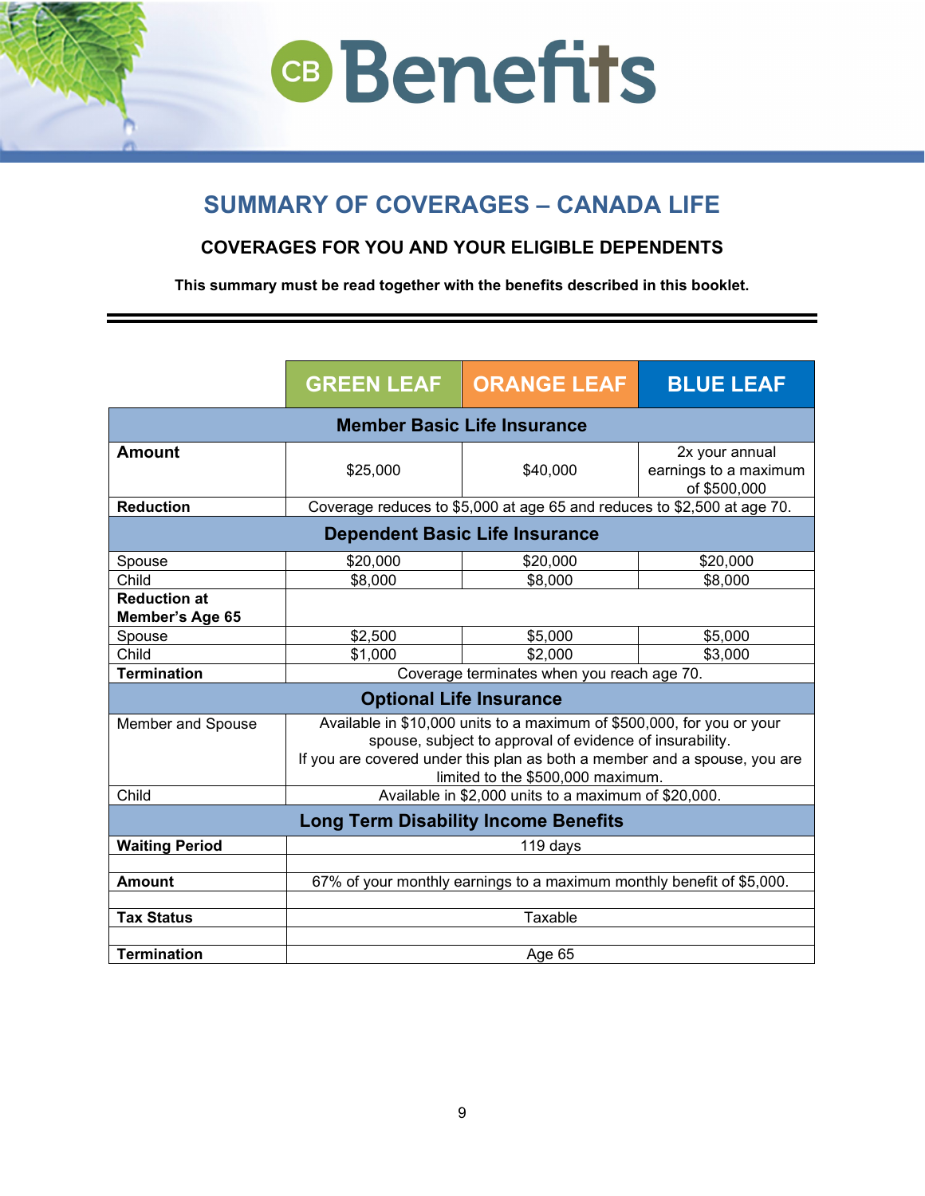# SUMMARY OF COVERAGES – CANADA LIFE

## COVERAGES FOR YOU AND YOUR ELIGIBLE DEPENDENTS

**This summary must be read together with the benefits described in this booklet.**

| | GREEN LEAF | ORANGE LEAF | BLUE LEAF |
|---|---|---|---|
| **Member Basic Life Insurance** | | | |
| **Amount** | $25,000 | $40,000 | 2x your annual earnings to a maximum of $500,000 |
| **Reduction** | Coverage reduces to $5,000 at age 65 and reduces to $2,500 at age 70. | | |
| **Dependent Basic Life Insurance** | | | |
| Spouse | $20,000 | $20,000 | $20,000 |
| Child | $8,000 | $8,000 | $8,000 |
| **Reduction at Member's Age 65** | | | |
| Spouse | $2,500 | $5,000 | $5,000 |
| Child | $1,000 | $2,000 | $3,000 |
| **Termination** | Coverage terminates when you reach age 70. | | |
| **Optional Life Insurance** | | | |
| Member and Spouse | Available in $10,000 units to a maximum of $500,000, for you or your spouse, subject to approval of evidence of insurability. If you are covered under this plan as both a member and a spouse, you are limited to the $500,000 maximum. | | |
| Child | Available in $2,000 units to a maximum of $20,000. | | |
| **Long Term Disability Income Benefits** | | | |
| **Waiting Period** | 119 days | | |
| **Amount** | 67% of your monthly earnings to a maximum monthly benefit of $5,000. | | |
| **Tax Status** | Taxable | | |
| **Termination** | Age 65 | | |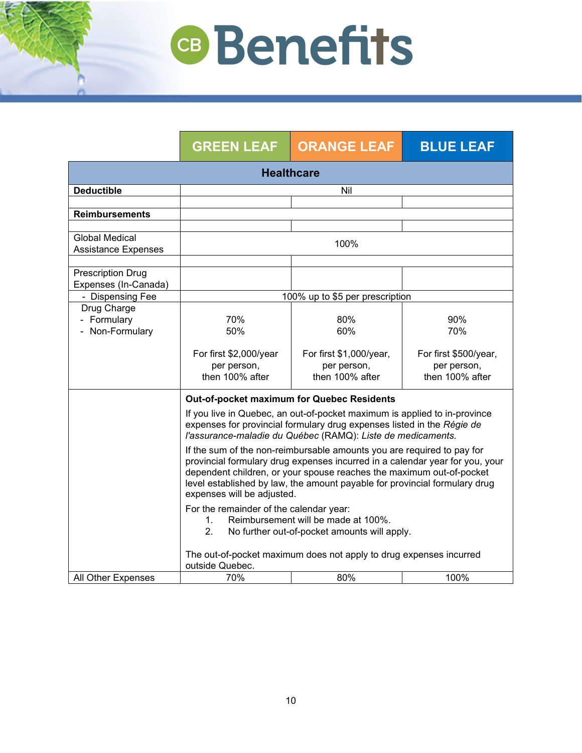| | GREEN LEAF | ORANGE LEAF | BLUE LEAF |
|---|---|---|---|
| **Healthcare** | | | |
| **Deductible** | Nil | | |
| | | | |
| **Reimbursements** | | | |
| | | | |
| Global Medical Assistance Expenses | 100% | | |
| | | | |
| Prescription Drug Expenses (In-Canada) | | | |
| - Dispensing Fee | 100% up to $5 per prescription | | |
| Drug Charge<br>- Formulary<br>- Non-Formulary | 70%<br>50%<br><br>For first $2,000/year per person, then 100% after | 80%<br>60%<br><br>For first $1,000/year, per person, then 100% after | 90%<br>70%<br><br>For first $500/year, per person, then 100% after |
| | **Out-of-pocket maximum for Quebec Residents**<br><br>If you live in Quebec, an out-of-pocket maximum is applied to in-province expenses for provincial formulary drug expenses listed in the *Régie de l'assurance-maladie du Québec* (RAMQ): *Liste de medicaments.*<br><br>If the sum of the non-reimbursable amounts you are required to pay for provincial formulary drug expenses incurred in a calendar year for you, your dependent children, or your spouse reaches the maximum out-of-pocket level established by law, the amount payable for provincial formulary drug expenses will be adjusted.<br><br>For the remainder of the calendar year:<br>1. Reimbursement will be made at 100%.<br>2. No further out-of-pocket amounts will apply.<br><br>The out-of-pocket maximum does not apply to drug expenses incurred outside Quebec. | | |
| All Other Expenses | 70% | 80% | 100% |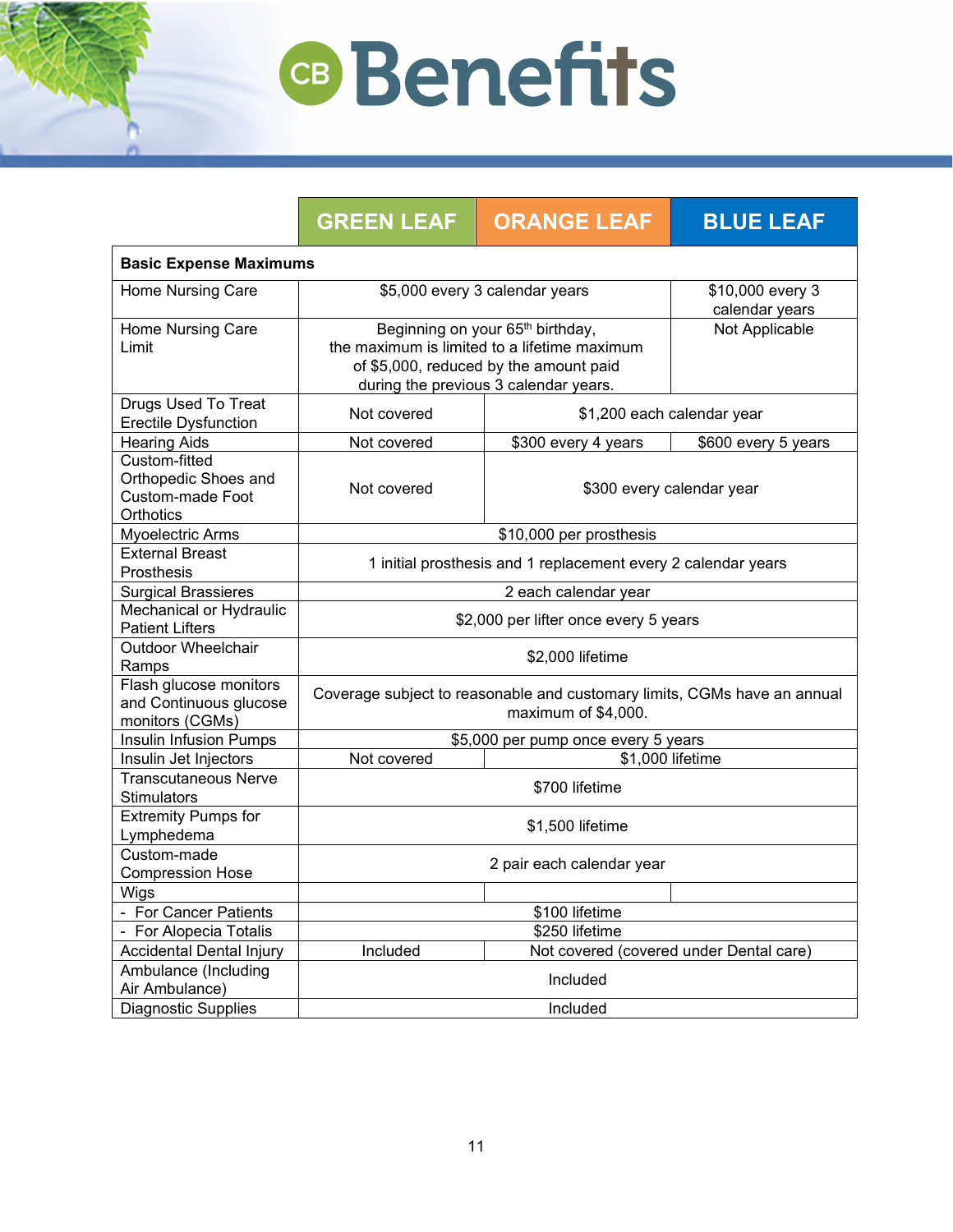# CB Benefits

| | GREEN LEAF | ORANGE LEAF | BLUE LEAF |
|---|---|---|---|
| **Basic Expense Maximums** | | | |
| Home Nursing Care | $5,000 every 3 calendar years | $5,000 every 3 calendar years | $10,000 every 3 calendar years |
| Home Nursing Care Limit | Beginning on your 65th birthday, the maximum is limited to a lifetime maximum of $5,000, reduced by the amount paid during the previous 3 calendar years. | Beginning on your 65th birthday, the maximum is limited to a lifetime maximum of $5,000, reduced by the amount paid during the previous 3 calendar years. | Not Applicable |
| Drugs Used To Treat Erectile Dysfunction | Not covered | $1,200 each calendar year | $1,200 each calendar year |
| Hearing Aids | Not covered | $300 every 4 years | $600 every 5 years |
| Custom-fitted Orthopedic Shoes and Custom-made Foot Orthotics | Not covered | $300 every calendar year | $300 every calendar year |
| Myoelectric Arms | $10,000 per prosthesis | $10,000 per prosthesis | $10,000 per prosthesis |
| External Breast Prosthesis | 1 initial prosthesis and 1 replacement every 2 calendar years | 1 initial prosthesis and 1 replacement every 2 calendar years | 1 initial prosthesis and 1 replacement every 2 calendar years |
| Surgical Brassieres | 2 each calendar year | 2 each calendar year | 2 each calendar year |
| Mechanical or Hydraulic Patient Lifters | $2,000 per lifter once every 5 years | $2,000 per lifter once every 5 years | $2,000 per lifter once every 5 years |
| Outdoor Wheelchair Ramps | $2,000 lifetime | $2,000 lifetime | $2,000 lifetime |
| Flash glucose monitors and Continuous glucose monitors (CGMs) | Coverage subject to reasonable and customary limits, CGMs have an annual maximum of $4,000. | Coverage subject to reasonable and customary limits, CGMs have an annual maximum of $4,000. | Coverage subject to reasonable and customary limits, CGMs have an annual maximum of $4,000. |
| Insulin Infusion Pumps | $5,000 per pump once every 5 years | $5,000 per pump once every 5 years | $5,000 per pump once every 5 years |
| Insulin Jet Injectors | Not covered | $1,000 lifetime | $1,000 lifetime |
| Transcutaneous Nerve Stimulators | $700 lifetime | $700 lifetime | $700 lifetime |
| Extremity Pumps for Lymphedema | $1,500 lifetime | $1,500 lifetime | $1,500 lifetime |
| Custom-made Compression Hose | 2 pair each calendar year | 2 pair each calendar year | 2 pair each calendar year |
| Wigs | | | |
| - For Cancer Patients | $100 lifetime | $100 lifetime | $100 lifetime |
| - For Alopecia Totalis | $250 lifetime | $250 lifetime | $250 lifetime |
| Accidental Dental Injury | Included | Not covered (covered under Dental care) | Not covered (covered under Dental care) |
| Ambulance (Including Air Ambulance) | Included | Included | Included |
| Diagnostic Supplies | Included | Included | Included |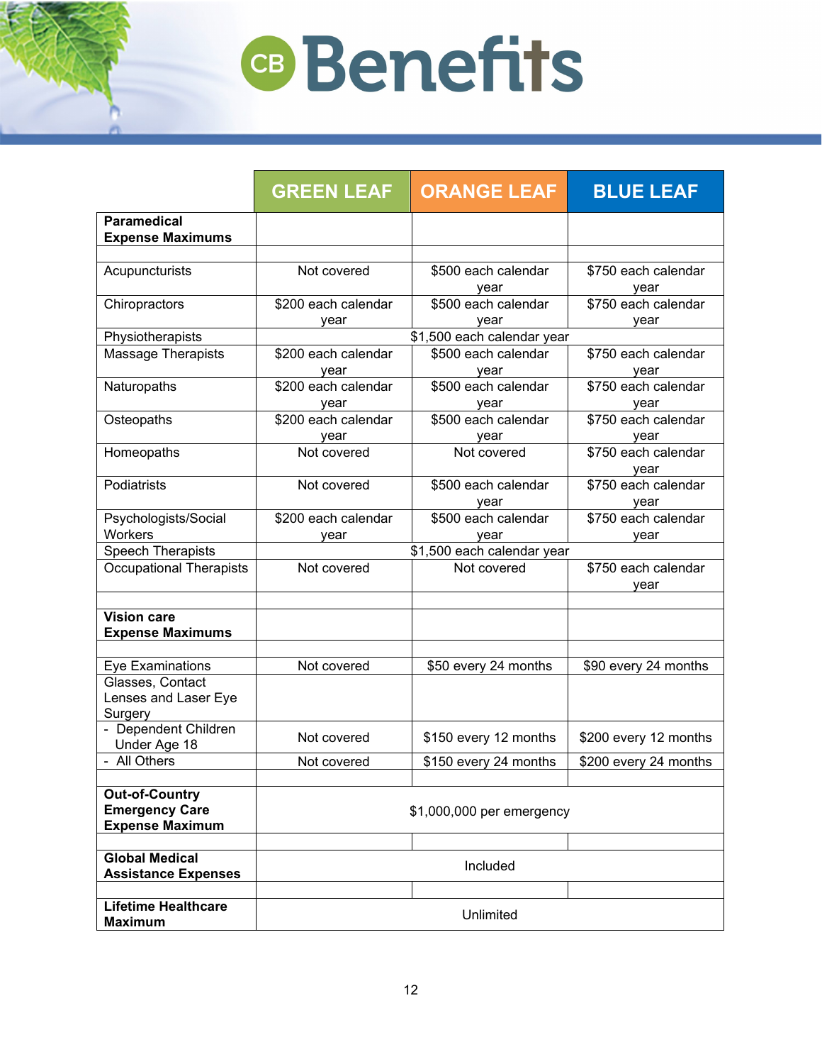| | GREEN LEAF | ORANGE LEAF | BLUE LEAF |
|---|---|---|---|
| **Paramedical Expense Maximums** | | | |
| | | | |
| Acupuncturists | Not covered | $500 each calendar year | $750 each calendar year |
| Chiropractors | $200 each calendar year | $500 each calendar year | $750 each calendar year |
| Physiotherapists | | $1,500 each calendar year | |
| Massage Therapists | $200 each calendar year | $500 each calendar year | $750 each calendar year |
| Naturopaths | $200 each calendar year | $500 each calendar year | $750 each calendar year |
| Osteopaths | $200 each calendar year | $500 each calendar year | $750 each calendar year |
| Homeopaths | Not covered | Not covered | $750 each calendar year |
| Podiatrists | Not covered | $500 each calendar year | $750 each calendar year |
| Psychologists/Social Workers | $200 each calendar year | $500 each calendar year | $750 each calendar year |
| Speech Therapists | | $1,500 each calendar year | |
| Occupational Therapists | Not covered | Not covered | $750 each calendar year |
| | | | |
| **Vision care Expense Maximums** | | | |
| | | | |
| Eye Examinations | Not covered | $50 every 24 months | $90 every 24 months |
| Glasses, Contact Lenses and Laser Eye Surgery | | | |
| - Dependent Children Under Age 18 | Not covered | $150 every 12 months | $200 every 12 months |
| - All Others | Not covered | $150 every 24 months | $200 every 24 months |
| | | | |
| **Out-of-Country Emergency Care Expense Maximum** | | $1,000,000 per emergency | |
| | | | |
| **Global Medical Assistance Expenses** | | Included | |
| | | | |
| **Lifetime Healthcare Maximum** | | Unlimited | |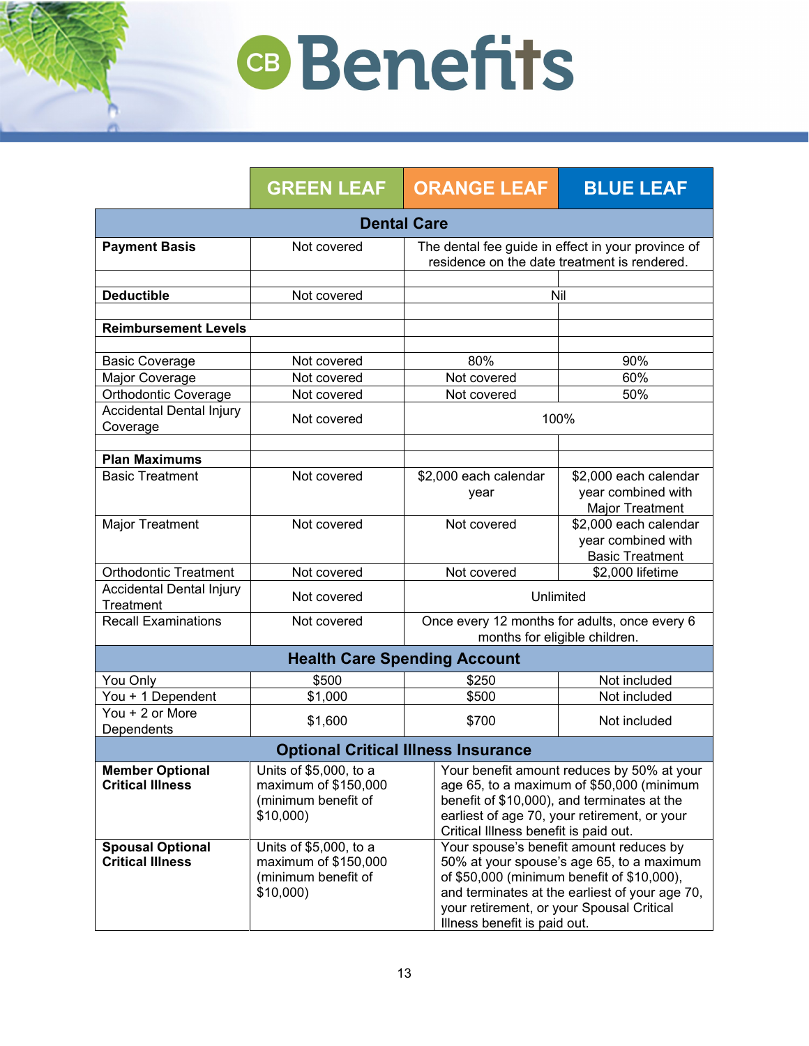| | GREEN LEAF | ORANGE LEAF | BLUE LEAF |
|---|---|---|---|
| **Dental Care** | | | |
| **Payment Basis** | Not covered | The dental fee guide in effect in your province of residence on the date treatment is rendered. | |
| **Deductible** | Not covered | Nil | |
| **Reimbursement Levels** | | | |
| Basic Coverage | Not covered | 80% | 90% |
| Major Coverage | Not covered | Not covered | 60% |
| Orthodontic Coverage | Not covered | Not covered | 50% |
| Accidental Dental Injury Coverage | Not covered | 100% | |
| **Plan Maximums** | | | |
| Basic Treatment | Not covered | $2,000 each calendar year | $2,000 each calendar year combined with Major Treatment |
| Major Treatment | Not covered | Not covered | $2,000 each calendar year combined with Basic Treatment |
| Orthodontic Treatment | Not covered | Not covered | $2,000 lifetime |
| Accidental Dental Injury Treatment | Not covered | Unlimited | |
| Recall Examinations | Not covered | Once every 12 months for adults, once every 6 months for eligible children. | |
| **Health Care Spending Account** | | | |
| You Only | $500 | $250 | Not included |
| You + 1 Dependent | $1,000 | $500 | Not included |
| You + 2 or More Dependents | $1,600 | $700 | Not included |
| **Optional Critical Illness Insurance** | | | |
| **Member Optional Critical Illness** | Units of $5,000, to a maximum of $150,000 (minimum benefit of $10,000) | Your benefit amount reduces by 50% at your age 65, to a maximum of $50,000 (minimum benefit of $10,000), and terminates at the earliest of age 70, your retirement, or your Critical Illness benefit is paid out. | |
| **Spousal Optional Critical Illness** | Units of $5,000, to a maximum of $150,000 (minimum benefit of $10,000) | Your spouse's benefit amount reduces by 50% at your spouse's age 65, to a maximum of $50,000 (minimum benefit of $10,000), and terminates at the earliest of your age 70, your retirement, or your Spousal Critical Illness benefit is paid out. | |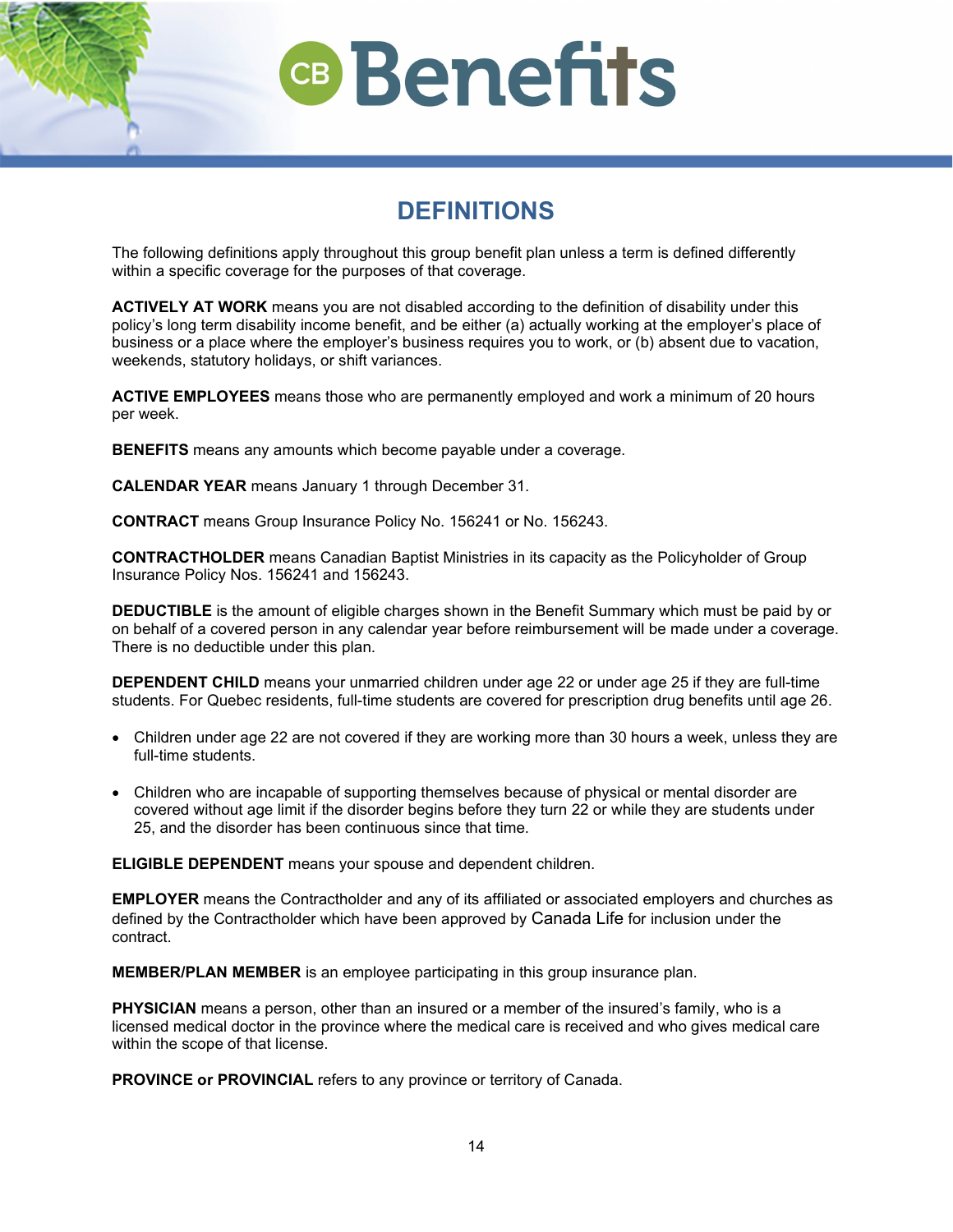# DEFINITIONS

The following definitions apply throughout this group benefit plan unless a term is defined differently within a specific coverage for the purposes of that coverage.

**ACTIVELY AT WORK** means you are not disabled according to the definition of disability under this policy's long term disability income benefit, and be either (a) actually working at the employer's place of business or a place where the employer's business requires you to work, or (b) absent due to vacation, weekends, statutory holidays, or shift variances.

**ACTIVE EMPLOYEES** means those who are permanently employed and work a minimum of 20 hours per week.

**BENEFITS** means any amounts which become payable under a coverage.

**CALENDAR YEAR** means January 1 through December 31.

**CONTRACT** means Group Insurance Policy No. 156241 or No. 156243.

**CONTRACTHOLDER** means Canadian Baptist Ministries in its capacity as the Policyholder of Group Insurance Policy Nos. 156241 and 156243.

**DEDUCTIBLE** is the amount of eligible charges shown in the Benefit Summary which must be paid by or on behalf of a covered person in any calendar year before reimbursement will be made under a coverage. There is no deductible under this plan.

**DEPENDENT CHILD** means your unmarried children under age 22 or under age 25 if they are full-time students. For Quebec residents, full-time students are covered for prescription drug benefits until age 26.

- Children under age 22 are not covered if they are working more than 30 hours a week, unless they are full-time students.
- Children who are incapable of supporting themselves because of physical or mental disorder are covered without age limit if the disorder begins before they turn 22 or while they are students under 25, and the disorder has been continuous since that time.

**ELIGIBLE DEPENDENT** means your spouse and dependent children.

**EMPLOYER** means the Contractholder and any of its affiliated or associated employers and churches as defined by the Contractholder which have been approved by Canada Life for inclusion under the contract.

**MEMBER/PLAN MEMBER** is an employee participating in this group insurance plan.

**PHYSICIAN** means a person, other than an insured or a member of the insured's family, who is a licensed medical doctor in the province where the medical care is received and who gives medical care within the scope of that license.

**PROVINCE or PROVINCIAL** refers to any province or territory of Canada.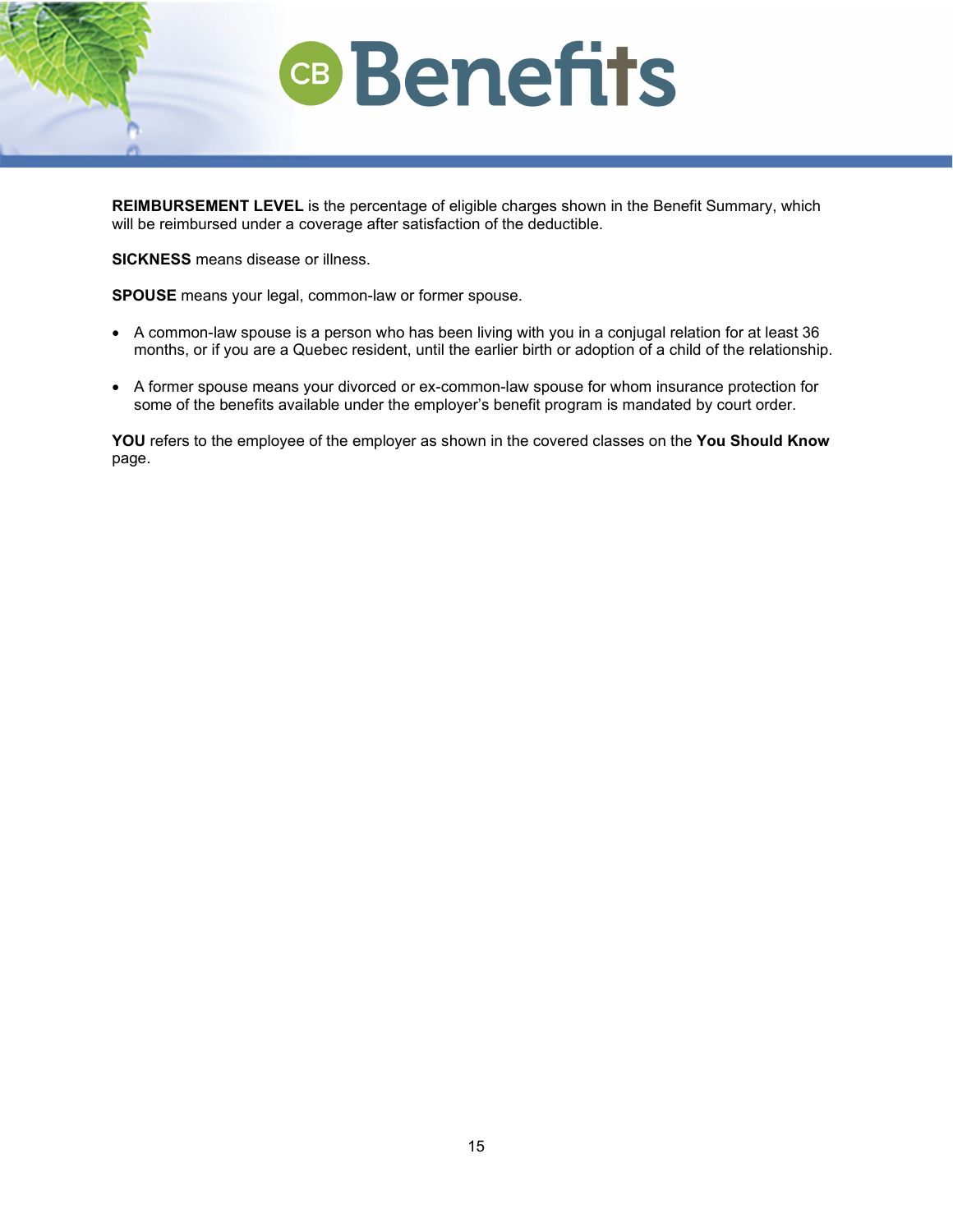**REIMBURSEMENT LEVEL** is the percentage of eligible charges shown in the Benefit Summary, which will be reimbursed under a coverage after satisfaction of the deductible.

**SICKNESS** means disease or illness.

**SPOUSE** means your legal, common-law or former spouse.

- A common-law spouse is a person who has been living with you in a conjugal relation for at least 36 months, or if you are a Quebec resident, until the earlier birth or adoption of a child of the relationship.

- A former spouse means your divorced or ex-common-law spouse for whom insurance protection for some of the benefits available under the employer's benefit program is mandated by court order.

**YOU** refers to the employee of the employer as shown in the covered classes on the **You Should Know** page.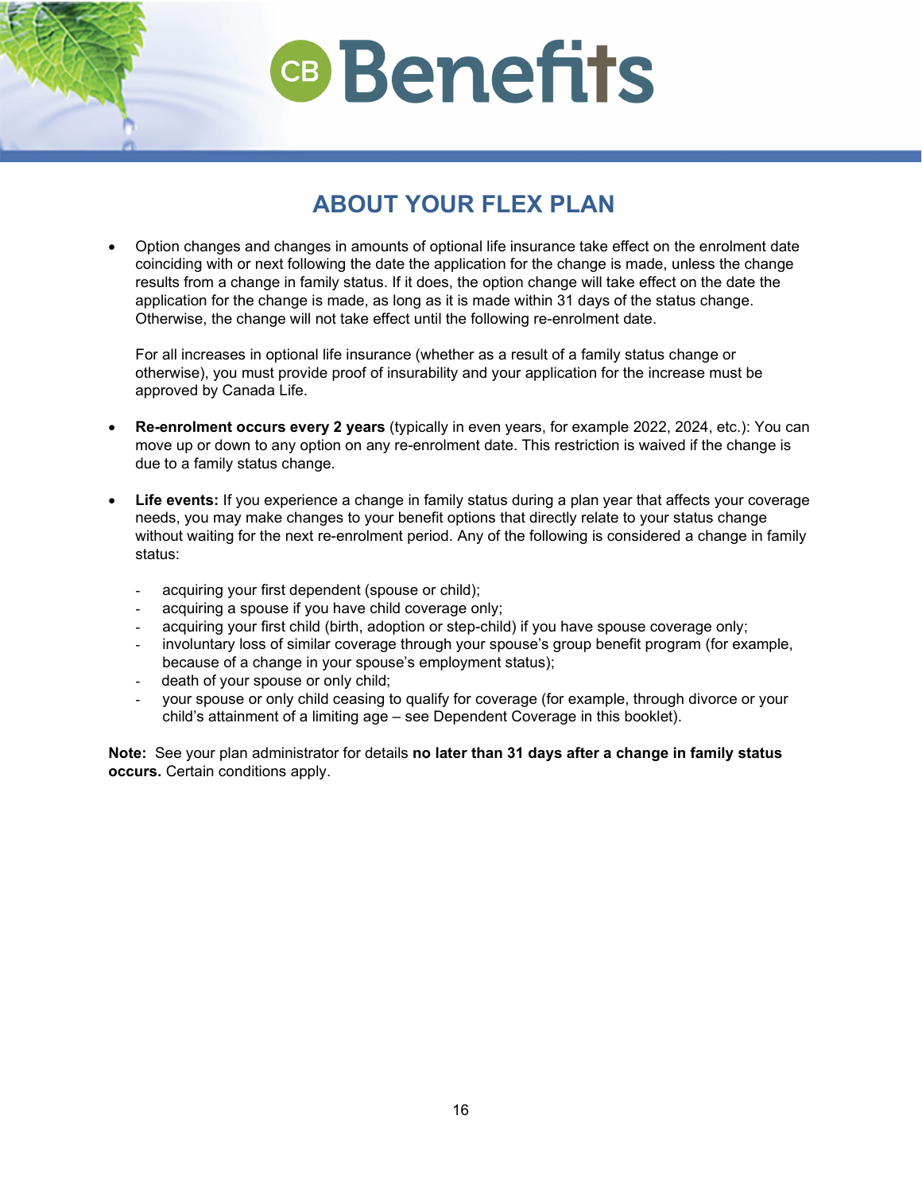## ABOUT YOUR FLEX PLAN

- Option changes and changes in amounts of optional life insurance take effect on the enrolment date coinciding with or next following the date the application for the change is made, unless the change results from a change in family status. If it does, the option change will take effect on the date the application for the change is made, as long as it is made within 31 days of the status change. Otherwise, the change will not take effect until the following re-enrolment date.

  For all increases in optional life insurance (whether as a result of a family status change or otherwise), you must provide proof of insurability and your application for the increase must be approved by Canada Life.

- **Re-enrolment occurs every 2 years** (typically in even years, for example 2022, 2024, etc.): You can move up or down to any option on any re-enrolment date. This restriction is waived if the change is due to a family status change.

- **Life events:** If you experience a change in family status during a plan year that affects your coverage needs, you may make changes to your benefit options that directly relate to your status change without waiting for the next re-enrolment period. Any of the following is considered a change in family status:

  - acquiring your first dependent (spouse or child);
  - acquiring a spouse if you have child coverage only;
  - acquiring your first child (birth, adoption or step-child) if you have spouse coverage only;
  - involuntary loss of similar coverage through your spouse's group benefit program (for example, because of a change in your spouse's employment status);
  - death of your spouse or only child;
  - your spouse or only child ceasing to qualify for coverage (for example, through divorce or your child's attainment of a limiting age – see Dependent Coverage in this booklet).

**Note:** See your plan administrator for details **no later than 31 days after a change in family status occurs.** Certain conditions apply.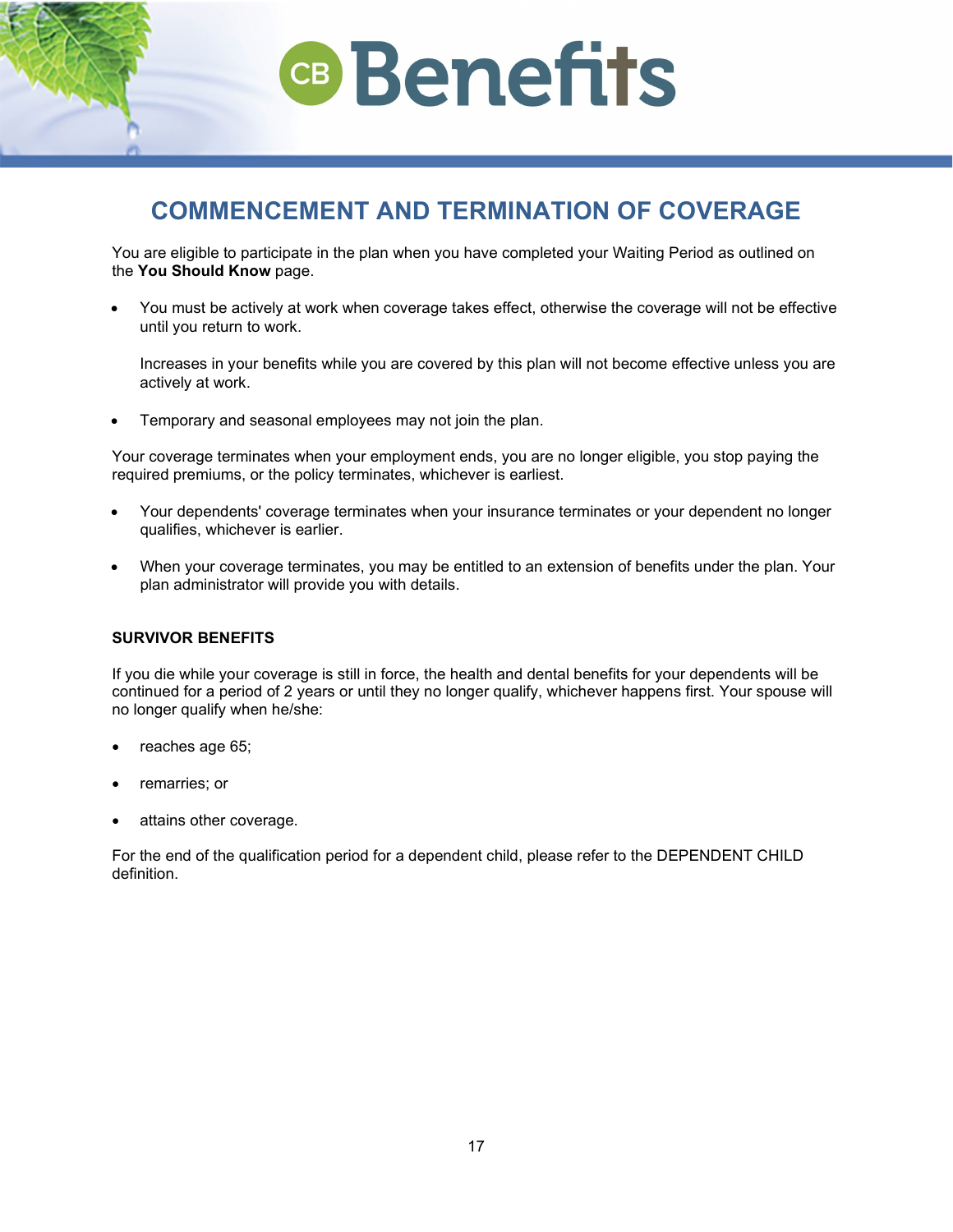# COMMENCEMENT AND TERMINATION OF COVERAGE

You are eligible to participate in the plan when you have completed your Waiting Period as outlined on the **You Should Know** page.

- You must be actively at work when coverage takes effect, otherwise the coverage will not be effective until you return to work.

  Increases in your benefits while you are covered by this plan will not become effective unless you are actively at work.

- Temporary and seasonal employees may not join the plan.

Your coverage terminates when your employment ends, you are no longer eligible, you stop paying the required premiums, or the policy terminates, whichever is earliest.

- Your dependents' coverage terminates when your insurance terminates or your dependent no longer qualifies, whichever is earlier.

- When your coverage terminates, you may be entitled to an extension of benefits under the plan. Your plan administrator will provide you with details.

### SURVIVOR BENEFITS

If you die while your coverage is still in force, the health and dental benefits for your dependents will be continued for a period of 2 years or until they no longer qualify, whichever happens first. Your spouse will no longer qualify when he/she:

- reaches age 65;
- remarries; or
- attains other coverage.

For the end of the qualification period for a dependent child, please refer to the DEPENDENT CHILD definition.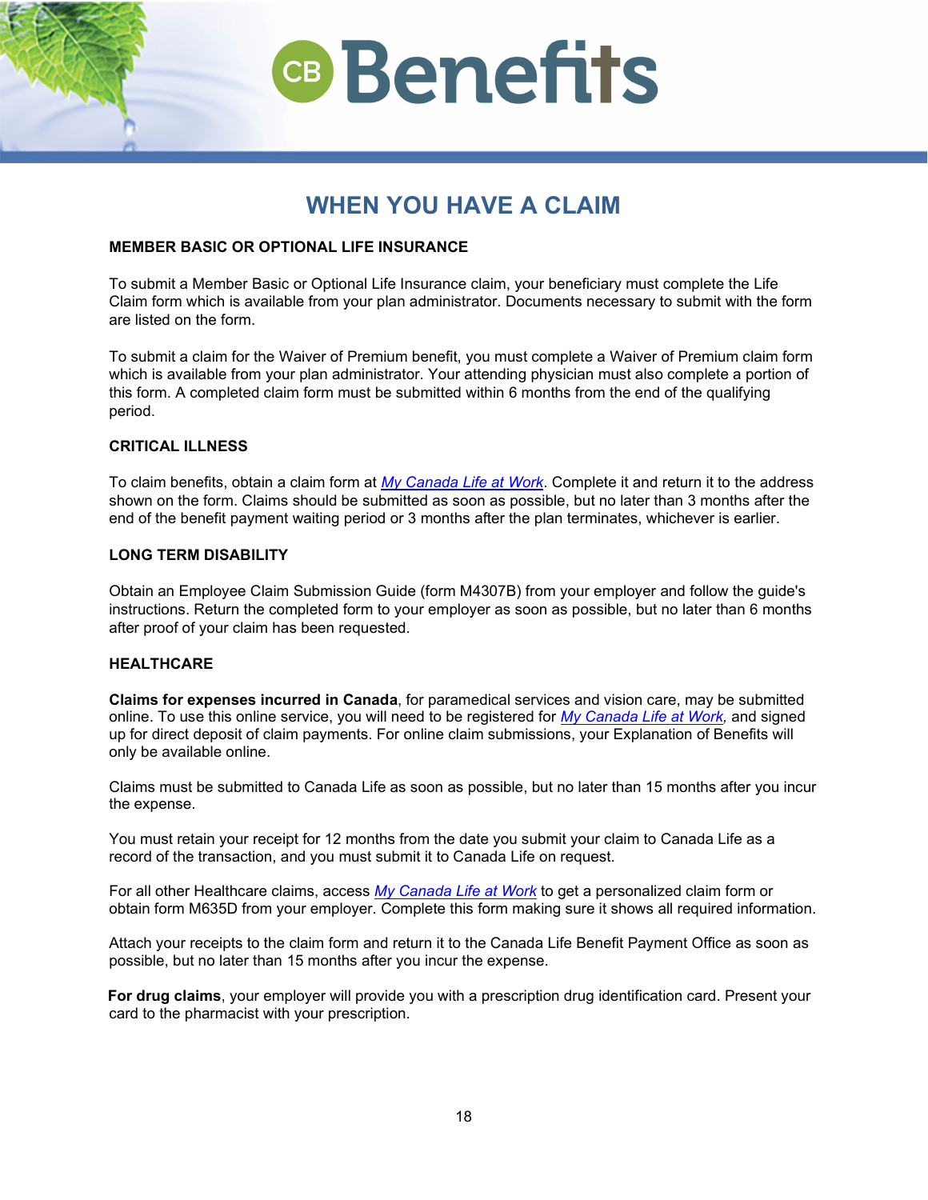# WHEN YOU HAVE A CLAIM

## MEMBER BASIC OR OPTIONAL LIFE INSURANCE

To submit a Member Basic or Optional Life Insurance claim, your beneficiary must complete the Life Claim form which is available from your plan administrator. Documents necessary to submit with the form are listed on the form.

To submit a claim for the Waiver of Premium benefit, you must complete a Waiver of Premium claim form which is available from your plan administrator. Your attending physician must also complete a portion of this form. A completed claim form must be submitted within 6 months from the end of the qualifying period.

## CRITICAL ILLNESS

To claim benefits, obtain a claim form at *My Canada Life at Work*. Complete it and return it to the address shown on the form. Claims should be submitted as soon as possible, but no later than 3 months after the end of the benefit payment waiting period or 3 months after the plan terminates, whichever is earlier.

## LONG TERM DISABILITY

Obtain an Employee Claim Submission Guide (form M4307B) from your employer and follow the guide's instructions. Return the completed form to your employer as soon as possible, but no later than 6 months after proof of your claim has been requested.

## HEALTHCARE

**Claims for expenses incurred in Canada**, for paramedical services and vision care, may be submitted online. To use this online service, you will need to be registered for *My Canada Life at Work*, and signed up for direct deposit of claim payments. For online claim submissions, your Explanation of Benefits will only be available online.

Claims must be submitted to Canada Life as soon as possible, but no later than 15 months after you incur the expense.

You must retain your receipt for 12 months from the date you submit your claim to Canada Life as a record of the transaction, and you must submit it to Canada Life on request.

For all other Healthcare claims, access *My Canada Life at Work* to get a personalized claim form or obtain form M635D from your employer. Complete this form making sure it shows all required information.

Attach your receipts to the claim form and return it to the Canada Life Benefit Payment Office as soon as possible, but no later than 15 months after you incur the expense.

**For drug claims**, your employer will provide you with a prescription drug identification card. Present your card to the pharmacist with your prescription.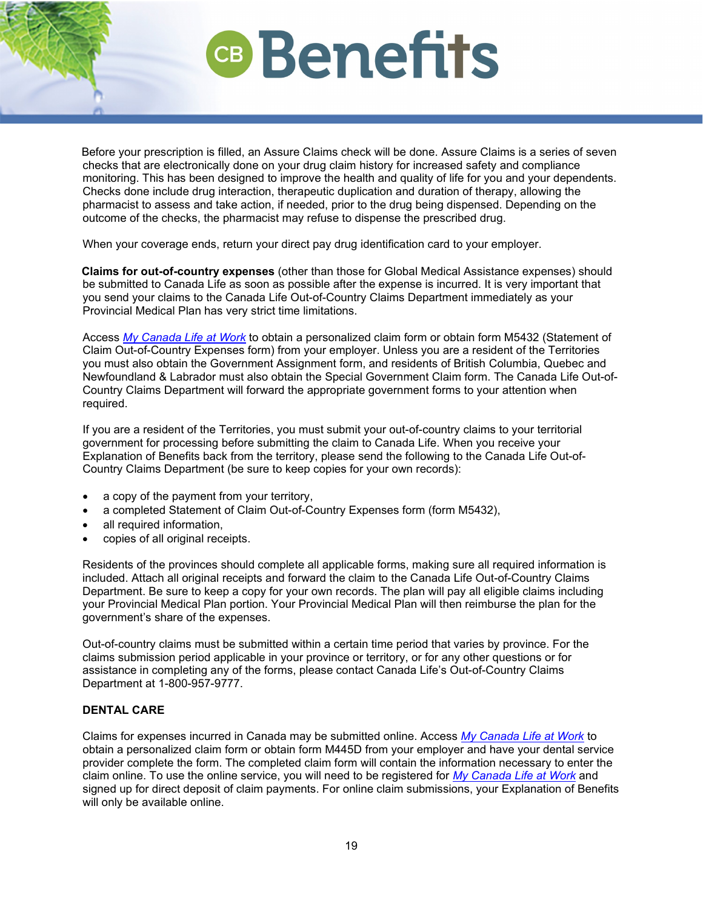Before your prescription is filled, an Assure Claims check will be done. Assure Claims is a series of seven checks that are electronically done on your drug claim history for increased safety and compliance monitoring. This has been designed to improve the health and quality of life for you and your dependents. Checks done include drug interaction, therapeutic duplication and duration of therapy, allowing the pharmacist to assess and take action, if needed, prior to the drug being dispensed. Depending on the outcome of the checks, the pharmacist may refuse to dispense the prescribed drug.

When your coverage ends, return your direct pay drug identification card to your employer.

**Claims for out-of-country expenses** (other than those for Global Medical Assistance expenses) should be submitted to Canada Life as soon as possible after the expense is incurred. It is very important that you send your claims to the Canada Life Out-of-Country Claims Department immediately as your Provincial Medical Plan has very strict time limitations.

Access *My Canada Life at Work* to obtain a personalized claim form or obtain form M5432 (Statement of Claim Out-of-Country Expenses form) from your employer. Unless you are a resident of the Territories you must also obtain the Government Assignment form, and residents of British Columbia, Quebec and Newfoundland & Labrador must also obtain the Special Government Claim form. The Canada Life Out-of-Country Claims Department will forward the appropriate government forms to your attention when required.

If you are a resident of the Territories, you must submit your out-of-country claims to your territorial government for processing before submitting the claim to Canada Life. When you receive your Explanation of Benefits back from the territory, please send the following to the Canada Life Out-of-Country Claims Department (be sure to keep copies for your own records):

- a copy of the payment from your territory,
- a completed Statement of Claim Out-of-Country Expenses form (form M5432),
- all required information,
- copies of all original receipts.

Residents of the provinces should complete all applicable forms, making sure all required information is included. Attach all original receipts and forward the claim to the Canada Life Out-of-Country Claims Department. Be sure to keep a copy for your own records. The plan will pay all eligible claims including your Provincial Medical Plan portion. Your Provincial Medical Plan will then reimburse the plan for the government's share of the expenses.

Out-of-country claims must be submitted within a certain time period that varies by province. For the claims submission period applicable in your province or territory, or for any other questions or for assistance in completing any of the forms, please contact Canada Life's Out-of-Country Claims Department at 1-800-957-9777.

### DENTAL CARE

Claims for expenses incurred in Canada may be submitted online. Access *My Canada Life at Work* to obtain a personalized claim form or obtain form M445D from your employer and have your dental service provider complete the form. The completed claim form will contain the information necessary to enter the claim online. To use the online service, you will need to be registered for *My Canada Life at Work* and signed up for direct deposit of claim payments. For online claim submissions, your Explanation of Benefits will only be available online.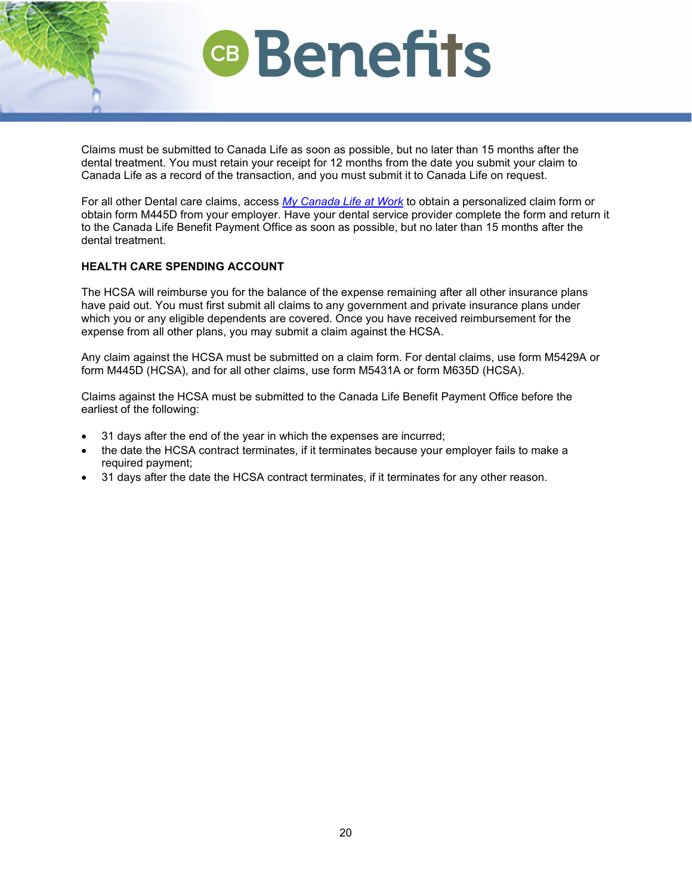Claims must be submitted to Canada Life as soon as possible, but no later than 15 months after the dental treatment. You must retain your receipt for 12 months from the date you submit your claim to Canada Life as a record of the transaction, and you must submit it to Canada Life on request.

For all other Dental care claims, access *My Canada Life at Work* to obtain a personalized claim form or obtain form M445D from your employer. Have your dental service provider complete the form and return it to the Canada Life Benefit Payment Office as soon as possible, but no later than 15 months after the dental treatment.

**HEALTH CARE SPENDING ACCOUNT**

The HCSA will reimburse you for the balance of the expense remaining after all other insurance plans have paid out. You must first submit all claims to any government and private insurance plans under which you or any eligible dependents are covered. Once you have received reimbursement for the expense from all other plans, you may submit a claim against the HCSA.

Any claim against the HCSA must be submitted on a claim form. For dental claims, use form M5429A or form M445D (HCSA), and for all other claims, use form M5431A or form M635D (HCSA).

Claims against the HCSA must be submitted to the Canada Life Benefit Payment Office before the earliest of the following:

- 31 days after the end of the year in which the expenses are incurred;
- the date the HCSA contract terminates, if it terminates because your employer fails to make a required payment;
- 31 days after the date the HCSA contract terminates, if it terminates for any other reason.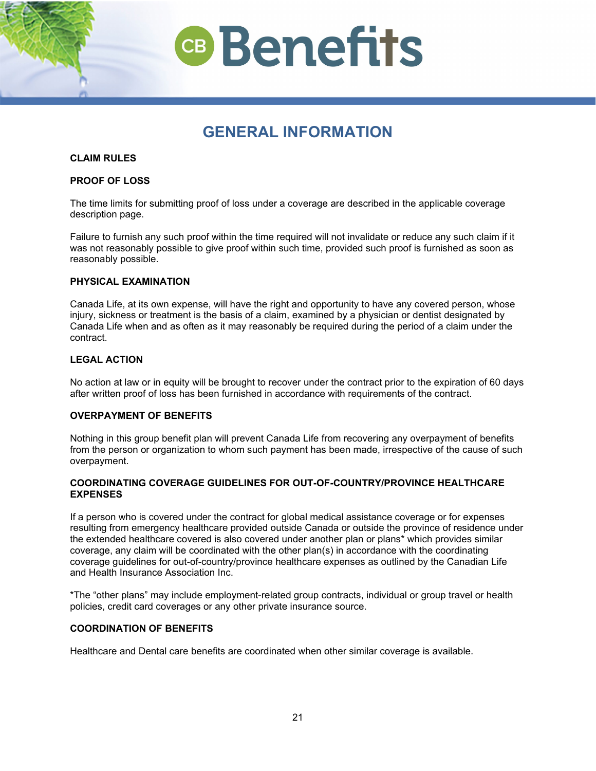# GENERAL INFORMATION

**CLAIM RULES**

**PROOF OF LOSS**

The time limits for submitting proof of loss under a coverage are described in the applicable coverage description page.

Failure to furnish any such proof within the time required will not invalidate or reduce any such claim if it was not reasonably possible to give proof within such time, provided such proof is furnished as soon as reasonably possible.

**PHYSICAL EXAMINATION**

Canada Life, at its own expense, will have the right and opportunity to have any covered person, whose injury, sickness or treatment is the basis of a claim, examined by a physician or dentist designated by Canada Life when and as often as it may reasonably be required during the period of a claim under the contract.

**LEGAL ACTION**

No action at law or in equity will be brought to recover under the contract prior to the expiration of 60 days after written proof of loss has been furnished in accordance with requirements of the contract.

**OVERPAYMENT OF BENEFITS**

Nothing in this group benefit plan will prevent Canada Life from recovering any overpayment of benefits from the person or organization to whom such payment has been made, irrespective of the cause of such overpayment.

**COORDINATING COVERAGE GUIDELINES FOR OUT-OF-COUNTRY/PROVINCE HEALTHCARE EXPENSES**

If a person who is covered under the contract for global medical assistance coverage or for expenses resulting from emergency healthcare provided outside Canada or outside the province of residence under the extended healthcare covered is also covered under another plan or plans* which provides similar coverage, any claim will be coordinated with the other plan(s) in accordance with the coordinating coverage guidelines for out-of-country/province healthcare expenses as outlined by the Canadian Life and Health Insurance Association Inc.

*The "other plans" may include employment-related group contracts, individual or group travel or health policies, credit card coverages or any other private insurance source.

**COORDINATION OF BENEFITS**

Healthcare and Dental care benefits are coordinated when other similar coverage is available.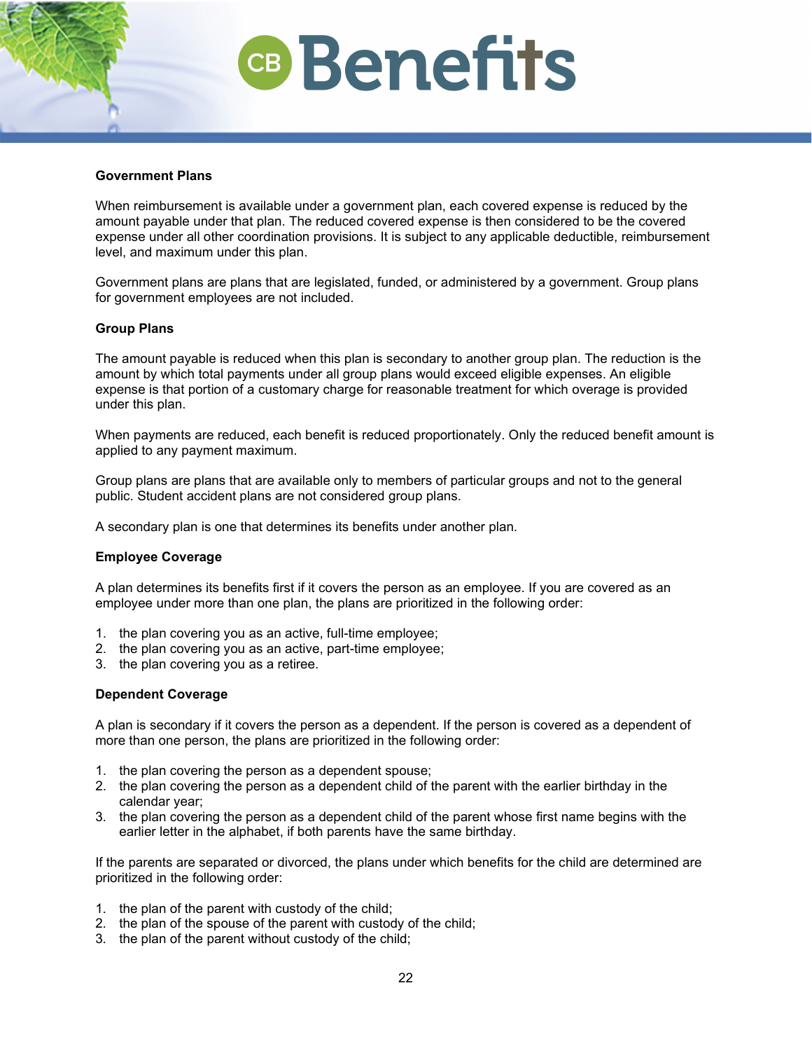**Government Plans**

When reimbursement is available under a government plan, each covered expense is reduced by the amount payable under that plan. The reduced covered expense is then considered to be the covered expense under all other coordination provisions. It is subject to any applicable deductible, reimbursement level, and maximum under this plan.

Government plans are plans that are legislated, funded, or administered by a government. Group plans for government employees are not included.

**Group Plans**

The amount payable is reduced when this plan is secondary to another group plan. The reduction is the amount by which total payments under all group plans would exceed eligible expenses. An eligible expense is that portion of a customary charge for reasonable treatment for which overage is provided under this plan.

When payments are reduced, each benefit is reduced proportionately. Only the reduced benefit amount is applied to any payment maximum.

Group plans are plans that are available only to members of particular groups and not to the general public. Student accident plans are not considered group plans.

A secondary plan is one that determines its benefits under another plan.

**Employee Coverage**

A plan determines its benefits first if it covers the person as an employee. If you are covered as an employee under more than one plan, the plans are prioritized in the following order:

1. the plan covering you as an active, full-time employee;
2. the plan covering you as an active, part-time employee;
3. the plan covering you as a retiree.

**Dependent Coverage**

A plan is secondary if it covers the person as a dependent. If the person is covered as a dependent of more than one person, the plans are prioritized in the following order:

1. the plan covering the person as a dependent spouse;
2. the plan covering the person as a dependent child of the parent with the earlier birthday in the calendar year;
3. the plan covering the person as a dependent child of the parent whose first name begins with the earlier letter in the alphabet, if both parents have the same birthday.

If the parents are separated or divorced, the plans under which benefits for the child are determined are prioritized in the following order:

1. the plan of the parent with custody of the child;
2. the plan of the spouse of the parent with custody of the child;
3. the plan of the parent without custody of the child;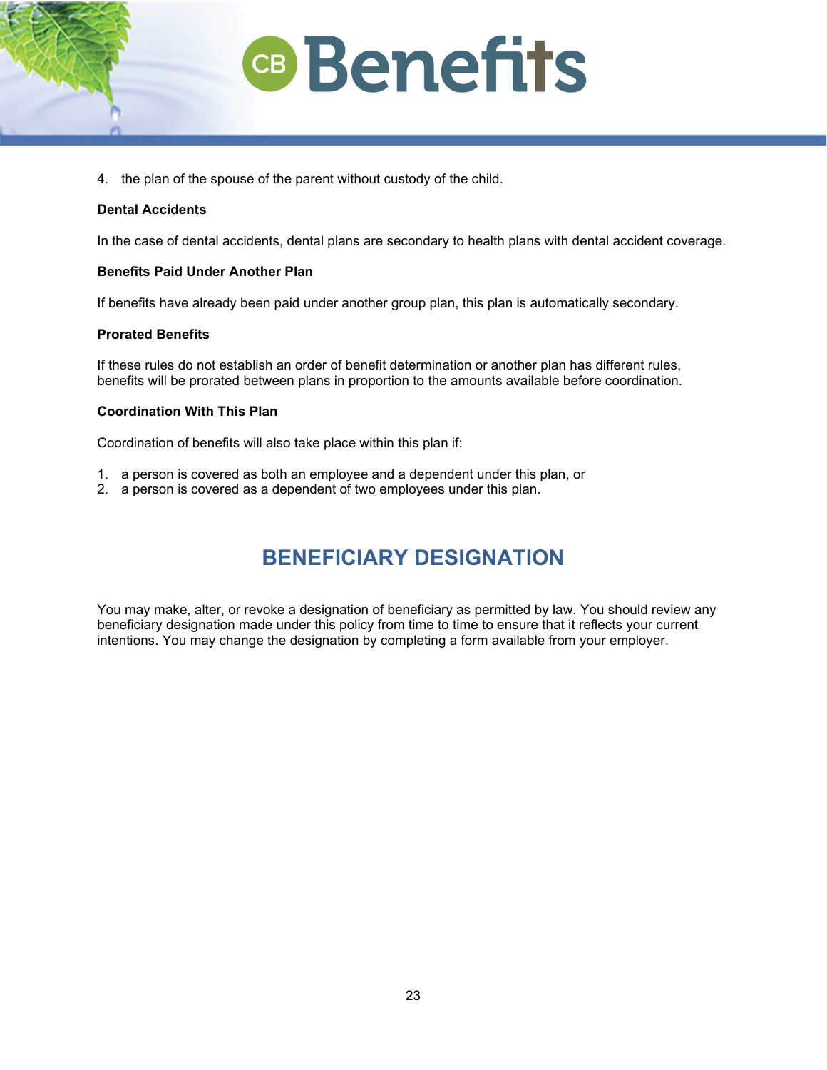4. the plan of the spouse of the parent without custody of the child.

**Dental Accidents**

In the case of dental accidents, dental plans are secondary to health plans with dental accident coverage.

**Benefits Paid Under Another Plan**

If benefits have already been paid under another group plan, this plan is automatically secondary.

**Prorated Benefits**

If these rules do not establish an order of benefit determination or another plan has different rules, benefits will be prorated between plans in proportion to the amounts available before coordination.

**Coordination With This Plan**

Coordination of benefits will also take place within this plan if:

1. a person is covered as both an employee and a dependent under this plan, or
2. a person is covered as a dependent of two employees under this plan.

# BENEFICIARY DESIGNATION

You may make, alter, or revoke a designation of beneficiary as permitted by law. You should review any beneficiary designation made under this policy from time to time to ensure that it reflects your current intentions. You may change the designation by completing a form available from your employer.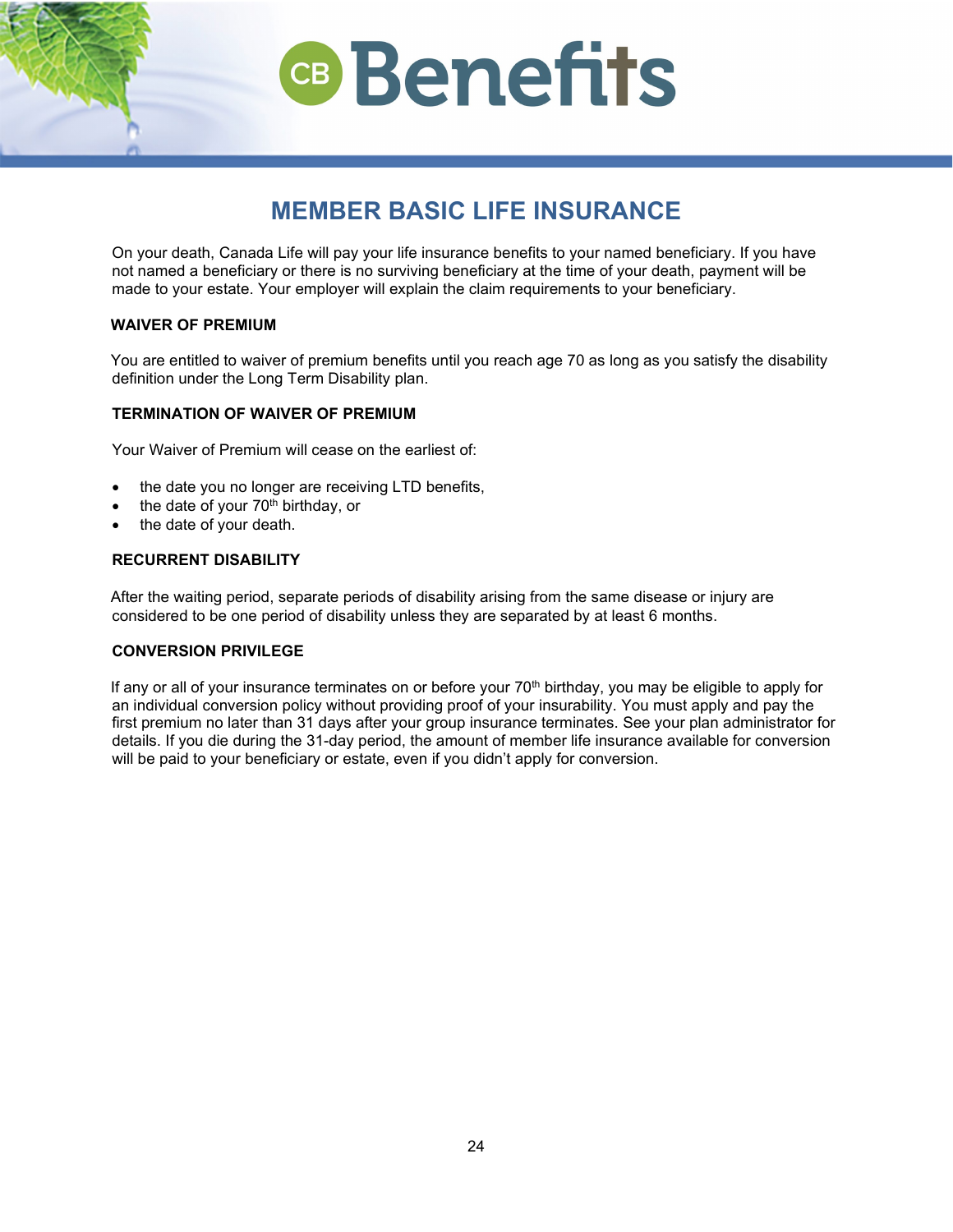# MEMBER BASIC LIFE INSURANCE

On your death, Canada Life will pay your life insurance benefits to your named beneficiary. If you have not named a beneficiary or there is no surviving beneficiary at the time of your death, payment will be made to your estate. Your employer will explain the claim requirements to your beneficiary.

### WAIVER OF PREMIUM

You are entitled to waiver of premium benefits until you reach age 70 as long as you satisfy the disability definition under the Long Term Disability plan.

### TERMINATION OF WAIVER OF PREMIUM

Your Waiver of Premium will cease on the earliest of:

- the date you no longer are receiving LTD benefits,
- the date of your 70th birthday, or
- the date of your death.

### RECURRENT DISABILITY

After the waiting period, separate periods of disability arising from the same disease or injury are considered to be one period of disability unless they are separated by at least 6 months.

### CONVERSION PRIVILEGE

If any or all of your insurance terminates on or before your 70th birthday, you may be eligible to apply for an individual conversion policy without providing proof of your insurability. You must apply and pay the first premium no later than 31 days after your group insurance terminates. See your plan administrator for details. If you die during the 31-day period, the amount of member life insurance available for conversion will be paid to your beneficiary or estate, even if you didn't apply for conversion.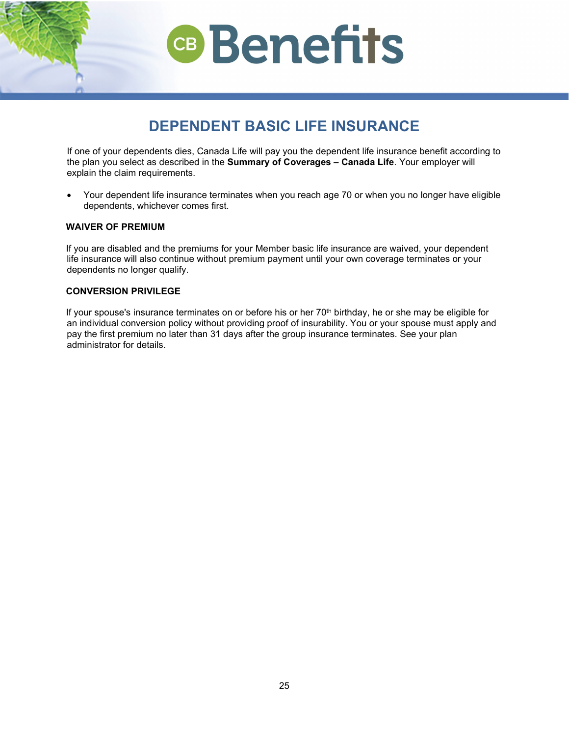# DEPENDENT BASIC LIFE INSURANCE

If one of your dependents dies, Canada Life will pay you the dependent life insurance benefit according to the plan you select as described in the **Summary of Coverages – Canada Life**. Your employer will explain the claim requirements.

- Your dependent life insurance terminates when you reach age 70 or when you no longer have eligible dependents, whichever comes first.

## WAIVER OF PREMIUM

If you are disabled and the premiums for your Member basic life insurance are waived, your dependent life insurance will also continue without premium payment until your own coverage terminates or your dependents no longer qualify.

## CONVERSION PRIVILEGE

If your spouse's insurance terminates on or before his or her 70th birthday, he or she may be eligible for an individual conversion policy without providing proof of insurability. You or your spouse must apply and pay the first premium no later than 31 days after the group insurance terminates. See your plan administrator for details.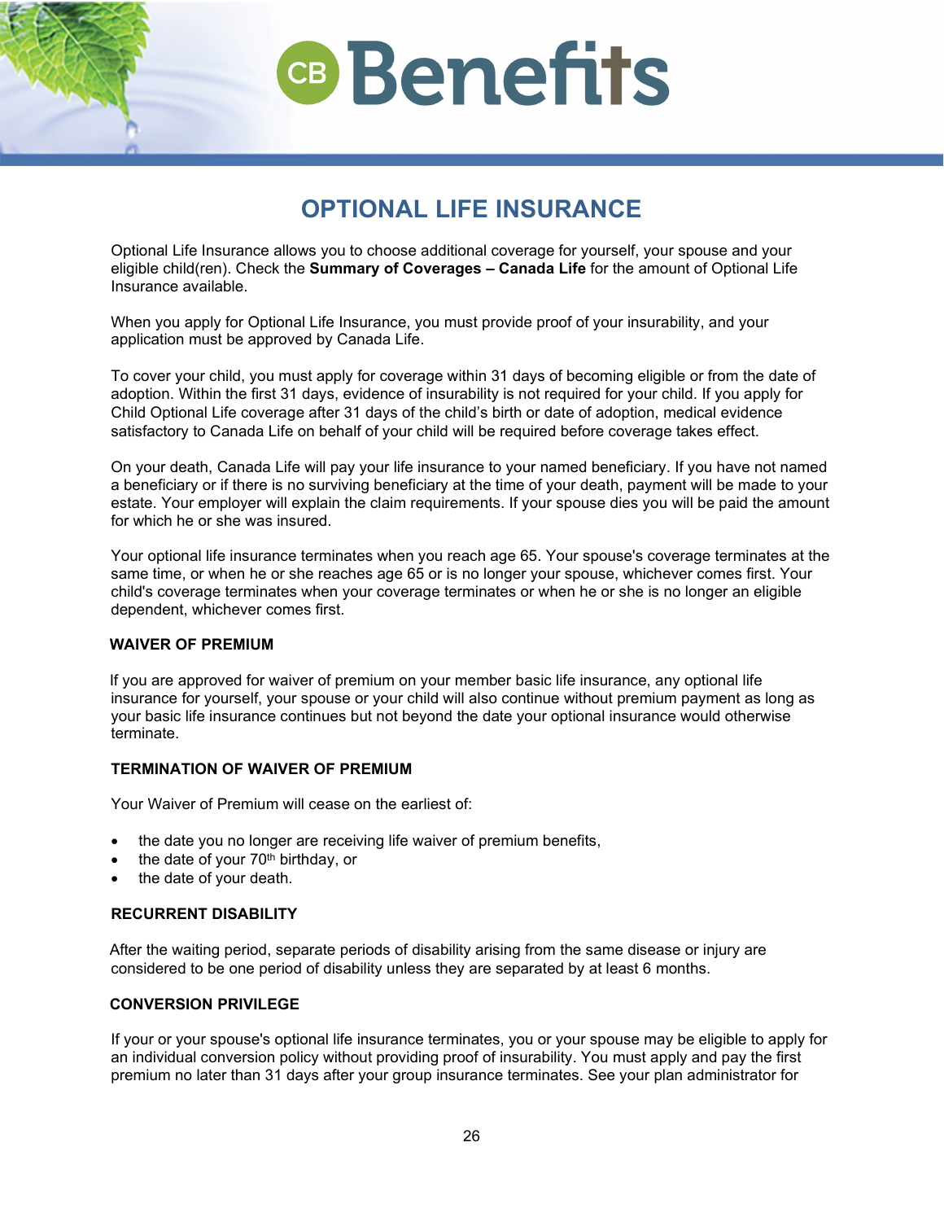# OPTIONAL LIFE INSURANCE

Optional Life Insurance allows you to choose additional coverage for yourself, your spouse and your eligible child(ren). Check the **Summary of Coverages – Canada Life** for the amount of Optional Life Insurance available.

When you apply for Optional Life Insurance, you must provide proof of your insurability, and your application must be approved by Canada Life.

To cover your child, you must apply for coverage within 31 days of becoming eligible or from the date of adoption. Within the first 31 days, evidence of insurability is not required for your child. If you apply for Child Optional Life coverage after 31 days of the child's birth or date of adoption, medical evidence satisfactory to Canada Life on behalf of your child will be required before coverage takes effect.

On your death, Canada Life will pay your life insurance to your named beneficiary. If you have not named a beneficiary or if there is no surviving beneficiary at the time of your death, payment will be made to your estate. Your employer will explain the claim requirements. If your spouse dies you will be paid the amount for which he or she was insured.

Your optional life insurance terminates when you reach age 65. Your spouse's coverage terminates at the same time, or when he or she reaches age 65 or is no longer your spouse, whichever comes first. Your child's coverage terminates when your coverage terminates or when he or she is no longer an eligible dependent, whichever comes first.

## WAIVER OF PREMIUM

If you are approved for waiver of premium on your member basic life insurance, any optional life insurance for yourself, your spouse or your child will also continue without premium payment as long as your basic life insurance continues but not beyond the date your optional insurance would otherwise terminate.

## TERMINATION OF WAIVER OF PREMIUM

Your Waiver of Premium will cease on the earliest of:

- the date you no longer are receiving life waiver of premium benefits,
- the date of your 70th birthday, or
- the date of your death.

## RECURRENT DISABILITY

After the waiting period, separate periods of disability arising from the same disease or injury are considered to be one period of disability unless they are separated by at least 6 months.

## CONVERSION PRIVILEGE

If your or your spouse's optional life insurance terminates, you or your spouse may be eligible to apply for an individual conversion policy without providing proof of insurability. You must apply and pay the first premium no later than 31 days after your group insurance terminates. See your plan administrator for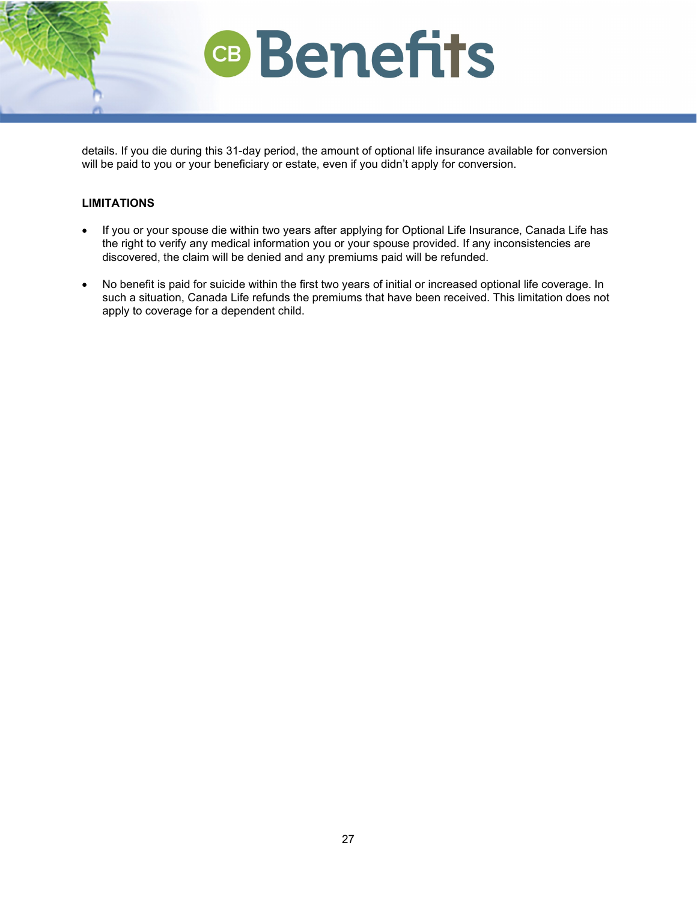details. If you die during this 31-day period, the amount of optional life insurance available for conversion will be paid to you or your beneficiary or estate, even if you didn't apply for conversion.

**LIMITATIONS**

- If you or your spouse die within two years after applying for Optional Life Insurance, Canada Life has the right to verify any medical information you or your spouse provided. If any inconsistencies are discovered, the claim will be denied and any premiums paid will be refunded.
- No benefit is paid for suicide within the first two years of initial or increased optional life coverage. In such a situation, Canada Life refunds the premiums that have been received. This limitation does not apply to coverage for a dependent child.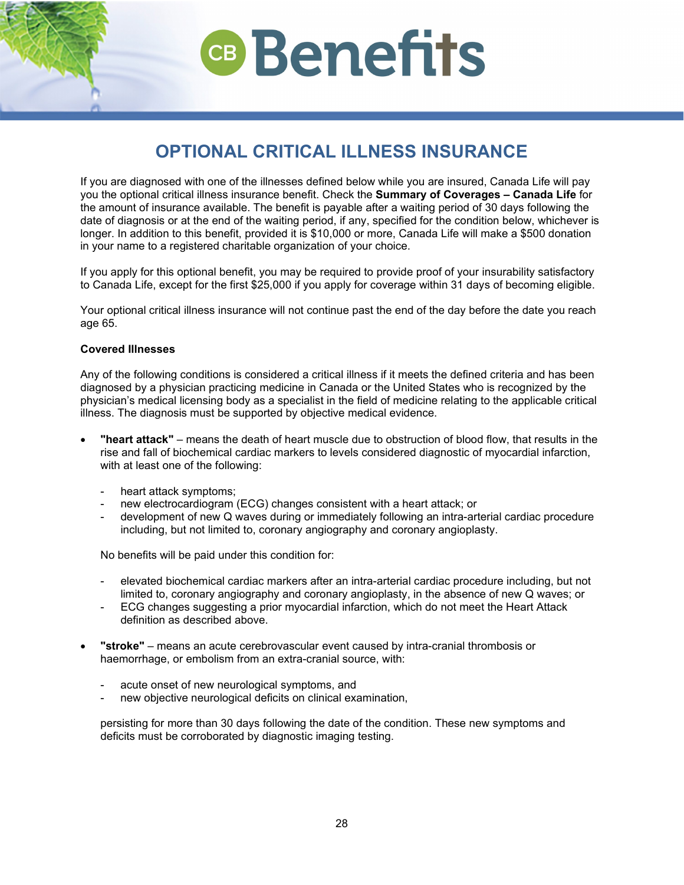# OPTIONAL CRITICAL ILLNESS INSURANCE

If you are diagnosed with one of the illnesses defined below while you are insured, Canada Life will pay you the optional critical illness insurance benefit. Check the **Summary of Coverages – Canada Life** for the amount of insurance available. The benefit is payable after a waiting period of 30 days following the date of diagnosis or at the end of the waiting period, if any, specified for the condition below, whichever is longer. In addition to this benefit, provided it is $10,000 or more, Canada Life will make a $500 donation in your name to a registered charitable organization of your choice.

If you apply for this optional benefit, you may be required to provide proof of your insurability satisfactory to Canada Life, except for the first $25,000 if you apply for coverage within 31 days of becoming eligible.

Your optional critical illness insurance will not continue past the end of the day before the date you reach age 65.

**Covered Illnesses**

Any of the following conditions is considered a critical illness if it meets the defined criteria and has been diagnosed by a physician practicing medicine in Canada or the United States who is recognized by the physician's medical licensing body as a specialist in the field of medicine relating to the applicable critical illness. The diagnosis must be supported by objective medical evidence.

- **"heart attack"** – means the death of heart muscle due to obstruction of blood flow, that results in the rise and fall of biochemical cardiac markers to levels considered diagnostic of myocardial infarction, with at least one of the following:

  - heart attack symptoms;
  - new electrocardiogram (ECG) changes consistent with a heart attack; or
  - development of new Q waves during or immediately following an intra-arterial cardiac procedure including, but not limited to, coronary angiography and coronary angioplasty.

  No benefits will be paid under this condition for:

  - elevated biochemical cardiac markers after an intra-arterial cardiac procedure including, but not limited to, coronary angiography and coronary angioplasty, in the absence of new Q waves; or
  - ECG changes suggesting a prior myocardial infarction, which do not meet the Heart Attack definition as described above.

- **"stroke"** – means an acute cerebrovascular event caused by intra-cranial thrombosis or haemorrhage, or embolism from an extra-cranial source, with:

  - acute onset of new neurological symptoms, and
  - new objective neurological deficits on clinical examination,

  persisting for more than 30 days following the date of the condition. These new symptoms and deficits must be corroborated by diagnostic imaging testing.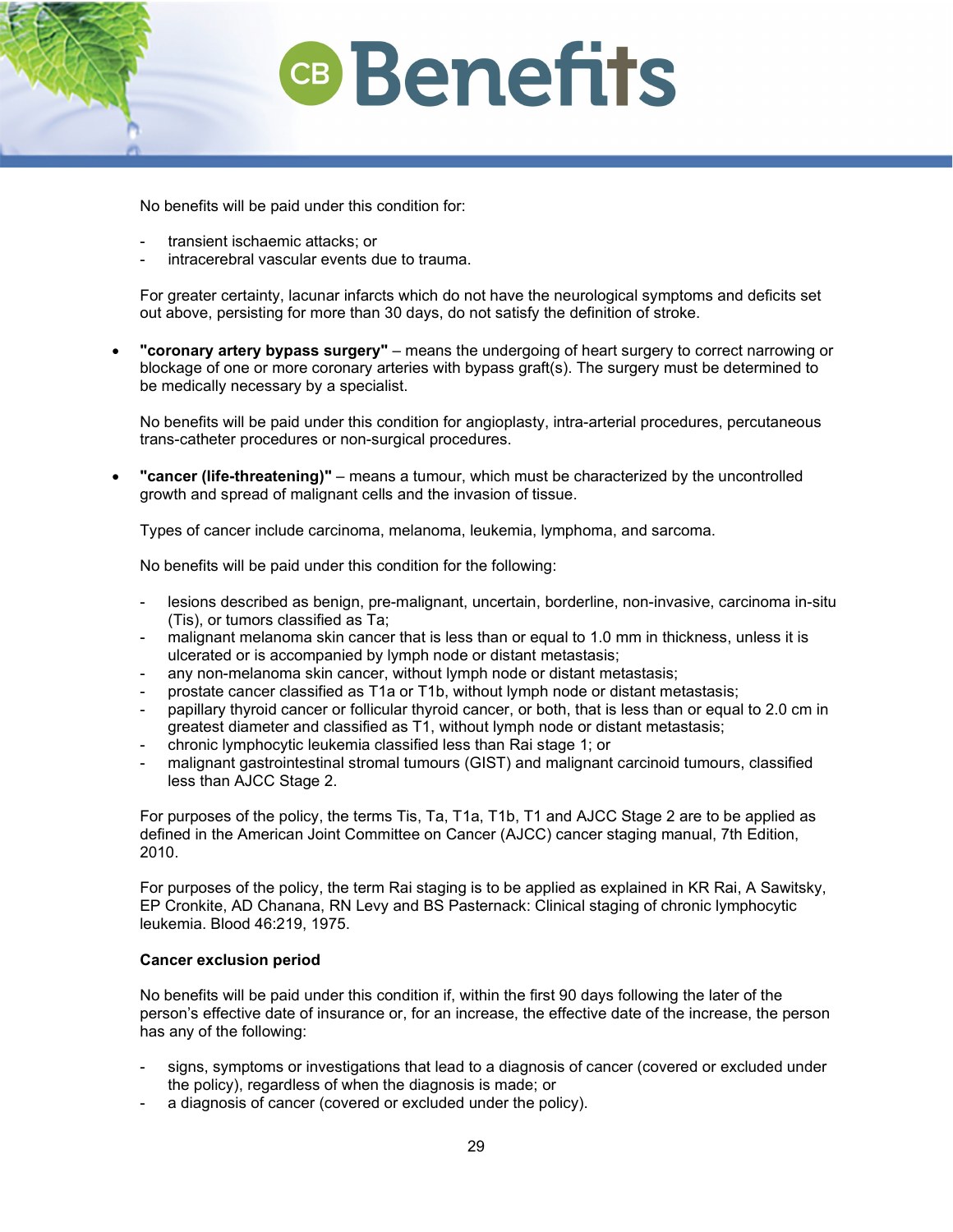No benefits will be paid under this condition for:

- transient ischaemic attacks; or
- intracerebral vascular events due to trauma.

For greater certainty, lacunar infarcts which do not have the neurological symptoms and deficits set out above, persisting for more than 30 days, do not satisfy the definition of stroke.

- **"coronary artery bypass surgery"** – means the undergoing of heart surgery to correct narrowing or blockage of one or more coronary arteries with bypass graft(s). The surgery must be determined to be medically necessary by a specialist.

  No benefits will be paid under this condition for angioplasty, intra-arterial procedures, percutaneous trans-catheter procedures or non-surgical procedures.

- **"cancer (life-threatening)"** – means a tumour, which must be characterized by the uncontrolled growth and spread of malignant cells and the invasion of tissue.

  Types of cancer include carcinoma, melanoma, leukemia, lymphoma, and sarcoma.

  No benefits will be paid under this condition for the following:

  - lesions described as benign, pre-malignant, uncertain, borderline, non-invasive, carcinoma in-situ (Tis), or tumors classified as Ta;
  - malignant melanoma skin cancer that is less than or equal to 1.0 mm in thickness, unless it is ulcerated or is accompanied by lymph node or distant metastasis;
  - any non-melanoma skin cancer, without lymph node or distant metastasis;
  - prostate cancer classified as T1a or T1b, without lymph node or distant metastasis;
  - papillary thyroid cancer or follicular thyroid cancer, or both, that is less than or equal to 2.0 cm in greatest diameter and classified as T1, without lymph node or distant metastasis;
  - chronic lymphocytic leukemia classified less than Rai stage 1; or
  - malignant gastrointestinal stromal tumours (GIST) and malignant carcinoid tumours, classified less than AJCC Stage 2.

  For purposes of the policy, the terms Tis, Ta, T1a, T1b, T1 and AJCC Stage 2 are to be applied as defined in the American Joint Committee on Cancer (AJCC) cancer staging manual, 7th Edition, 2010.

  For purposes of the policy, the term Rai staging is to be applied as explained in KR Rai, A Sawitsky, EP Cronkite, AD Chanana, RN Levy and BS Pasternack: Clinical staging of chronic lymphocytic leukemia. Blood 46:219, 1975.

  **Cancer exclusion period**

  No benefits will be paid under this condition if, within the first 90 days following the later of the person's effective date of insurance or, for an increase, the effective date of the increase, the person has any of the following:

  - signs, symptoms or investigations that lead to a diagnosis of cancer (covered or excluded under the policy), regardless of when the diagnosis is made; or
  - a diagnosis of cancer (covered or excluded under the policy).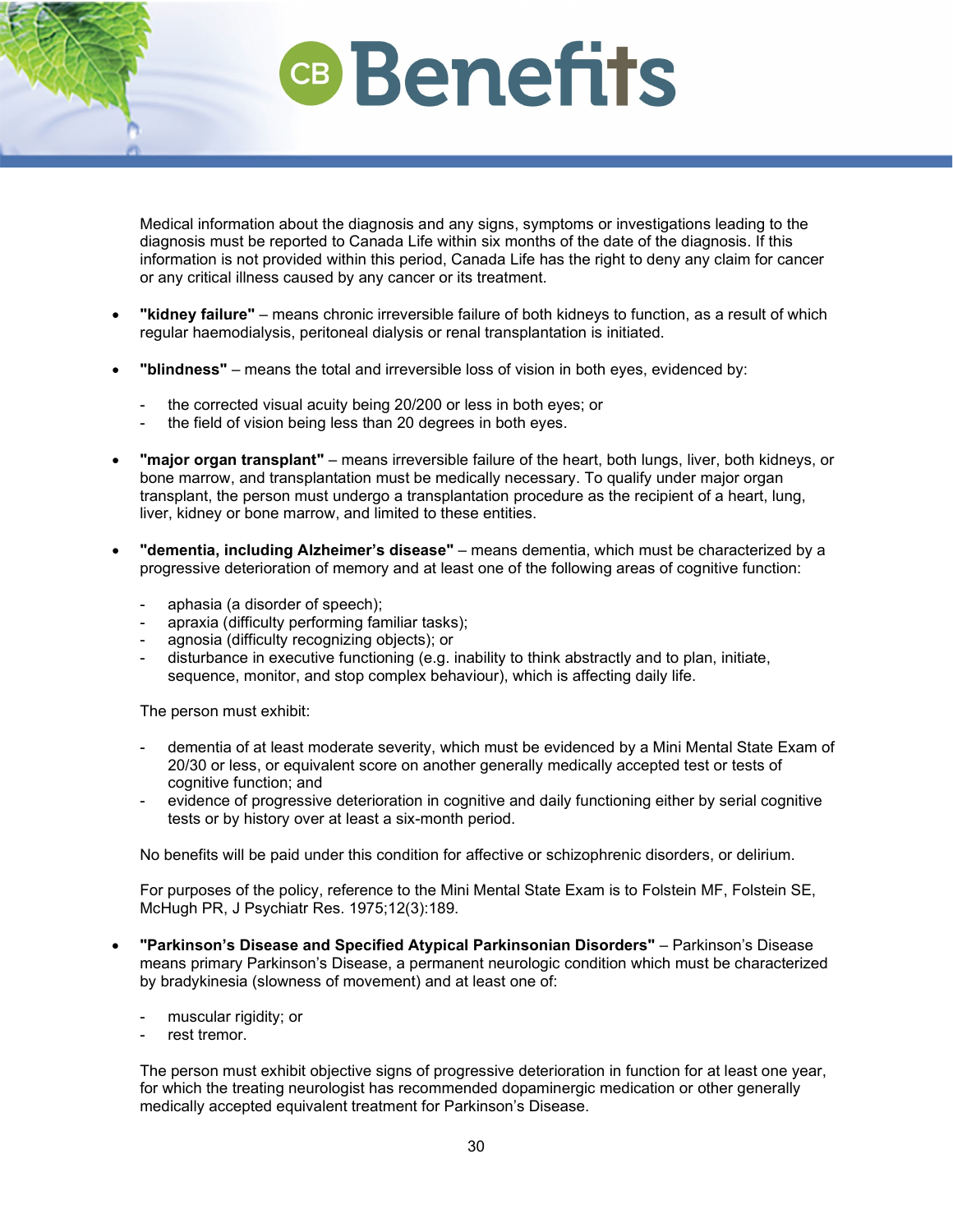Medical information about the diagnosis and any signs, symptoms or investigations leading to the diagnosis must be reported to Canada Life within six months of the date of the diagnosis. If this information is not provided within this period, Canada Life has the right to deny any claim for cancer or any critical illness caused by any cancer or its treatment.

- **"kidney failure"** – means chronic irreversible failure of both kidneys to function, as a result of which regular haemodialysis, peritoneal dialysis or renal transplantation is initiated.

- **"blindness"** – means the total and irreversible loss of vision in both eyes, evidenced by:

  - the corrected visual acuity being 20/200 or less in both eyes; or
  - the field of vision being less than 20 degrees in both eyes.

- **"major organ transplant"** – means irreversible failure of the heart, both lungs, liver, both kidneys, or bone marrow, and transplantation must be medically necessary. To qualify under major organ transplant, the person must undergo a transplantation procedure as the recipient of a heart, lung, liver, kidney or bone marrow, and limited to these entities.

- **"dementia, including Alzheimer's disease"** – means dementia, which must be characterized by a progressive deterioration of memory and at least one of the following areas of cognitive function:

  - aphasia (a disorder of speech);
  - apraxia (difficulty performing familiar tasks);
  - agnosia (difficulty recognizing objects); or
  - disturbance in executive functioning (e.g. inability to think abstractly and to plan, initiate, sequence, monitor, and stop complex behaviour), which is affecting daily life.

  The person must exhibit:

  - dementia of at least moderate severity, which must be evidenced by a Mini Mental State Exam of 20/30 or less, or equivalent score on another generally medically accepted test or tests of cognitive function; and
  - evidence of progressive deterioration in cognitive and daily functioning either by serial cognitive tests or by history over at least a six-month period.

  No benefits will be paid under this condition for affective or schizophrenic disorders, or delirium.

  For purposes of the policy, reference to the Mini Mental State Exam is to Folstein MF, Folstein SE, McHugh PR, J Psychiatr Res. 1975;12(3):189.

- **"Parkinson's Disease and Specified Atypical Parkinsonian Disorders"** – Parkinson's Disease means primary Parkinson's Disease, a permanent neurologic condition which must be characterized by bradykinesia (slowness of movement) and at least one of:

  - muscular rigidity; or
  - rest tremor.

  The person must exhibit objective signs of progressive deterioration in function for at least one year, for which the treating neurologist has recommended dopaminergic medication or other generally medically accepted equivalent treatment for Parkinson's Disease.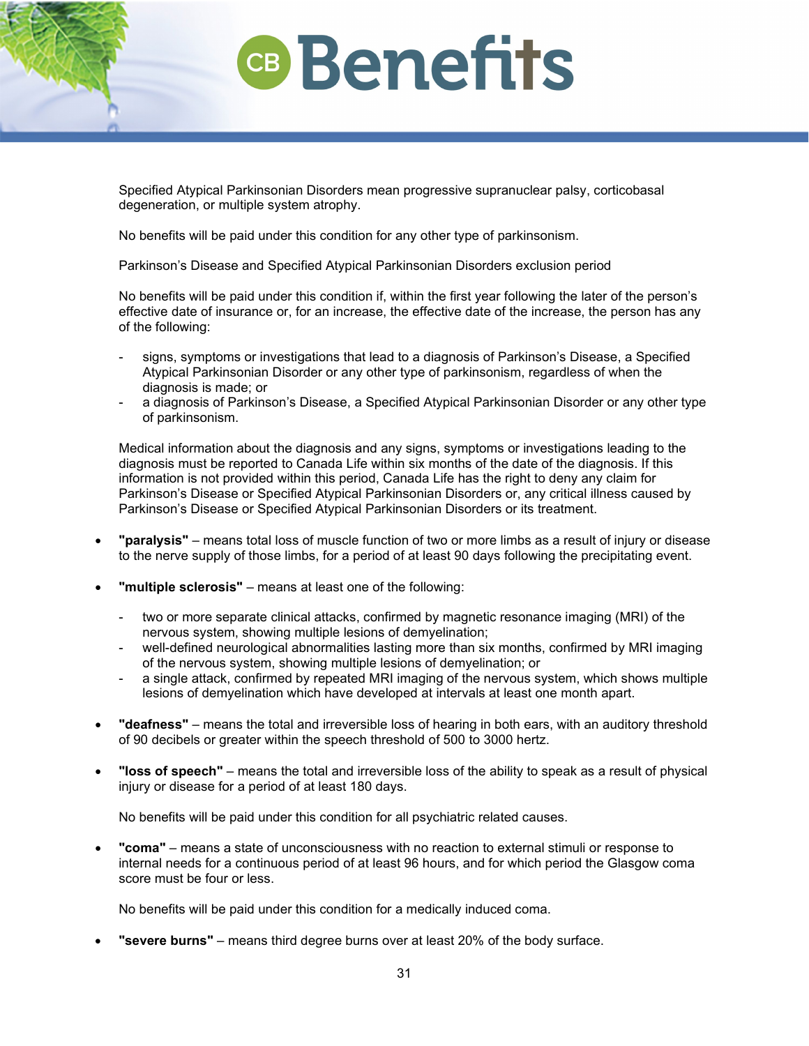Specified Atypical Parkinsonian Disorders mean progressive supranuclear palsy, corticobasal degeneration, or multiple system atrophy.

No benefits will be paid under this condition for any other type of parkinsonism.

Parkinson's Disease and Specified Atypical Parkinsonian Disorders exclusion period

No benefits will be paid under this condition if, within the first year following the later of the person's effective date of insurance or, for an increase, the effective date of the increase, the person has any of the following:

- signs, symptoms or investigations that lead to a diagnosis of Parkinson's Disease, a Specified Atypical Parkinsonian Disorder or any other type of parkinsonism, regardless of when the diagnosis is made; or
- a diagnosis of Parkinson's Disease, a Specified Atypical Parkinsonian Disorder or any other type of parkinsonism.

Medical information about the diagnosis and any signs, symptoms or investigations leading to the diagnosis must be reported to Canada Life within six months of the date of the diagnosis. If this information is not provided within this period, Canada Life has the right to deny any claim for Parkinson's Disease or Specified Atypical Parkinsonian Disorders or, any critical illness caused by Parkinson's Disease or Specified Atypical Parkinsonian Disorders or its treatment.

- **"paralysis"** – means total loss of muscle function of two or more limbs as a result of injury or disease to the nerve supply of those limbs, for a period of at least 90 days following the precipitating event.

- **"multiple sclerosis"** – means at least one of the following:

  - two or more separate clinical attacks, confirmed by magnetic resonance imaging (MRI) of the nervous system, showing multiple lesions of demyelination;
  - well-defined neurological abnormalities lasting more than six months, confirmed by MRI imaging of the nervous system, showing multiple lesions of demyelination; or
  - a single attack, confirmed by repeated MRI imaging of the nervous system, which shows multiple lesions of demyelination which have developed at intervals at least one month apart.

- **"deafness"** – means the total and irreversible loss of hearing in both ears, with an auditory threshold of 90 decibels or greater within the speech threshold of 500 to 3000 hertz.

- **"loss of speech"** – means the total and irreversible loss of the ability to speak as a result of physical injury or disease for a period of at least 180 days.

  No benefits will be paid under this condition for all psychiatric related causes.

- **"coma"** – means a state of unconsciousness with no reaction to external stimuli or response to internal needs for a continuous period of at least 96 hours, and for which period the Glasgow coma score must be four or less.

  No benefits will be paid under this condition for a medically induced coma.

- **"severe burns"** – means third degree burns over at least 20% of the body surface.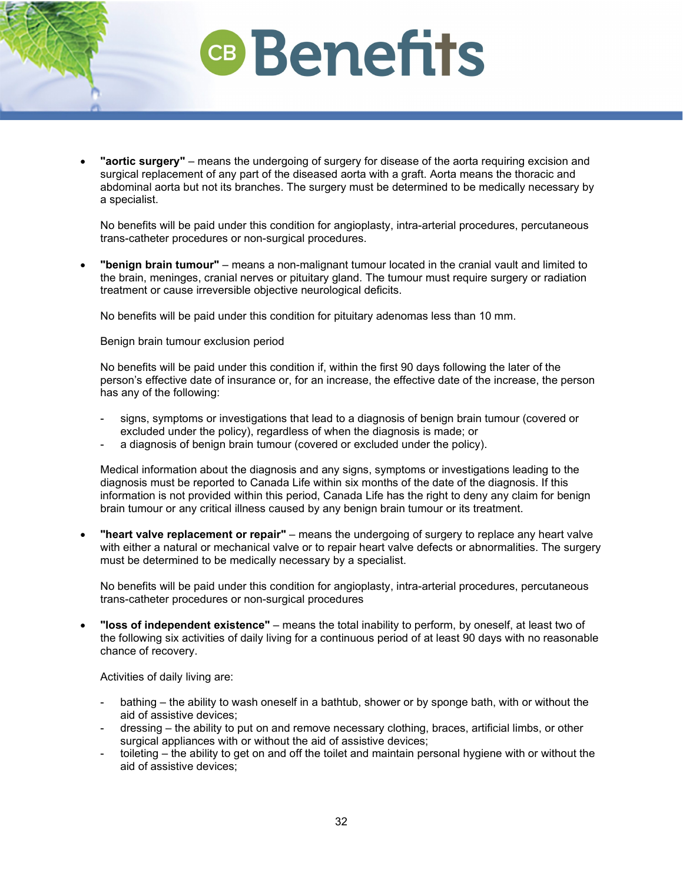- **"aortic surgery"** – means the undergoing of surgery for disease of the aorta requiring excision and surgical replacement of any part of the diseased aorta with a graft. Aorta means the thoracic and abdominal aorta but not its branches. The surgery must be determined to be medically necessary by a specialist.

  No benefits will be paid under this condition for angioplasty, intra-arterial procedures, percutaneous trans-catheter procedures or non-surgical procedures.

- **"benign brain tumour"** – means a non-malignant tumour located in the cranial vault and limited to the brain, meninges, cranial nerves or pituitary gland. The tumour must require surgery or radiation treatment or cause irreversible objective neurological deficits.

  No benefits will be paid under this condition for pituitary adenomas less than 10 mm.

  Benign brain tumour exclusion period

  No benefits will be paid under this condition if, within the first 90 days following the later of the person's effective date of insurance or, for an increase, the effective date of the increase, the person has any of the following:

  - signs, symptoms or investigations that lead to a diagnosis of benign brain tumour (covered or excluded under the policy), regardless of when the diagnosis is made; or
  - a diagnosis of benign brain tumour (covered or excluded under the policy).

  Medical information about the diagnosis and any signs, symptoms or investigations leading to the diagnosis must be reported to Canada Life within six months of the date of the diagnosis. If this information is not provided within this period, Canada Life has the right to deny any claim for benign brain tumour or any critical illness caused by any benign brain tumour or its treatment.

- **"heart valve replacement or repair"** – means the undergoing of surgery to replace any heart valve with either a natural or mechanical valve or to repair heart valve defects or abnormalities. The surgery must be determined to be medically necessary by a specialist.

  No benefits will be paid under this condition for angioplasty, intra-arterial procedures, percutaneous trans-catheter procedures or non-surgical procedures

- **"loss of independent existence"** – means the total inability to perform, by oneself, at least two of the following six activities of daily living for a continuous period of at least 90 days with no reasonable chance of recovery.

  Activities of daily living are:

  - bathing – the ability to wash oneself in a bathtub, shower or by sponge bath, with or without the aid of assistive devices;
  - dressing – the ability to put on and remove necessary clothing, braces, artificial limbs, or other surgical appliances with or without the aid of assistive devices;
  - toileting – the ability to get on and off the toilet and maintain personal hygiene with or without the aid of assistive devices;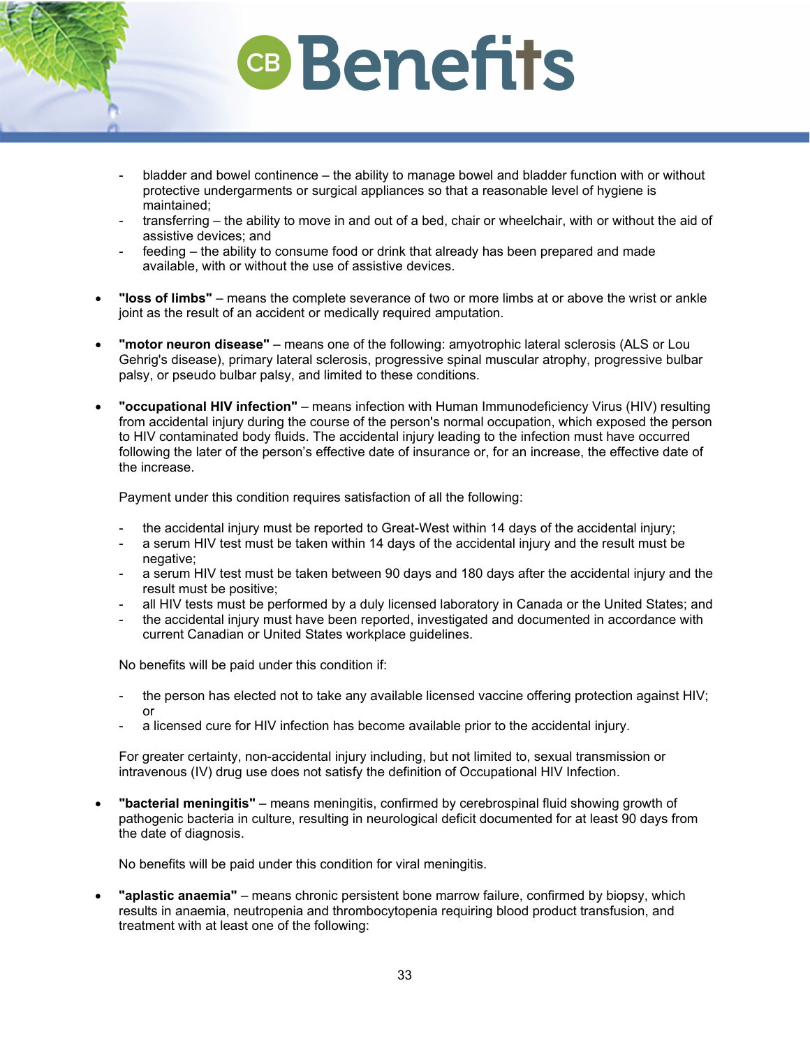- bladder and bowel continence – the ability to manage bowel and bladder function with or without protective undergarments or surgical appliances so that a reasonable level of hygiene is maintained;
- transferring – the ability to move in and out of a bed, chair or wheelchair, with or without the aid of assistive devices; and
- feeding – the ability to consume food or drink that already has been prepared and made available, with or without the use of assistive devices.

- **"loss of limbs"** – means the complete severance of two or more limbs at or above the wrist or ankle joint as the result of an accident or medically required amputation.

- **"motor neuron disease"** – means one of the following: amyotrophic lateral sclerosis (ALS or Lou Gehrig's disease), primary lateral sclerosis, progressive spinal muscular atrophy, progressive bulbar palsy, or pseudo bulbar palsy, and limited to these conditions.

- **"occupational HIV infection"** – means infection with Human Immunodeficiency Virus (HIV) resulting from accidental injury during the course of the person's normal occupation, which exposed the person to HIV contaminated body fluids. The accidental injury leading to the infection must have occurred following the later of the person's effective date of insurance or, for an increase, the effective date of the increase.

  Payment under this condition requires satisfaction of all the following:

  - the accidental injury must be reported to Great-West within 14 days of the accidental injury;
  - a serum HIV test must be taken within 14 days of the accidental injury and the result must be negative;
  - a serum HIV test must be taken between 90 days and 180 days after the accidental injury and the result must be positive;
  - all HIV tests must be performed by a duly licensed laboratory in Canada or the United States; and
  - the accidental injury must have been reported, investigated and documented in accordance with current Canadian or United States workplace guidelines.

  No benefits will be paid under this condition if:

  - the person has elected not to take any available licensed vaccine offering protection against HIV; or
  - a licensed cure for HIV infection has become available prior to the accidental injury.

  For greater certainty, non-accidental injury including, but not limited to, sexual transmission or intravenous (IV) drug use does not satisfy the definition of Occupational HIV Infection.

- **"bacterial meningitis"** – means meningitis, confirmed by cerebrospinal fluid showing growth of pathogenic bacteria in culture, resulting in neurological deficit documented for at least 90 days from the date of diagnosis.

  No benefits will be paid under this condition for viral meningitis.

- **"aplastic anaemia"** – means chronic persistent bone marrow failure, confirmed by biopsy, which results in anaemia, neutropenia and thrombocytopenia requiring blood product transfusion, and treatment with at least one of the following: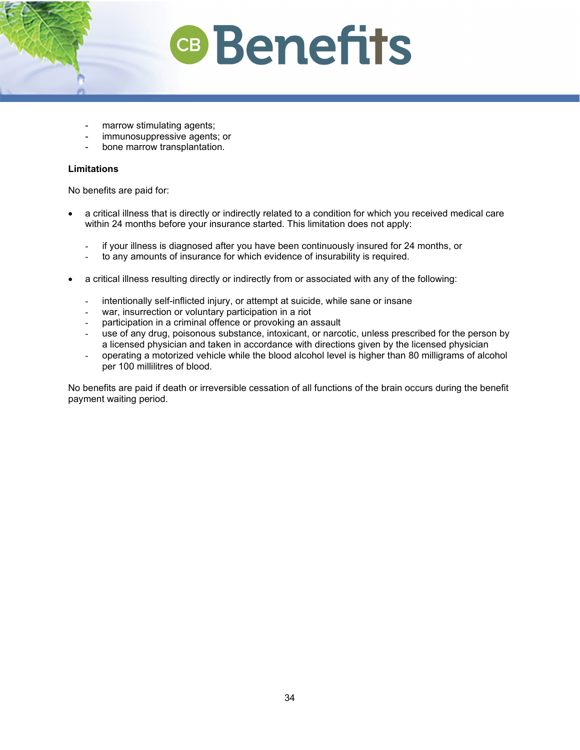- marrow stimulating agents;
- immunosuppressive agents; or
- bone marrow transplantation.

**Limitations**

No benefits are paid for:

- a critical illness that is directly or indirectly related to a condition for which you received medical care within 24 months before your insurance started. This limitation does not apply:

  - if your illness is diagnosed after you have been continuously insured for 24 months, or
  - to any amounts of insurance for which evidence of insurability is required.

- a critical illness resulting directly or indirectly from or associated with any of the following:

  - intentionally self-inflicted injury, or attempt at suicide, while sane or insane
  - war, insurrection or voluntary participation in a riot
  - participation in a criminal offence or provoking an assault
  - use of any drug, poisonous substance, intoxicant, or narcotic, unless prescribed for the person by a licensed physician and taken in accordance with directions given by the licensed physician
  - operating a motorized vehicle while the blood alcohol level is higher than 80 milligrams of alcohol per 100 millilitres of blood.

No benefits are paid if death or irreversible cessation of all functions of the brain occurs during the benefit payment waiting period.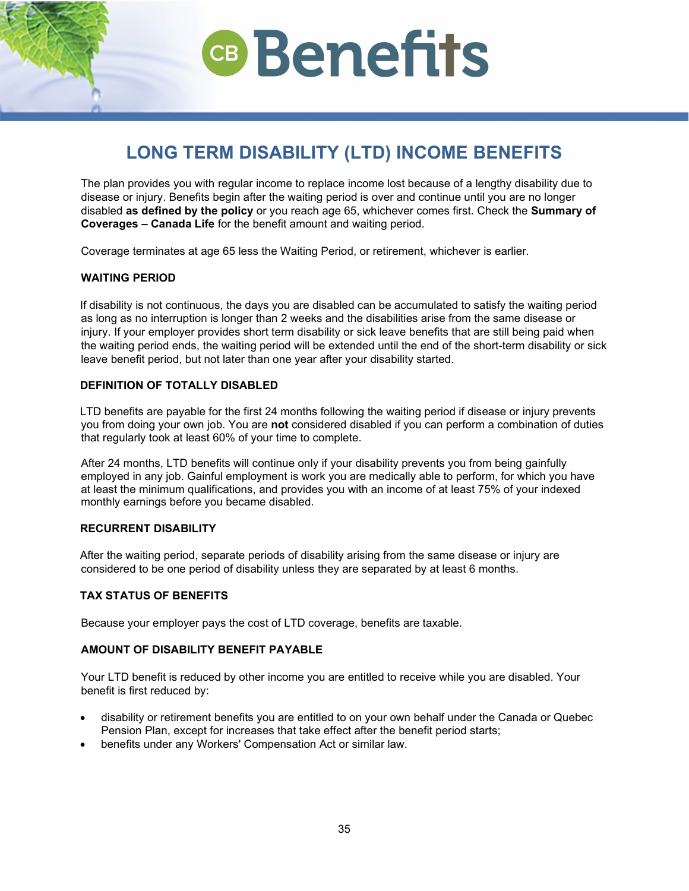# LONG TERM DISABILITY (LTD) INCOME BENEFITS

The plan provides you with regular income to replace income lost because of a lengthy disability due to disease or injury. Benefits begin after the waiting period is over and continue until you are no longer disabled **as defined by the policy** or you reach age 65, whichever comes first. Check the **Summary of Coverages – Canada Life** for the benefit amount and waiting period.

Coverage terminates at age 65 less the Waiting Period, or retirement, whichever is earlier.

### WAITING PERIOD

If disability is not continuous, the days you are disabled can be accumulated to satisfy the waiting period as long as no interruption is longer than 2 weeks and the disabilities arise from the same disease or injury. If your employer provides short term disability or sick leave benefits that are still being paid when the waiting period ends, the waiting period will be extended until the end of the short-term disability or sick leave benefit period, but not later than one year after your disability started.

### DEFINITION OF TOTALLY DISABLED

LTD benefits are payable for the first 24 months following the waiting period if disease or injury prevents you from doing your own job. You are **not** considered disabled if you can perform a combination of duties that regularly took at least 60% of your time to complete.

After 24 months, LTD benefits will continue only if your disability prevents you from being gainfully employed in any job. Gainful employment is work you are medically able to perform, for which you have at least the minimum qualifications, and provides you with an income of at least 75% of your indexed monthly earnings before you became disabled.

### RECURRENT DISABILITY

After the waiting period, separate periods of disability arising from the same disease or injury are considered to be one period of disability unless they are separated by at least 6 months.

### TAX STATUS OF BENEFITS

Because your employer pays the cost of LTD coverage, benefits are taxable.

### AMOUNT OF DISABILITY BENEFIT PAYABLE

Your LTD benefit is reduced by other income you are entitled to receive while you are disabled. Your benefit is first reduced by:

- disability or retirement benefits you are entitled to on your own behalf under the Canada or Quebec Pension Plan, except for increases that take effect after the benefit period starts;
- benefits under any Workers' Compensation Act or similar law.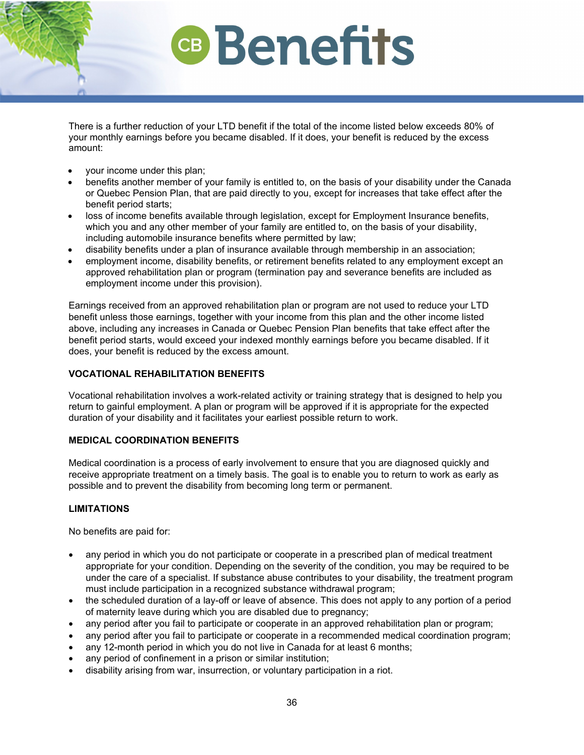There is a further reduction of your LTD benefit if the total of the income listed below exceeds 80% of your monthly earnings before you became disabled. If it does, your benefit is reduced by the excess amount:

- your income under this plan;
- benefits another member of your family is entitled to, on the basis of your disability under the Canada or Quebec Pension Plan, that are paid directly to you, except for increases that take effect after the benefit period starts;
- loss of income benefits available through legislation, except for Employment Insurance benefits, which you and any other member of your family are entitled to, on the basis of your disability, including automobile insurance benefits where permitted by law;
- disability benefits under a plan of insurance available through membership in an association;
- employment income, disability benefits, or retirement benefits related to any employment except an approved rehabilitation plan or program (termination pay and severance benefits are included as employment income under this provision).

Earnings received from an approved rehabilitation plan or program are not used to reduce your LTD benefit unless those earnings, together with your income from this plan and the other income listed above, including any increases in Canada or Quebec Pension Plan benefits that take effect after the benefit period starts, would exceed your indexed monthly earnings before you became disabled. If it does, your benefit is reduced by the excess amount.

**VOCATIONAL REHABILITATION BENEFITS**

Vocational rehabilitation involves a work-related activity or training strategy that is designed to help you return to gainful employment. A plan or program will be approved if it is appropriate for the expected duration of your disability and it facilitates your earliest possible return to work.

**MEDICAL COORDINATION BENEFITS**

Medical coordination is a process of early involvement to ensure that you are diagnosed quickly and receive appropriate treatment on a timely basis. The goal is to enable you to return to work as early as possible and to prevent the disability from becoming long term or permanent.

**LIMITATIONS**

No benefits are paid for:

- any period in which you do not participate or cooperate in a prescribed plan of medical treatment appropriate for your condition. Depending on the severity of the condition, you may be required to be under the care of a specialist. If substance abuse contributes to your disability, the treatment program must include participation in a recognized substance withdrawal program;
- the scheduled duration of a lay-off or leave of absence. This does not apply to any portion of a period of maternity leave during which you are disabled due to pregnancy;
- any period after you fail to participate or cooperate in an approved rehabilitation plan or program;
- any period after you fail to participate or cooperate in a recommended medical coordination program;
- any 12-month period in which you do not live in Canada for at least 6 months;
- any period of confinement in a prison or similar institution;
- disability arising from war, insurrection, or voluntary participation in a riot.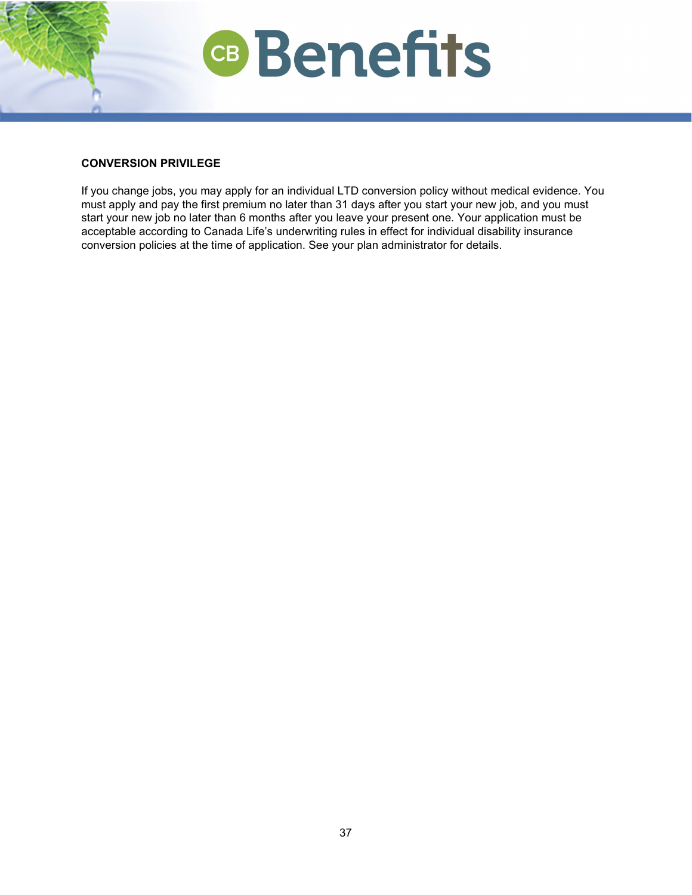## CONVERSION PRIVILEGE

If you change jobs, you may apply for an individual LTD conversion policy without medical evidence. You must apply and pay the first premium no later than 31 days after you start your new job, and you must start your new job no later than 6 months after you leave your present one. Your application must be acceptable according to Canada Life's underwriting rules in effect for individual disability insurance conversion policies at the time of application. See your plan administrator for details.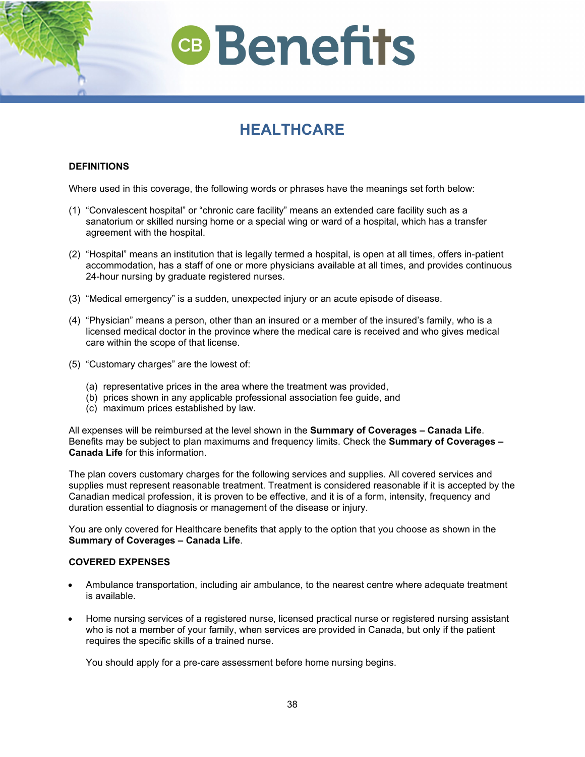# HEALTHCARE

### DEFINITIONS

Where used in this coverage, the following words or phrases have the meanings set forth below:

(1) "Convalescent hospital" or "chronic care facility" means an extended care facility such as a sanatorium or skilled nursing home or a special wing or ward of a hospital, which has a transfer agreement with the hospital.

(2) "Hospital" means an institution that is legally termed a hospital, is open at all times, offers in-patient accommodation, has a staff of one or more physicians available at all times, and provides continuous 24-hour nursing by graduate registered nurses.

(3) "Medical emergency" is a sudden, unexpected injury or an acute episode of disease.

(4) "Physician" means a person, other than an insured or a member of the insured's family, who is a licensed medical doctor in the province where the medical care is received and who gives medical care within the scope of that license.

(5) "Customary charges" are the lowest of:

  (a) representative prices in the area where the treatment was provided,
  (b) prices shown in any applicable professional association fee guide, and
  (c) maximum prices established by law.

All expenses will be reimbursed at the level shown in the **Summary of Coverages – Canada Life**. Benefits may be subject to plan maximums and frequency limits. Check the **Summary of Coverages – Canada Life** for this information.

The plan covers customary charges for the following services and supplies. All covered services and supplies must represent reasonable treatment. Treatment is considered reasonable if it is accepted by the Canadian medical profession, it is proven to be effective, and it is of a form, intensity, frequency and duration essential to diagnosis or management of the disease or injury.

You are only covered for Healthcare benefits that apply to the option that you choose as shown in the **Summary of Coverages – Canada Life**.

### COVERED EXPENSES

- Ambulance transportation, including air ambulance, to the nearest centre where adequate treatment is available.

- Home nursing services of a registered nurse, licensed practical nurse or registered nursing assistant who is not a member of your family, when services are provided in Canada, but only if the patient requires the specific skills of a trained nurse.

  You should apply for a pre-care assessment before home nursing begins.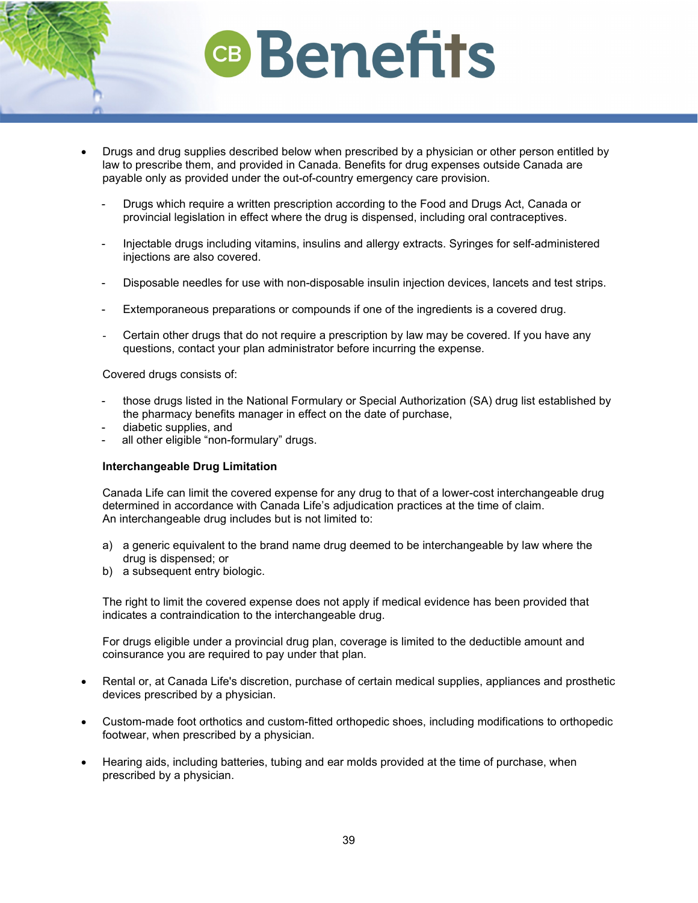- Drugs and drug supplies described below when prescribed by a physician or other person entitled by law to prescribe them, and provided in Canada. Benefits for drug expenses outside Canada are payable only as provided under the out-of-country emergency care provision.

  - Drugs which require a written prescription according to the Food and Drugs Act, Canada or provincial legislation in effect where the drug is dispensed, including oral contraceptives.

  - Injectable drugs including vitamins, insulins and allergy extracts. Syringes for self-administered injections are also covered.

  - Disposable needles for use with non-disposable insulin injection devices, lancets and test strips.

  - Extemporaneous preparations or compounds if one of the ingredients is a covered drug.

  - Certain other drugs that do not require a prescription by law may be covered. If you have any questions, contact your plan administrator before incurring the expense.

  Covered drugs consists of:

  - those drugs listed in the National Formulary or Special Authorization (SA) drug list established by the pharmacy benefits manager in effect on the date of purchase,
  - diabetic supplies, and
  - all other eligible "non-formulary" drugs.

  **Interchangeable Drug Limitation**

  Canada Life can limit the covered expense for any drug to that of a lower-cost interchangeable drug determined in accordance with Canada Life's adjudication practices at the time of claim.
  An interchangeable drug includes but is not limited to:

  a) a generic equivalent to the brand name drug deemed to be interchangeable by law where the drug is dispensed; or
  b) a subsequent entry biologic.

  The right to limit the covered expense does not apply if medical evidence has been provided that indicates a contraindication to the interchangeable drug.

  For drugs eligible under a provincial drug plan, coverage is limited to the deductible amount and coinsurance you are required to pay under that plan.

- Rental or, at Canada Life's discretion, purchase of certain medical supplies, appliances and prosthetic devices prescribed by a physician.

- Custom-made foot orthotics and custom-fitted orthopedic shoes, including modifications to orthopedic footwear, when prescribed by a physician.

- Hearing aids, including batteries, tubing and ear molds provided at the time of purchase, when prescribed by a physician.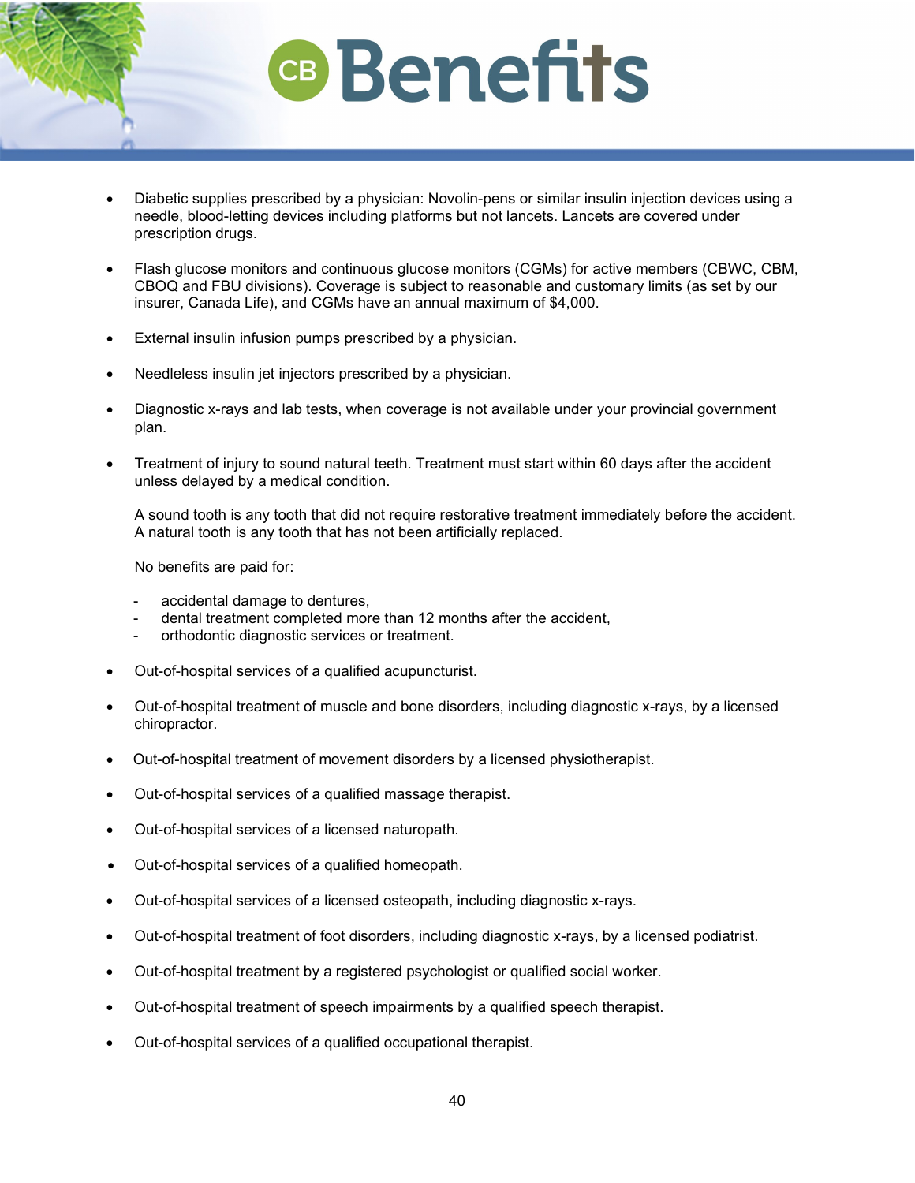- Diabetic supplies prescribed by a physician: Novolin-pens or similar insulin injection devices using a needle, blood-letting devices including platforms but not lancets. Lancets are covered under prescription drugs.

- Flash glucose monitors and continuous glucose monitors (CGMs) for active members (CBWC, CBM, CBOQ and FBU divisions). Coverage is subject to reasonable and customary limits (as set by our insurer, Canada Life), and CGMs have an annual maximum of $4,000.

- External insulin infusion pumps prescribed by a physician.

- Needleless insulin jet injectors prescribed by a physician.

- Diagnostic x-rays and lab tests, when coverage is not available under your provincial government plan.

- Treatment of injury to sound natural teeth. Treatment must start within 60 days after the accident unless delayed by a medical condition.

  A sound tooth is any tooth that did not require restorative treatment immediately before the accident. A natural tooth is any tooth that has not been artificially replaced.

  No benefits are paid for:

  - accidental damage to dentures,
  - dental treatment completed more than 12 months after the accident,
  - orthodontic diagnostic services or treatment.

- Out-of-hospital services of a qualified acupuncturist.

- Out-of-hospital treatment of muscle and bone disorders, including diagnostic x-rays, by a licensed chiropractor.

- Out-of-hospital treatment of movement disorders by a licensed physiotherapist.

- Out-of-hospital services of a qualified massage therapist.

- Out-of-hospital services of a licensed naturopath.

- Out-of-hospital services of a qualified homeopath.

- Out-of-hospital services of a licensed osteopath, including diagnostic x-rays.

- Out-of-hospital treatment of foot disorders, including diagnostic x-rays, by a licensed podiatrist.

- Out-of-hospital treatment by a registered psychologist or qualified social worker.

- Out-of-hospital treatment of speech impairments by a qualified speech therapist.

- Out-of-hospital services of a qualified occupational therapist.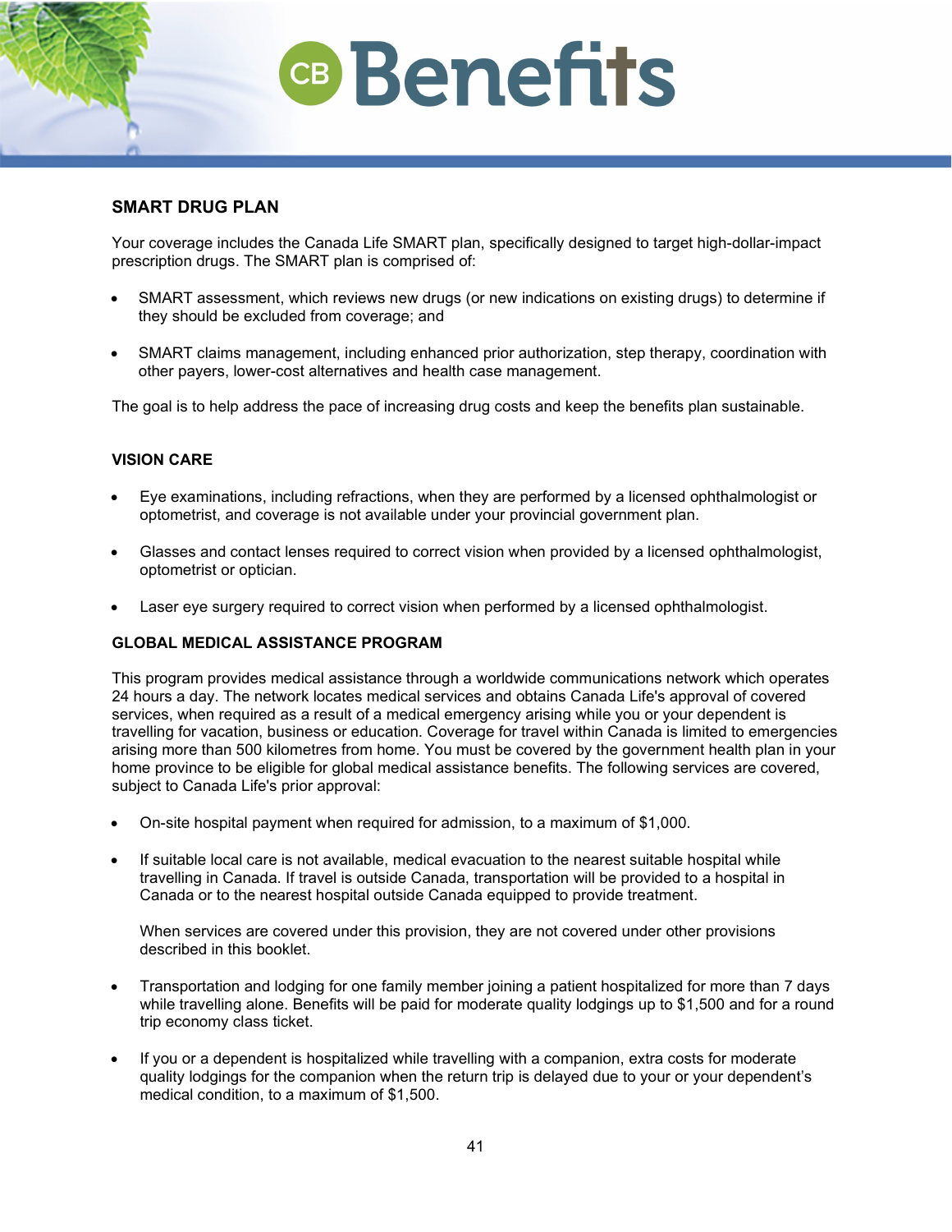## SMART DRUG PLAN

Your coverage includes the Canada Life SMART plan, specifically designed to target high-dollar-impact prescription drugs. The SMART plan is comprised of:

- SMART assessment, which reviews new drugs (or new indications on existing drugs) to determine if they should be excluded from coverage; and
- SMART claims management, including enhanced prior authorization, step therapy, coordination with other payers, lower-cost alternatives and health case management.

The goal is to help address the pace of increasing drug costs and keep the benefits plan sustainable.

## VISION CARE

- Eye examinations, including refractions, when they are performed by a licensed ophthalmologist or optometrist, and coverage is not available under your provincial government plan.
- Glasses and contact lenses required to correct vision when provided by a licensed ophthalmologist, optometrist or optician.
- Laser eye surgery required to correct vision when performed by a licensed ophthalmologist.

## GLOBAL MEDICAL ASSISTANCE PROGRAM

This program provides medical assistance through a worldwide communications network which operates 24 hours a day. The network locates medical services and obtains Canada Life's approval of covered services, when required as a result of a medical emergency arising while you or your dependent is travelling for vacation, business or education. Coverage for travel within Canada is limited to emergencies arising more than 500 kilometres from home. You must be covered by the government health plan in your home province to be eligible for global medical assistance benefits. The following services are covered, subject to Canada Life's prior approval:

- On-site hospital payment when required for admission, to a maximum of $1,000.
- If suitable local care is not available, medical evacuation to the nearest suitable hospital while travelling in Canada. If travel is outside Canada, transportation will be provided to a hospital in Canada or to the nearest hospital outside Canada equipped to provide treatment.

  When services are covered under this provision, they are not covered under other provisions described in this booklet.

- Transportation and lodging for one family member joining a patient hospitalized for more than 7 days while travelling alone. Benefits will be paid for moderate quality lodgings up to $1,500 and for a round trip economy class ticket.
- If you or a dependent is hospitalized while travelling with a companion, extra costs for moderate quality lodgings for the companion when the return trip is delayed due to your or your dependent's medical condition, to a maximum of $1,500.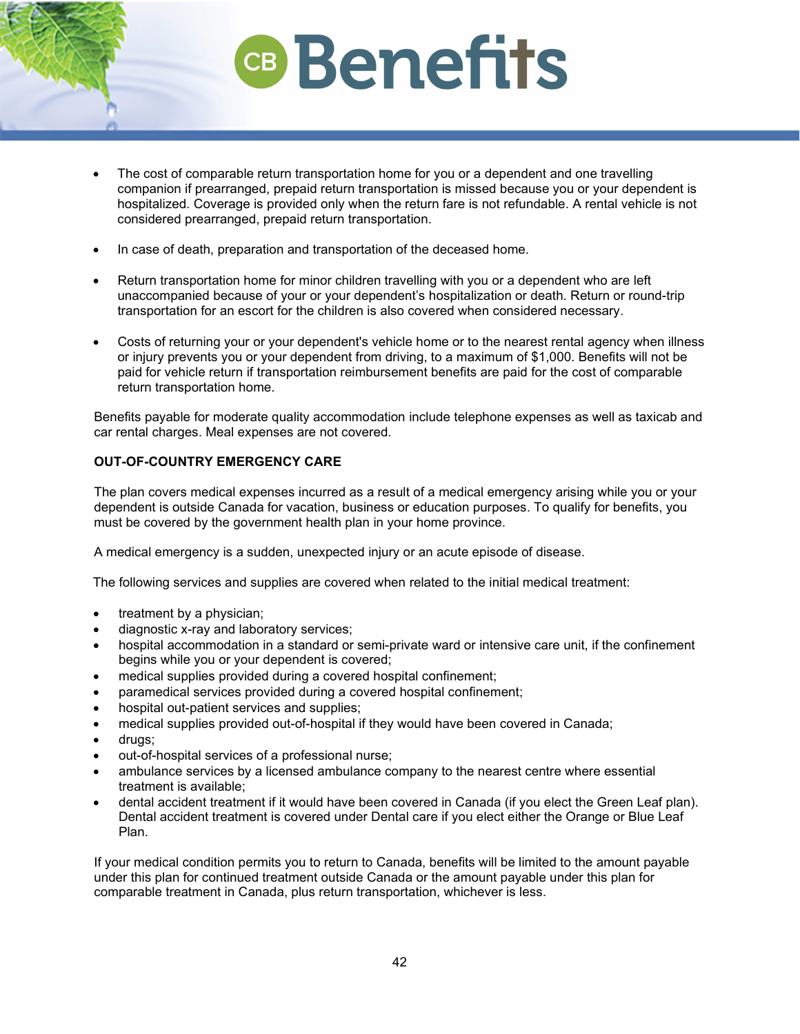- The cost of comparable return transportation home for you or a dependent and one travelling companion if prearranged, prepaid return transportation is missed because you or your dependent is hospitalized. Coverage is provided only when the return fare is not refundable. A rental vehicle is not considered prearranged, prepaid return transportation.

- In case of death, preparation and transportation of the deceased home.

- Return transportation home for minor children travelling with you or a dependent who are left unaccompanied because of your or your dependent's hospitalization or death. Return or round-trip transportation for an escort for the children is also covered when considered necessary.

- Costs of returning your or your dependent's vehicle home or to the nearest rental agency when illness or injury prevents you or your dependent from driving, to a maximum of $1,000. Benefits will not be paid for vehicle return if transportation reimbursement benefits are paid for the cost of comparable return transportation home.

Benefits payable for moderate quality accommodation include telephone expenses as well as taxicab and car rental charges. Meal expenses are not covered.

**OUT-OF-COUNTRY EMERGENCY CARE**

The plan covers medical expenses incurred as a result of a medical emergency arising while you or your dependent is outside Canada for vacation, business or education purposes. To qualify for benefits, you must be covered by the government health plan in your home province.

A medical emergency is a sudden, unexpected injury or an acute episode of disease.

The following services and supplies are covered when related to the initial medical treatment:

- treatment by a physician;
- diagnostic x-ray and laboratory services;
- hospital accommodation in a standard or semi-private ward or intensive care unit, if the confinement begins while you or your dependent is covered;
- medical supplies provided during a covered hospital confinement;
- paramedical services provided during a covered hospital confinement;
- hospital out-patient services and supplies;
- medical supplies provided out-of-hospital if they would have been covered in Canada;
- drugs;
- out-of-hospital services of a professional nurse;
- ambulance services by a licensed ambulance company to the nearest centre where essential treatment is available;
- dental accident treatment if it would have been covered in Canada (if you elect the Green Leaf plan). Dental accident treatment is covered under Dental care if you elect either the Orange or Blue Leaf Plan.

If your medical condition permits you to return to Canada, benefits will be limited to the amount payable under this plan for continued treatment outside Canada or the amount payable under this plan for comparable treatment in Canada, plus return transportation, whichever is less.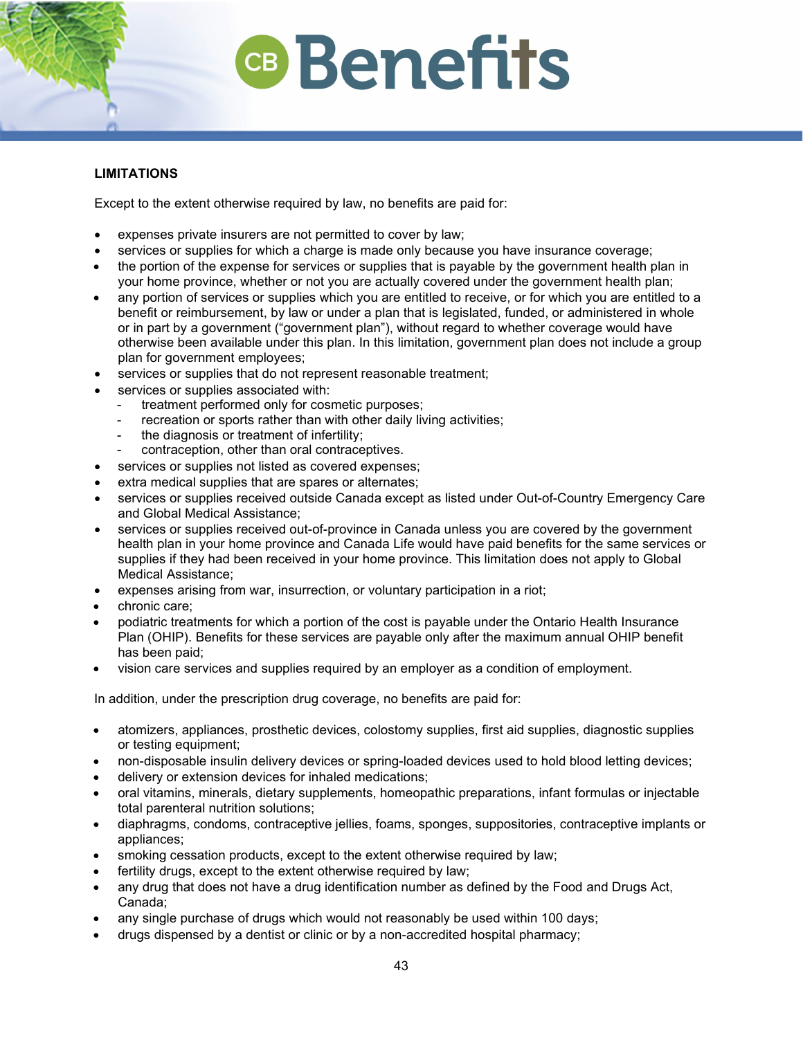**LIMITATIONS**

Except to the extent otherwise required by law, no benefits are paid for:

- expenses private insurers are not permitted to cover by law;
- services or supplies for which a charge is made only because you have insurance coverage;
- the portion of the expense for services or supplies that is payable by the government health plan in your home province, whether or not you are actually covered under the government health plan;
- any portion of services or supplies which you are entitled to receive, or for which you are entitled to a benefit or reimbursement, by law or under a plan that is legislated, funded, or administered in whole or in part by a government ("government plan"), without regard to whether coverage would have otherwise been available under this plan. In this limitation, government plan does not include a group plan for government employees;
- services or supplies that do not represent reasonable treatment;
- services or supplies associated with:
  - treatment performed only for cosmetic purposes;
  - recreation or sports rather than with other daily living activities;
  - the diagnosis or treatment of infertility;
  - contraception, other than oral contraceptives.
- services or supplies not listed as covered expenses;
- extra medical supplies that are spares or alternates;
- services or supplies received outside Canada except as listed under Out-of-Country Emergency Care and Global Medical Assistance;
- services or supplies received out-of-province in Canada unless you are covered by the government health plan in your home province and Canada Life would have paid benefits for the same services or supplies if they had been received in your home province. This limitation does not apply to Global Medical Assistance;
- expenses arising from war, insurrection, or voluntary participation in a riot;
- chronic care;
- podiatric treatments for which a portion of the cost is payable under the Ontario Health Insurance Plan (OHIP). Benefits for these services are payable only after the maximum annual OHIP benefit has been paid;
- vision care services and supplies required by an employer as a condition of employment.

In addition, under the prescription drug coverage, no benefits are paid for:

- atomizers, appliances, prosthetic devices, colostomy supplies, first aid supplies, diagnostic supplies or testing equipment;
- non-disposable insulin delivery devices or spring-loaded devices used to hold blood letting devices;
- delivery or extension devices for inhaled medications;
- oral vitamins, minerals, dietary supplements, homeopathic preparations, infant formulas or injectable total parenteral nutrition solutions;
- diaphragms, condoms, contraceptive jellies, foams, sponges, suppositories, contraceptive implants or appliances;
- smoking cessation products, except to the extent otherwise required by law;
- fertility drugs, except to the extent otherwise required by law;
- any drug that does not have a drug identification number as defined by the Food and Drugs Act, Canada;
- any single purchase of drugs which would not reasonably be used within 100 days;
- drugs dispensed by a dentist or clinic or by a non-accredited hospital pharmacy;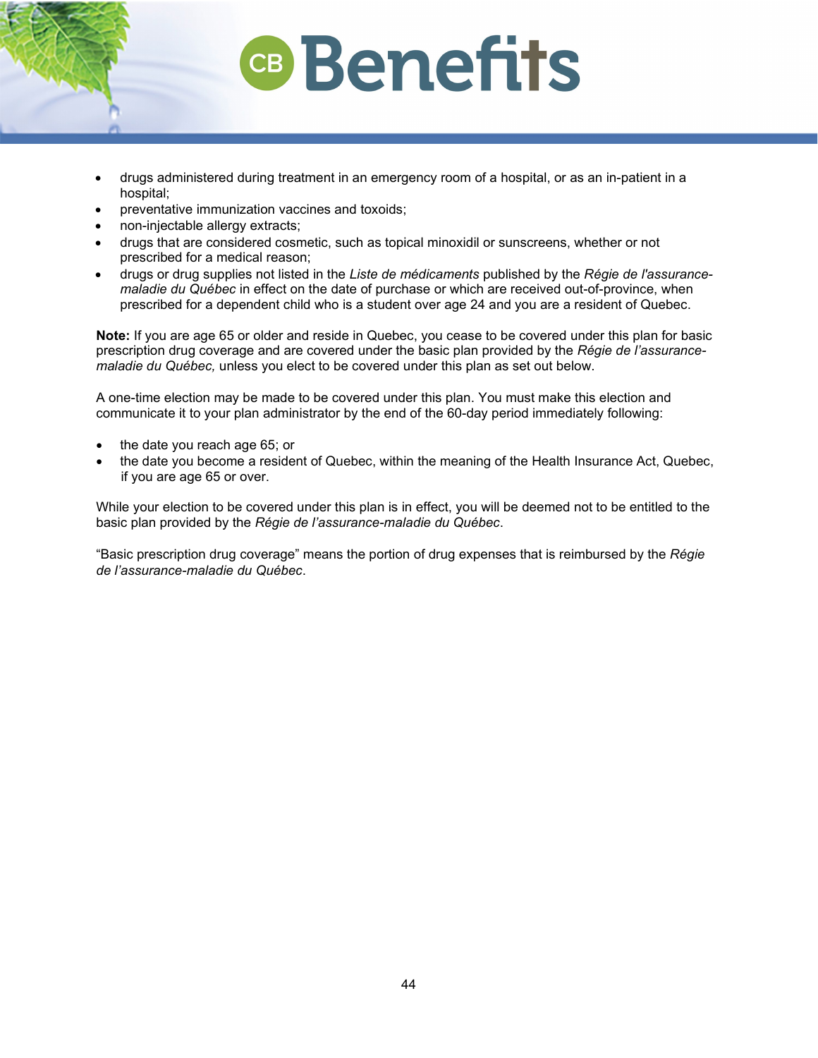- drugs administered during treatment in an emergency room of a hospital, or as an in-patient in a hospital;
- preventative immunization vaccines and toxoids;
- non-injectable allergy extracts;
- drugs that are considered cosmetic, such as topical minoxidil or sunscreens, whether or not prescribed for a medical reason;
- drugs or drug supplies not listed in the *Liste de médicaments* published by the *Régie de l'assurance-maladie du Québec* in effect on the date of purchase or which are received out-of-province, when prescribed for a dependent child who is a student over age 24 and you are a resident of Quebec.

**Note:** If you are age 65 or older and reside in Quebec, you cease to be covered under this plan for basic prescription drug coverage and are covered under the basic plan provided by the *Régie de l'assurance-maladie du Québec,* unless you elect to be covered under this plan as set out below.

A one-time election may be made to be covered under this plan. You must make this election and communicate it to your plan administrator by the end of the 60-day period immediately following:

- the date you reach age 65; or
- the date you become a resident of Quebec, within the meaning of the Health Insurance Act, Quebec, if you are age 65 or over.

While your election to be covered under this plan is in effect, you will be deemed not to be entitled to the basic plan provided by the *Régie de l'assurance-maladie du Québec*.

"Basic prescription drug coverage" means the portion of drug expenses that is reimbursed by the *Régie de l'assurance-maladie du Québec*.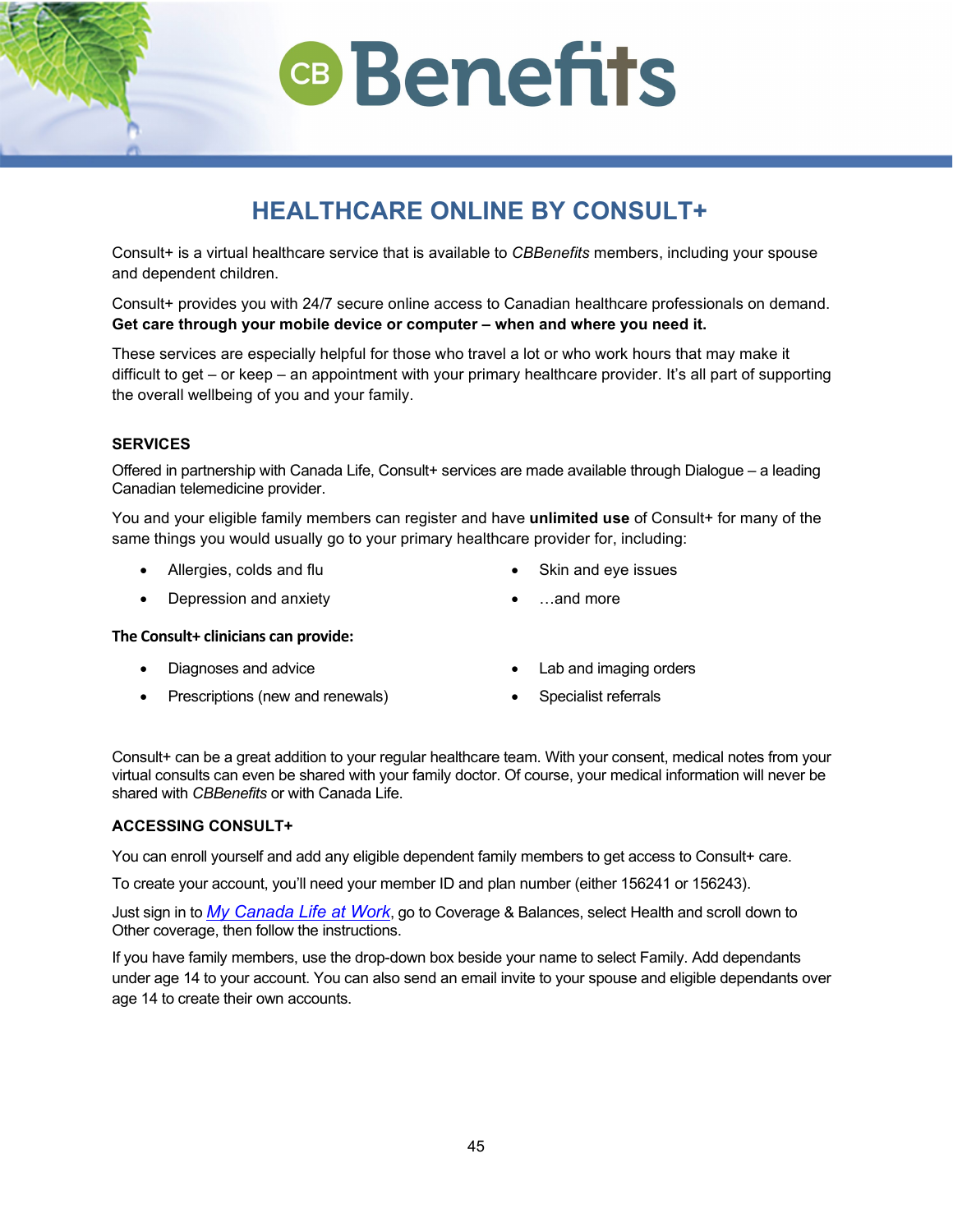# HEALTHCARE ONLINE BY CONSULT+

Consult+ is a virtual healthcare service that is available to *CBBenefits* members, including your spouse and dependent children.

Consult+ provides you with 24/7 secure online access to Canadian healthcare professionals on demand. **Get care through your mobile device or computer – when and where you need it.**

These services are especially helpful for those who travel a lot or who work hours that may make it difficult to get – or keep – an appointment with your primary healthcare provider. It's all part of supporting the overall wellbeing of you and your family.

## SERVICES

Offered in partnership with Canada Life, Consult+ services are made available through Dialogue – a leading Canadian telemedicine provider.

You and your eligible family members can register and have **unlimited use** of Consult+ for many of the same things you would usually go to your primary healthcare provider for, including:

- Allergies, colds and flu
- Depression and anxiety
- Skin and eye issues
- …and more

**The Consult+ clinicians can provide:**

- Diagnoses and advice
- Prescriptions (new and renewals)
- Lab and imaging orders
- Specialist referrals

Consult+ can be a great addition to your regular healthcare team. With your consent, medical notes from your virtual consults can even be shared with your family doctor. Of course, your medical information will never be shared with *CBBenefits* or with Canada Life.

## ACCESSING CONSULT+

You can enroll yourself and add any eligible dependent family members to get access to Consult+ care.

To create your account, you'll need your member ID and plan number (either 156241 or 156243).

Just sign in to *My Canada Life at Work*, go to Coverage & Balances, select Health and scroll down to Other coverage, then follow the instructions.

If you have family members, use the drop-down box beside your name to select Family. Add dependants under age 14 to your account. You can also send an email invite to your spouse and eligible dependants over age 14 to create their own accounts.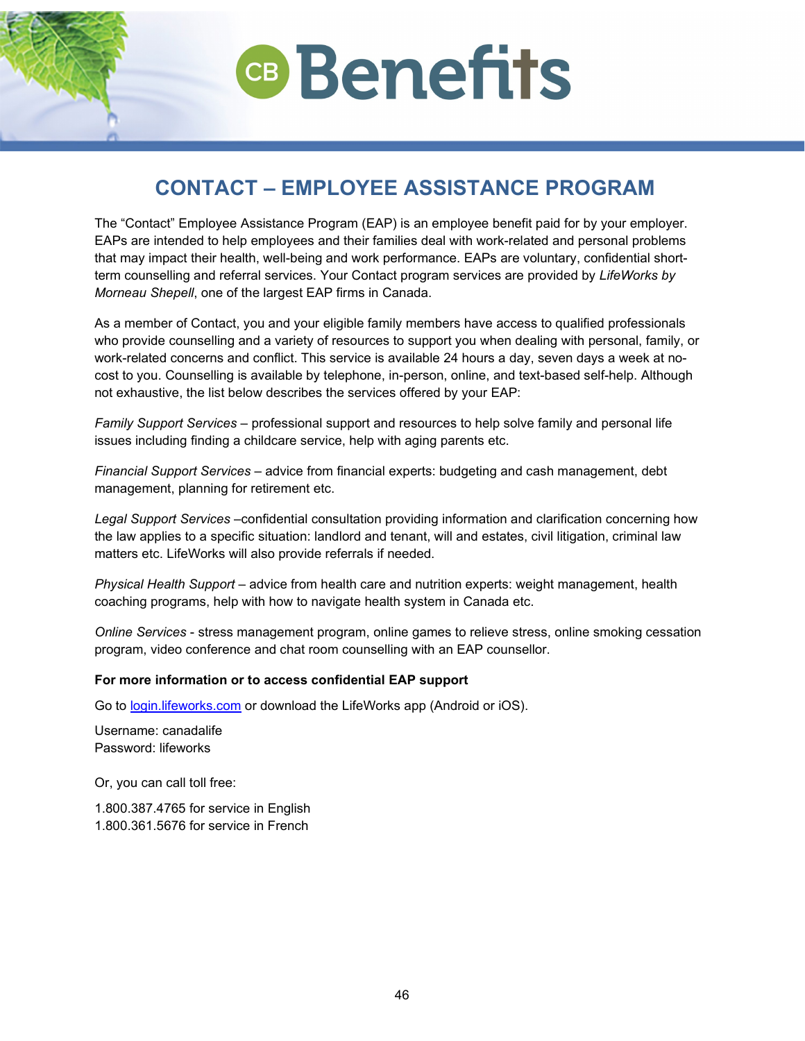# CONTACT – EMPLOYEE ASSISTANCE PROGRAM

The "Contact" Employee Assistance Program (EAP) is an employee benefit paid for by your employer. EAPs are intended to help employees and their families deal with work-related and personal problems that may impact their health, well-being and work performance. EAPs are voluntary, confidential short-term counselling and referral services. Your Contact program services are provided by *LifeWorks by Morneau Shepell*, one of the largest EAP firms in Canada.

As a member of Contact, you and your eligible family members have access to qualified professionals who provide counselling and a variety of resources to support you when dealing with personal, family, or work-related concerns and conflict. This service is available 24 hours a day, seven days a week at no-cost to you. Counselling is available by telephone, in-person, online, and text-based self-help. Although not exhaustive, the list below describes the services offered by your EAP:

*Family Support Services* – professional support and resources to help solve family and personal life issues including finding a childcare service, help with aging parents etc.

*Financial Support Services* – advice from financial experts: budgeting and cash management, debt management, planning for retirement etc.

*Legal Support Services* –confidential consultation providing information and clarification concerning how the law applies to a specific situation: landlord and tenant, will and estates, civil litigation, criminal law matters etc. LifeWorks will also provide referrals if needed.

*Physical Health Support* – advice from health care and nutrition experts: weight management, health coaching programs, help with how to navigate health system in Canada etc.

*Online Services* - stress management program, online games to relieve stress, online smoking cessation program, video conference and chat room counselling with an EAP counsellor.

**For more information or to access confidential EAP support**

Go to [login.lifeworks.com](login.lifeworks.com) or download the LifeWorks app (Android or iOS).

Username: canadalife
Password: lifeworks

Or, you can call toll free:

1.800.387.4765 for service in English
1.800.361.5676 for service in French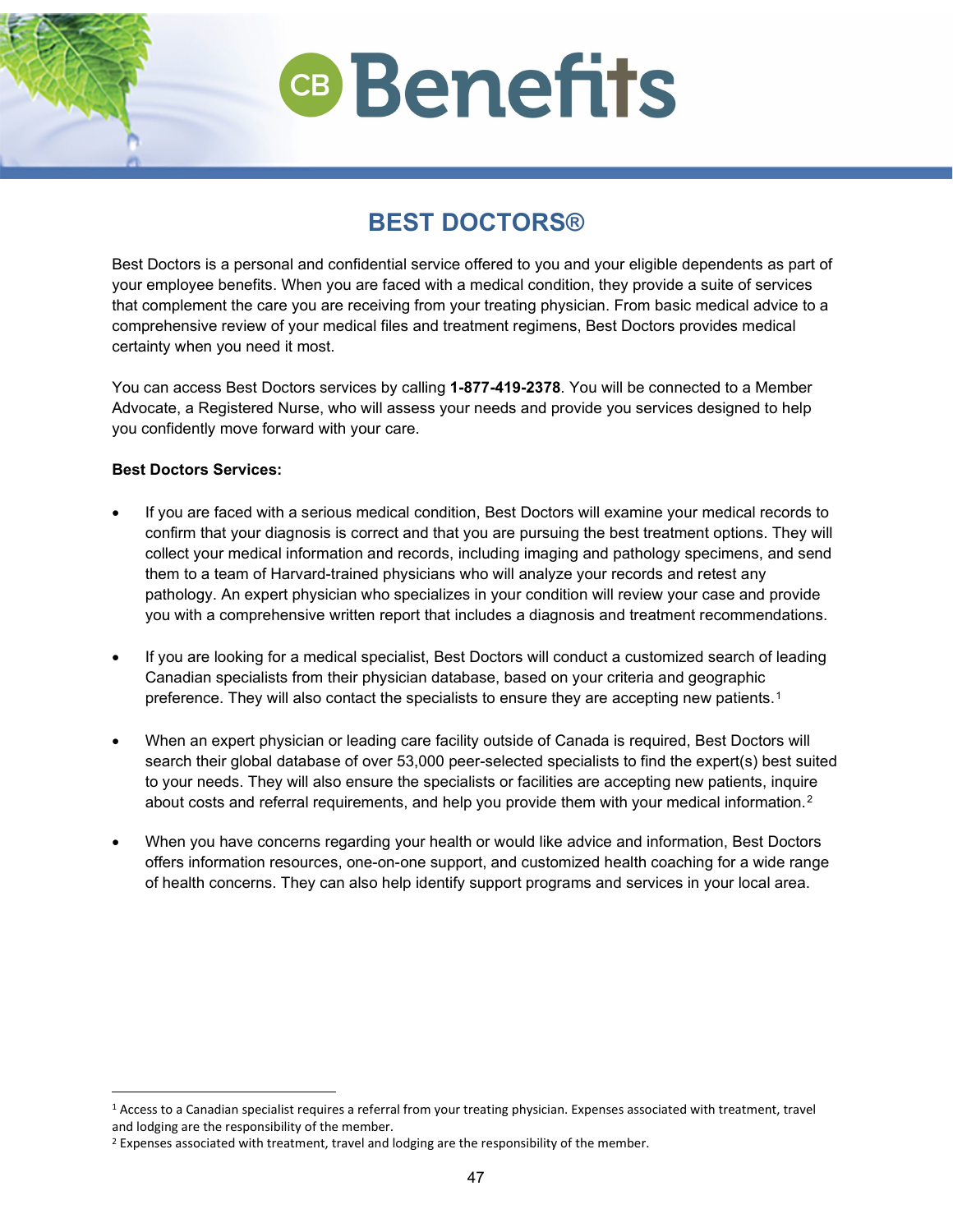# BEST DOCTORS®

Best Doctors is a personal and confidential service offered to you and your eligible dependents as part of your employee benefits. When you are faced with a medical condition, they provide a suite of services that complement the care you are receiving from your treating physician. From basic medical advice to a comprehensive review of your medical files and treatment regimens, Best Doctors provides medical certainty when you need it most.

You can access Best Doctors services by calling **1-877-419-2378**. You will be connected to a Member Advocate, a Registered Nurse, who will assess your needs and provide you services designed to help you confidently move forward with your care.

**Best Doctors Services:**

- If you are faced with a serious medical condition, Best Doctors will examine your medical records to confirm that your diagnosis is correct and that you are pursuing the best treatment options. They will collect your medical information and records, including imaging and pathology specimens, and send them to a team of Harvard-trained physicians who will analyze your records and retest any pathology. An expert physician who specializes in your condition will review your case and provide you with a comprehensive written report that includes a diagnosis and treatment recommendations.

- If you are looking for a medical specialist, Best Doctors will conduct a customized search of leading Canadian specialists from their physician database, based on your criteria and geographic preference. They will also contact the specialists to ensure they are accepting new patients.[1]

- When an expert physician or leading care facility outside of Canada is required, Best Doctors will search their global database of over 53,000 peer-selected specialists to find the expert(s) best suited to your needs. They will also ensure the specialists or facilities are accepting new patients, inquire about costs and referral requirements, and help you provide them with your medical information.[2]

- When you have concerns regarding your health or would like advice and information, Best Doctors offers information resources, one-on-one support, and customized health coaching for a wide range of health concerns. They can also help identify support programs and services in your local area.

---

[1] Access to a Canadian specialist requires a referral from your treating physician. Expenses associated with treatment, travel and lodging are the responsibility of the member.

[2] Expenses associated with treatment, travel and lodging are the responsibility of the member.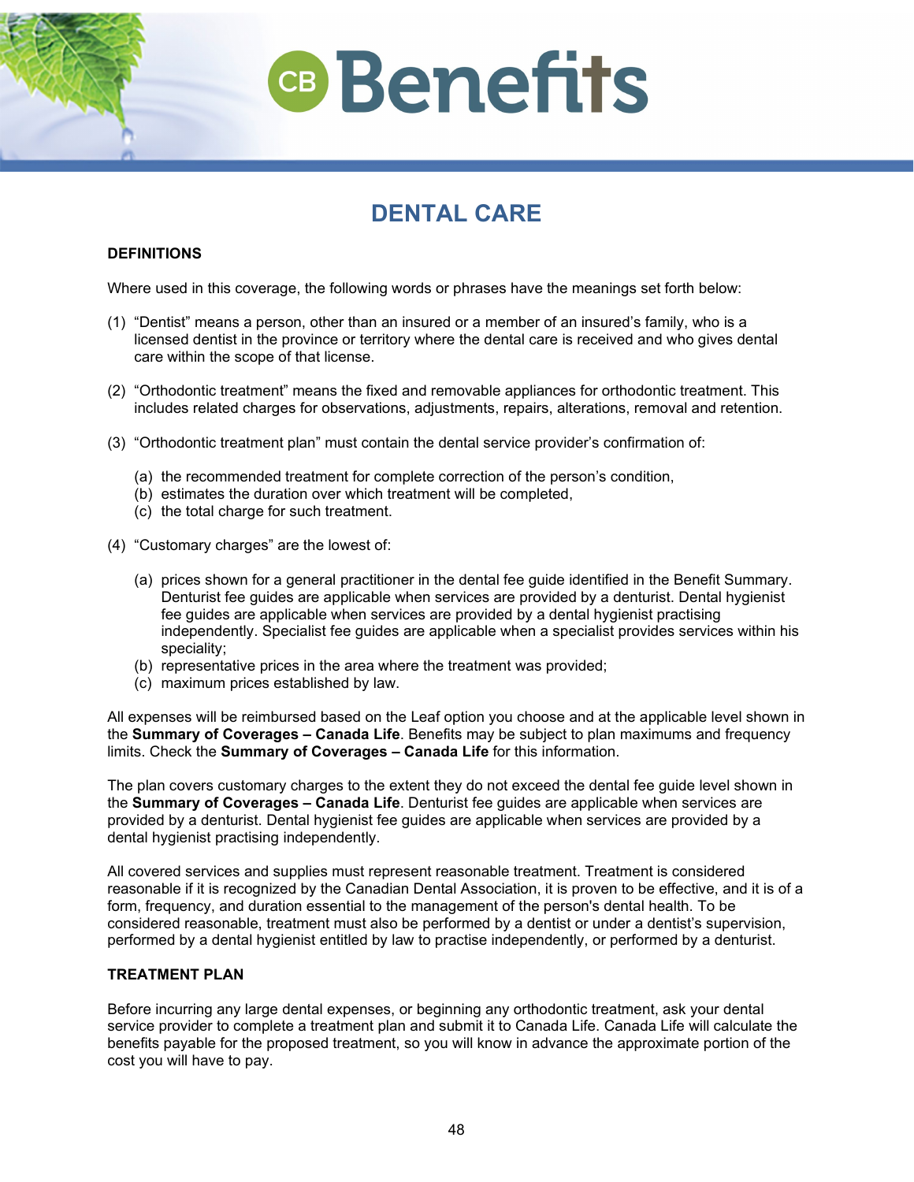# DENTAL CARE

## DEFINITIONS

Where used in this coverage, the following words or phrases have the meanings set forth below:

(1) “Dentist” means a person, other than an insured or a member of an insured’s family, who is a licensed dentist in the province or territory where the dental care is received and who gives dental care within the scope of that license.

(2) “Orthodontic treatment” means the fixed and removable appliances for orthodontic treatment. This includes related charges for observations, adjustments, repairs, alterations, removal and retention.

(3) “Orthodontic treatment plan” must contain the dental service provider’s confirmation of:

   (a) the recommended treatment for complete correction of the person’s condition,
   (b) estimates the duration over which treatment will be completed,
   (c) the total charge for such treatment.

(4) “Customary charges” are the lowest of:

   (a) prices shown for a general practitioner in the dental fee guide identified in the Benefit Summary. Denturist fee guides are applicable when services are provided by a denturist. Dental hygienist fee guides are applicable when services are provided by a dental hygienist practising independently. Specialist fee guides are applicable when a specialist provides services within his speciality;
   (b) representative prices in the area where the treatment was provided;
   (c) maximum prices established by law.

All expenses will be reimbursed based on the Leaf option you choose and at the applicable level shown in the **Summary of Coverages – Canada Life**. Benefits may be subject to plan maximums and frequency limits. Check the **Summary of Coverages – Canada Life** for this information.

The plan covers customary charges to the extent they do not exceed the dental fee guide level shown in the **Summary of Coverages – Canada Life**. Denturist fee guides are applicable when services are provided by a denturist. Dental hygienist fee guides are applicable when services are provided by a dental hygienist practising independently.

All covered services and supplies must represent reasonable treatment. Treatment is considered reasonable if it is recognized by the Canadian Dental Association, it is proven to be effective, and it is of a form, frequency, and duration essential to the management of the person's dental health. To be considered reasonable, treatment must also be performed by a dentist or under a dentist’s supervision, performed by a dental hygienist entitled by law to practise independently, or performed by a denturist.

## TREATMENT PLAN

Before incurring any large dental expenses, or beginning any orthodontic treatment, ask your dental service provider to complete a treatment plan and submit it to Canada Life. Canada Life will calculate the benefits payable for the proposed treatment, so you will know in advance the approximate portion of the cost you will have to pay.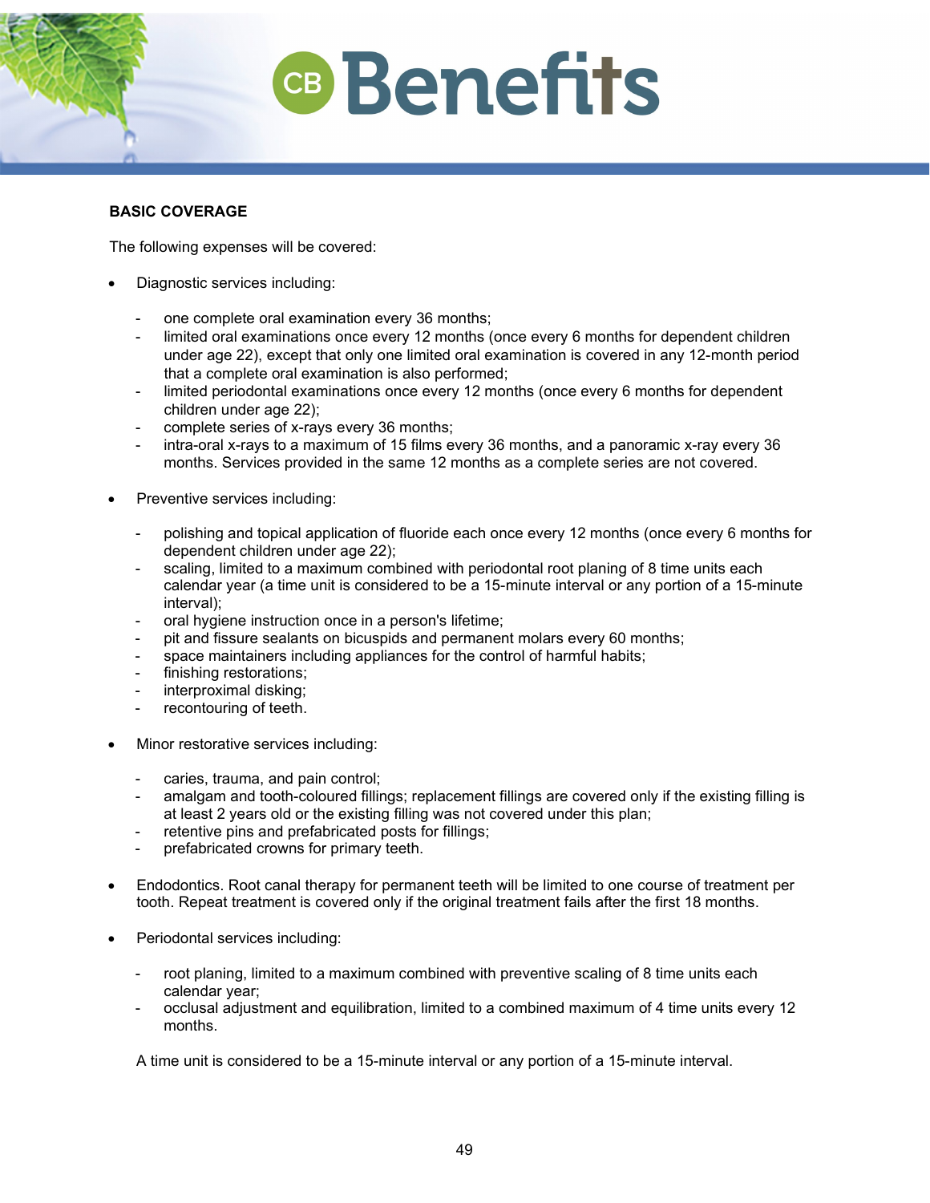## BASIC COVERAGE

The following expenses will be covered:

- Diagnostic services including:
    - one complete oral examination every 36 months;
    - limited oral examinations once every 12 months (once every 6 months for dependent children under age 22), except that only one limited oral examination is covered in any 12-month period that a complete oral examination is also performed;
    - limited periodontal examinations once every 12 months (once every 6 months for dependent children under age 22);
    - complete series of x-rays every 36 months;
    - intra-oral x-rays to a maximum of 15 films every 36 months, and a panoramic x-ray every 36 months. Services provided in the same 12 months as a complete series are not covered.

- Preventive services including:
    - polishing and topical application of fluoride each once every 12 months (once every 6 months for dependent children under age 22);
    - scaling, limited to a maximum combined with periodontal root planing of 8 time units each calendar year (a time unit is considered to be a 15-minute interval or any portion of a 15-minute interval);
    - oral hygiene instruction once in a person's lifetime;
    - pit and fissure sealants on bicuspids and permanent molars every 60 months;
    - space maintainers including appliances for the control of harmful habits;
    - finishing restorations;
    - interproximal disking;
    - recontouring of teeth.

- Minor restorative services including:
    - caries, trauma, and pain control;
    - amalgam and tooth-coloured fillings; replacement fillings are covered only if the existing filling is at least 2 years old or the existing filling was not covered under this plan;
    - retentive pins and prefabricated posts for fillings;
    - prefabricated crowns for primary teeth.

- Endodontics. Root canal therapy for permanent teeth will be limited to one course of treatment per tooth. Repeat treatment is covered only if the original treatment fails after the first 18 months.

- Periodontal services including:
    - root planing, limited to a maximum combined with preventive scaling of 8 time units each calendar year;
    - occlusal adjustment and equilibration, limited to a combined maximum of 4 time units every 12 months.

    A time unit is considered to be a 15-minute interval or any portion of a 15-minute interval.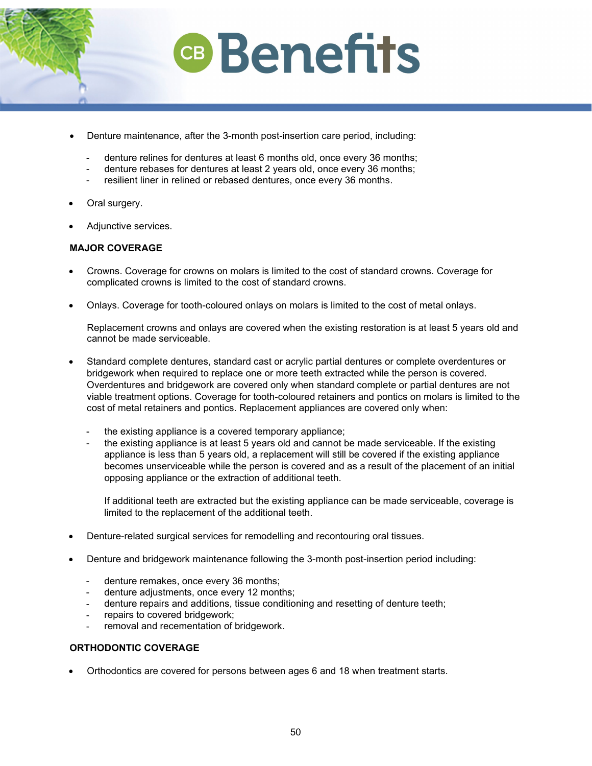- Denture maintenance, after the 3-month post-insertion care period, including:
  - denture relines for dentures at least 6 months old, once every 36 months;
  - denture rebases for dentures at least 2 years old, once every 36 months;
  - resilient liner in relined or rebased dentures, once every 36 months.
- Oral surgery.
- Adjunctive services.

**MAJOR COVERAGE**

- Crowns. Coverage for crowns on molars is limited to the cost of standard crowns. Coverage for complicated crowns is limited to the cost of standard crowns.
- Onlays. Coverage for tooth-coloured onlays on molars is limited to the cost of metal onlays.

  Replacement crowns and onlays are covered when the existing restoration is at least 5 years old and cannot be made serviceable.
- Standard complete dentures, standard cast or acrylic partial dentures or complete overdentures or bridgework when required to replace one or more teeth extracted while the person is covered. Overdentures and bridgework are covered only when standard complete or partial dentures are not viable treatment options. Coverage for tooth-coloured retainers and pontics on molars is limited to the cost of metal retainers and pontics. Replacement appliances are covered only when:
  - the existing appliance is a covered temporary appliance;
  - the existing appliance is at least 5 years old and cannot be made serviceable. If the existing appliance is less than 5 years old, a replacement will still be covered if the existing appliance becomes unserviceable while the person is covered and as a result of the placement of an initial opposing appliance or the extraction of additional teeth.

    If additional teeth are extracted but the existing appliance can be made serviceable, coverage is limited to the replacement of the additional teeth.
- Denture-related surgical services for remodelling and recontouring oral tissues.
- Denture and bridgework maintenance following the 3-month post-insertion period including:
  - denture remakes, once every 36 months;
  - denture adjustments, once every 12 months;
  - denture repairs and additions, tissue conditioning and resetting of denture teeth;
  - repairs to covered bridgework;
  - removal and recementation of bridgework.

**ORTHODONTIC COVERAGE**

- Orthodontics are covered for persons between ages 6 and 18 when treatment starts.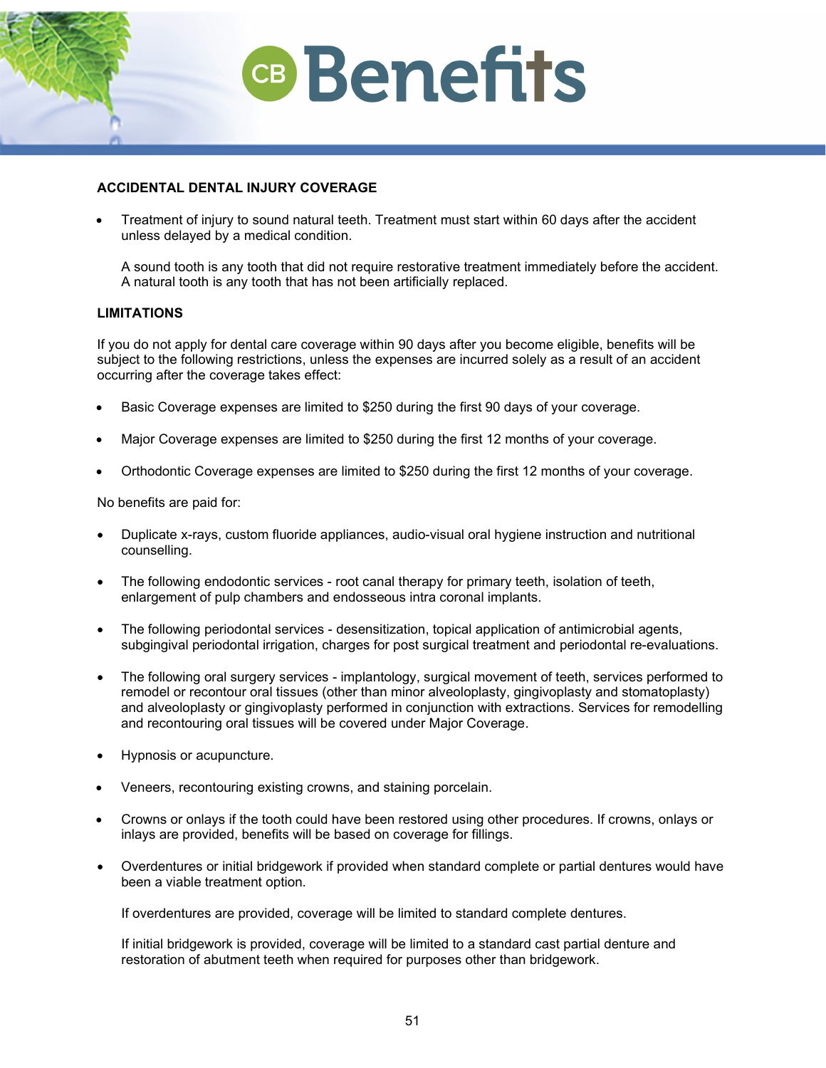## ACCIDENTAL DENTAL INJURY COVERAGE

- Treatment of injury to sound natural teeth. Treatment must start within 60 days after the accident unless delayed by a medical condition.

  A sound tooth is any tooth that did not require restorative treatment immediately before the accident. A natural tooth is any tooth that has not been artificially replaced.

## LIMITATIONS

If you do not apply for dental care coverage within 90 days after you become eligible, benefits will be subject to the following restrictions, unless the expenses are incurred solely as a result of an accident occurring after the coverage takes effect:

- Basic Coverage expenses are limited to $250 during the first 90 days of your coverage.
- Major Coverage expenses are limited to $250 during the first 12 months of your coverage.
- Orthodontic Coverage expenses are limited to $250 during the first 12 months of your coverage.

No benefits are paid for:

- Duplicate x-rays, custom fluoride appliances, audio-visual oral hygiene instruction and nutritional counselling.
- The following endodontic services - root canal therapy for primary teeth, isolation of teeth, enlargement of pulp chambers and endosseous intra coronal implants.
- The following periodontal services - desensitization, topical application of antimicrobial agents, subgingival periodontal irrigation, charges for post surgical treatment and periodontal re-evaluations.
- The following oral surgery services - implantology, surgical movement of teeth, services performed to remodel or recontour oral tissues (other than minor alveoloplasty, gingivoplasty and stomatoplasty) and alveoloplasty or gingivoplasty performed in conjunction with extractions. Services for remodelling and recontouring oral tissues will be covered under Major Coverage.
- Hypnosis or acupuncture.
- Veneers, recontouring existing crowns, and staining porcelain.
- Crowns or onlays if the tooth could have been restored using other procedures. If crowns, onlays or inlays are provided, benefits will be based on coverage for fillings.
- Overdentures or initial bridgework if provided when standard complete or partial dentures would have been a viable treatment option.

  If overdentures are provided, coverage will be limited to standard complete dentures.

  If initial bridgework is provided, coverage will be limited to a standard cast partial denture and restoration of abutment teeth when required for purposes other than bridgework.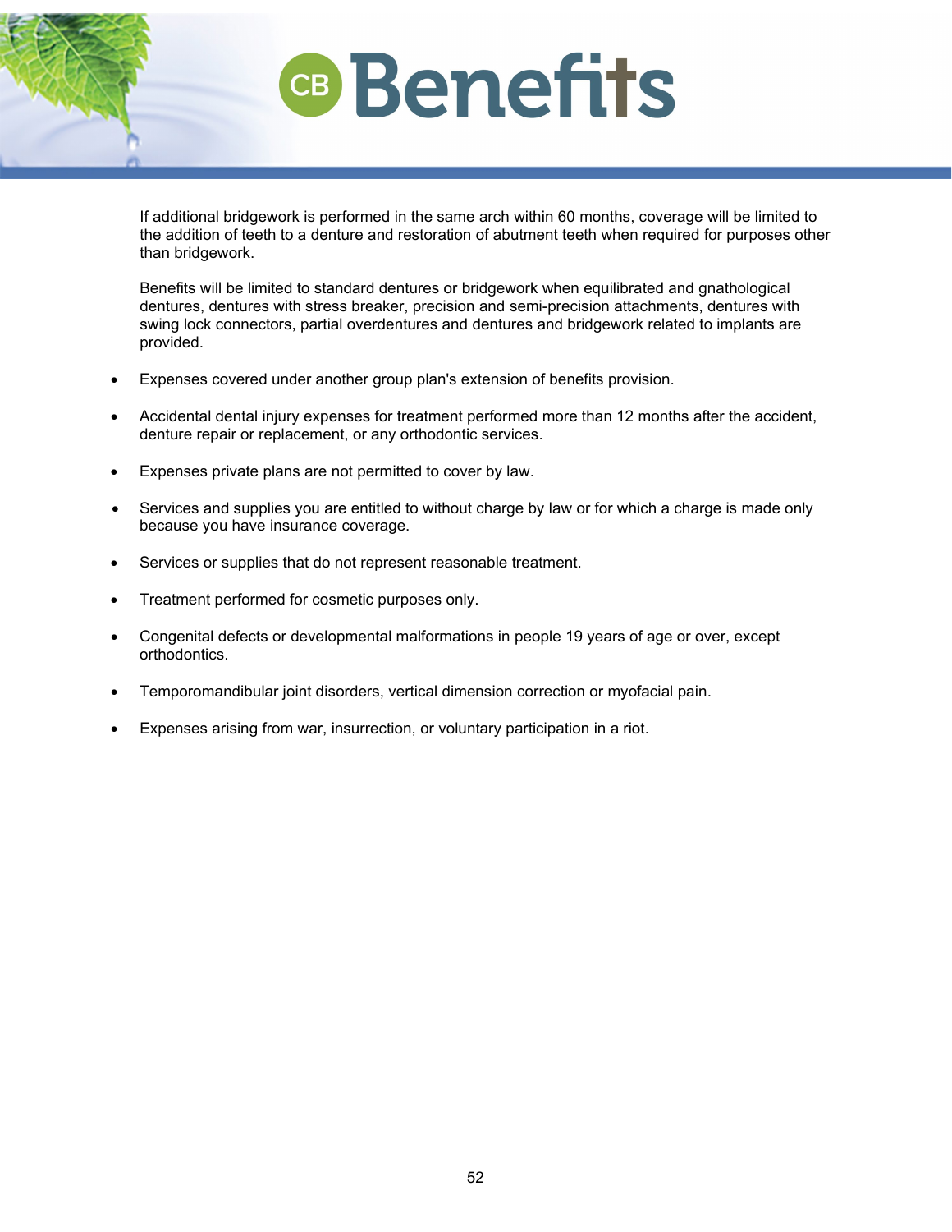If additional bridgework is performed in the same arch within 60 months, coverage will be limited to the addition of teeth to a denture and restoration of abutment teeth when required for purposes other than bridgework.

Benefits will be limited to standard dentures or bridgework when equilibrated and gnathological dentures, dentures with stress breaker, precision and semi-precision attachments, dentures with swing lock connectors, partial overdentures and dentures and bridgework related to implants are provided.

- Expenses covered under another group plan's extension of benefits provision.
- Accidental dental injury expenses for treatment performed more than 12 months after the accident, denture repair or replacement, or any orthodontic services.
- Expenses private plans are not permitted to cover by law.
- Services and supplies you are entitled to without charge by law or for which a charge is made only because you have insurance coverage.
- Services or supplies that do not represent reasonable treatment.
- Treatment performed for cosmetic purposes only.
- Congenital defects or developmental malformations in people 19 years of age or over, except orthodontics.
- Temporomandibular joint disorders, vertical dimension correction or myofacial pain.
- Expenses arising from war, insurrection, or voluntary participation in a riot.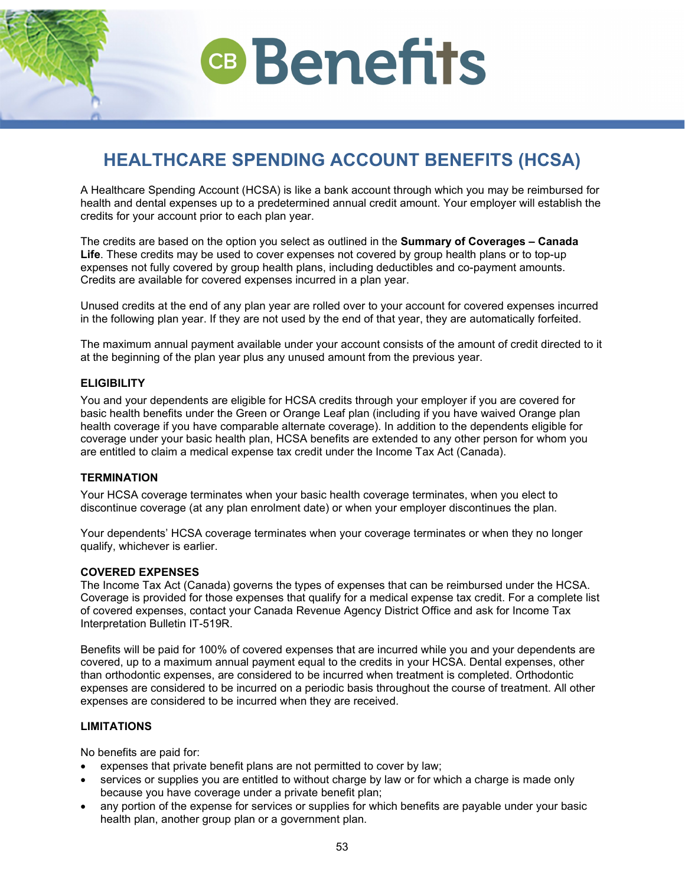# HEALTHCARE SPENDING ACCOUNT BENEFITS (HCSA)

A Healthcare Spending Account (HCSA) is like a bank account through which you may be reimbursed for health and dental expenses up to a predetermined annual credit amount. Your employer will establish the credits for your account prior to each plan year.

The credits are based on the option you select as outlined in the **Summary of Coverages – Canada Life**. These credits may be used to cover expenses not covered by group health plans or to top-up expenses not fully covered by group health plans, including deductibles and co-payment amounts. Credits are available for covered expenses incurred in a plan year.

Unused credits at the end of any plan year are rolled over to your account for covered expenses incurred in the following plan year. If they are not used by the end of that year, they are automatically forfeited.

The maximum annual payment available under your account consists of the amount of credit directed to it at the beginning of the plan year plus any unused amount from the previous year.

### ELIGIBILITY

You and your dependents are eligible for HCSA credits through your employer if you are covered for basic health benefits under the Green or Orange Leaf plan (including if you have waived Orange plan health coverage if you have comparable alternate coverage). In addition to the dependents eligible for coverage under your basic health plan, HCSA benefits are extended to any other person for whom you are entitled to claim a medical expense tax credit under the Income Tax Act (Canada).

### TERMINATION

Your HCSA coverage terminates when your basic health coverage terminates, when you elect to discontinue coverage (at any plan enrolment date) or when your employer discontinues the plan.

Your dependents' HCSA coverage terminates when your coverage terminates or when they no longer qualify, whichever is earlier.

### COVERED EXPENSES

The Income Tax Act (Canada) governs the types of expenses that can be reimbursed under the HCSA. Coverage is provided for those expenses that qualify for a medical expense tax credit. For a complete list of covered expenses, contact your Canada Revenue Agency District Office and ask for Income Tax Interpretation Bulletin IT-519R.

Benefits will be paid for 100% of covered expenses that are incurred while you and your dependents are covered, up to a maximum annual payment equal to the credits in your HCSA. Dental expenses, other than orthodontic expenses, are considered to be incurred when treatment is completed. Orthodontic expenses are considered to be incurred on a periodic basis throughout the course of treatment. All other expenses are considered to be incurred when they are received.

### LIMITATIONS

No benefits are paid for:

- expenses that private benefit plans are not permitted to cover by law;
- services or supplies you are entitled to without charge by law or for which a charge is made only because you have coverage under a private benefit plan;
- any portion of the expense for services or supplies for which benefits are payable under your basic health plan, another group plan or a government plan.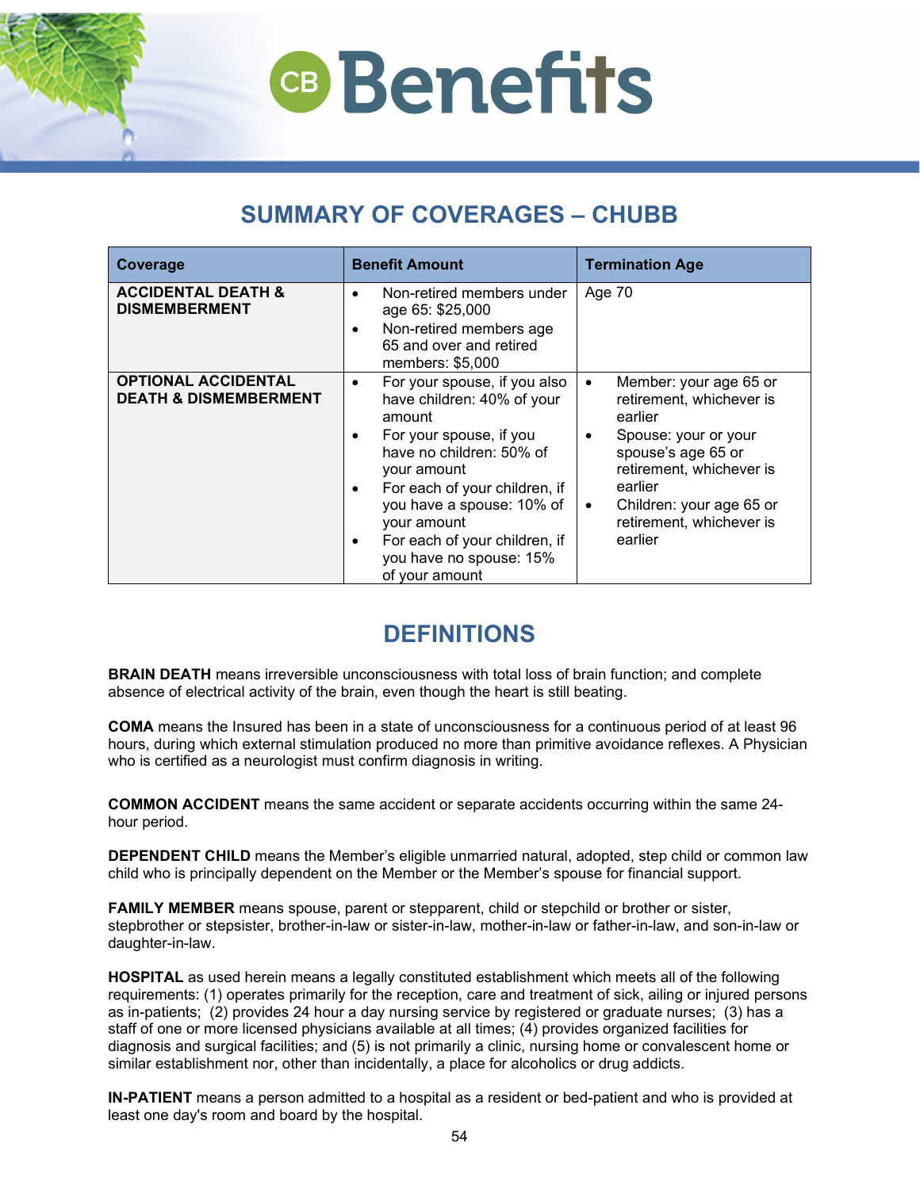## SUMMARY OF COVERAGES – CHUBB

| Coverage | Benefit Amount | Termination Age |
| --- | --- | --- |
| **ACCIDENTAL DEATH & DISMEMBERMENT** | • Non-retired members under age 65: $25,000<br>• Non-retired members age 65 and over and retired members: $5,000 | Age 70 |
| **OPTIONAL ACCIDENTAL DEATH & DISMEMBERMENT** | • For your spouse, if you also have children: 40% of your amount<br>• For your spouse, if you have no children: 50% of your amount<br>• For each of your children, if you have a spouse: 10% of your amount<br>• For each of your children, if you have no spouse: 15% of your amount | • Member: your age 65 or retirement, whichever is earlier<br>• Spouse: your or your spouse's age 65 or retirement, whichever is earlier<br>• Children: your age 65 or retirement, whichever is earlier |

## DEFINITIONS

**BRAIN DEATH** means irreversible unconsciousness with total loss of brain function; and complete absence of electrical activity of the brain, even though the heart is still beating.

**COMA** means the Insured has been in a state of unconsciousness for a continuous period of at least 96 hours, during which external stimulation produced no more than primitive avoidance reflexes. A Physician who is certified as a neurologist must confirm diagnosis in writing.

**COMMON ACCIDENT** means the same accident or separate accidents occurring within the same 24-hour period.

**DEPENDENT CHILD** means the Member's eligible unmarried natural, adopted, step child or common law child who is principally dependent on the Member or the Member's spouse for financial support.

**FAMILY MEMBER** means spouse, parent or stepparent, child or stepchild or brother or sister, stepbrother or stepsister, brother-in-law or sister-in-law, mother-in-law or father-in-law, and son-in-law or daughter-in-law.

**HOSPITAL** as used herein means a legally constituted establishment which meets all of the following requirements: (1) operates primarily for the reception, care and treatment of sick, ailing or injured persons as in-patients; (2) provides 24 hour a day nursing service by registered or graduate nurses; (3) has a staff of one or more licensed physicians available at all times; (4) provides organized facilities for diagnosis and surgical facilities; and (5) is not primarily a clinic, nursing home or convalescent home or similar establishment nor, other than incidentally, a place for alcoholics or drug addicts.

**IN-PATIENT** means a person admitted to a hospital as a resident or bed-patient and who is provided at least one day's room and board by the hospital.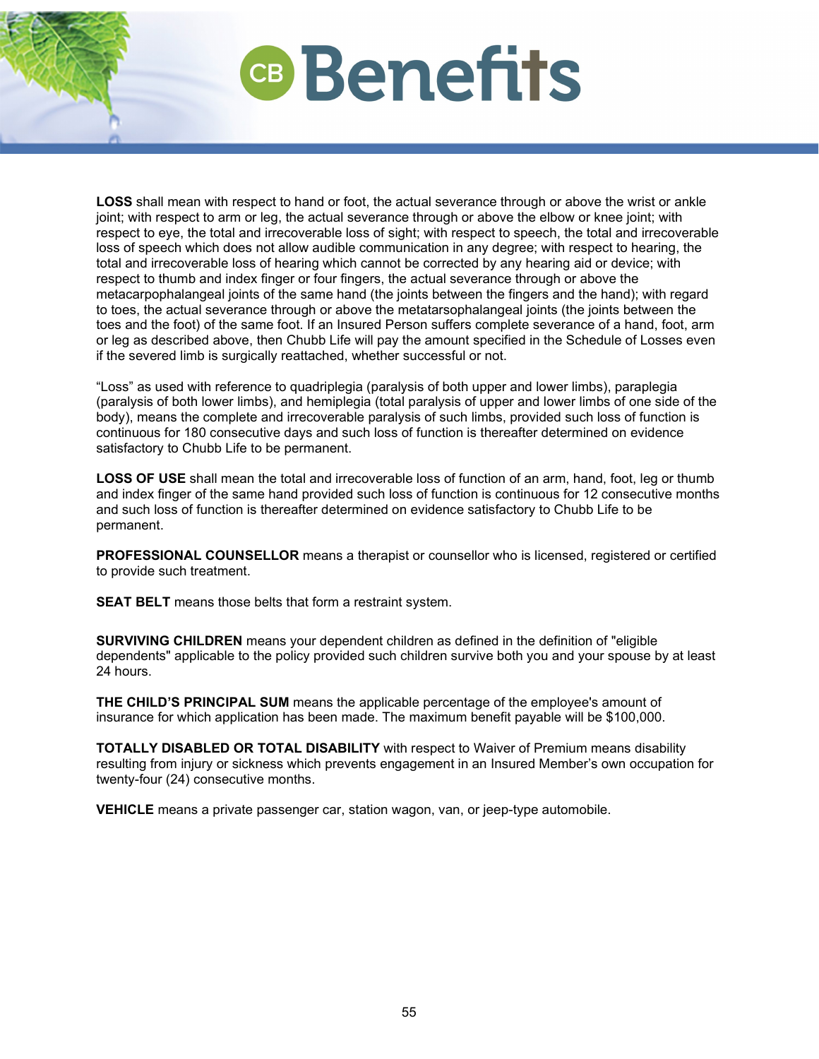**LOSS** shall mean with respect to hand or foot, the actual severance through or above the wrist or ankle joint; with respect to arm or leg, the actual severance through or above the elbow or knee joint; with respect to eye, the total and irrecoverable loss of sight; with respect to speech, the total and irrecoverable loss of speech which does not allow audible communication in any degree; with respect to hearing, the total and irrecoverable loss of hearing which cannot be corrected by any hearing aid or device; with respect to thumb and index finger or four fingers, the actual severance through or above the metacarpophalangeal joints of the same hand (the joints between the fingers and the hand); with regard to toes, the actual severance through or above the metatarsophalangeal joints (the joints between the toes and the foot) of the same foot. If an Insured Person suffers complete severance of a hand, foot, arm or leg as described above, then Chubb Life will pay the amount specified in the Schedule of Losses even if the severed limb is surgically reattached, whether successful or not.

"Loss" as used with reference to quadriplegia (paralysis of both upper and lower limbs), paraplegia (paralysis of both lower limbs), and hemiplegia (total paralysis of upper and lower limbs of one side of the body), means the complete and irrecoverable paralysis of such limbs, provided such loss of function is continuous for 180 consecutive days and such loss of function is thereafter determined on evidence satisfactory to Chubb Life to be permanent.

**LOSS OF USE** shall mean the total and irrecoverable loss of function of an arm, hand, foot, leg or thumb and index finger of the same hand provided such loss of function is continuous for 12 consecutive months and such loss of function is thereafter determined on evidence satisfactory to Chubb Life to be permanent.

**PROFESSIONAL COUNSELLOR** means a therapist or counsellor who is licensed, registered or certified to provide such treatment.

**SEAT BELT** means those belts that form a restraint system.

**SURVIVING CHILDREN** means your dependent children as defined in the definition of "eligible dependents" applicable to the policy provided such children survive both you and your spouse by at least 24 hours.

**THE CHILD'S PRINCIPAL SUM** means the applicable percentage of the employee's amount of insurance for which application has been made. The maximum benefit payable will be $100,000.

**TOTALLY DISABLED OR TOTAL DISABILITY** with respect to Waiver of Premium means disability resulting from injury or sickness which prevents engagement in an Insured Member's own occupation for twenty-four (24) consecutive months.

**VEHICLE** means a private passenger car, station wagon, van, or jeep-type automobile.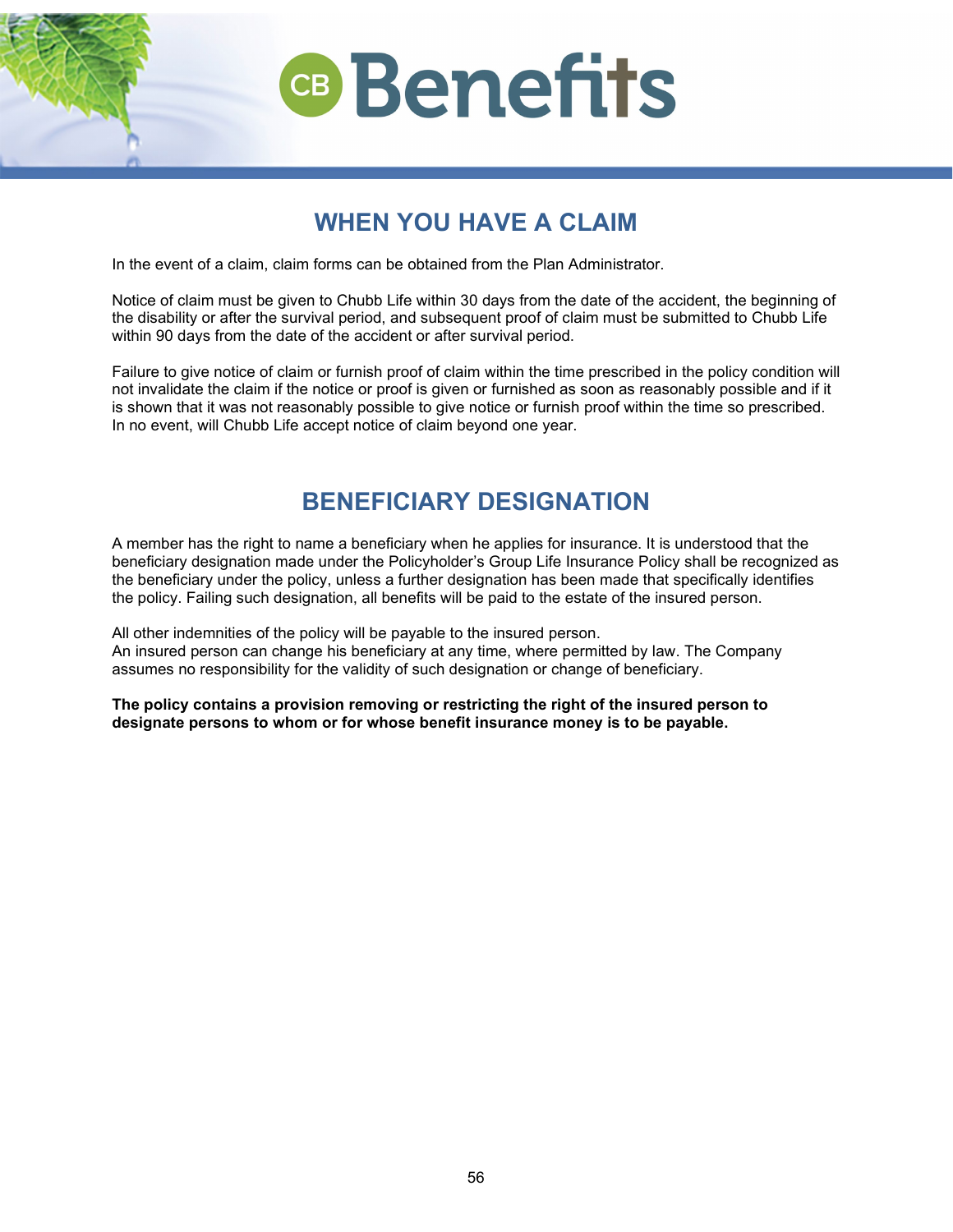## WHEN YOU HAVE A CLAIM

In the event of a claim, claim forms can be obtained from the Plan Administrator.

Notice of claim must be given to Chubb Life within 30 days from the date of the accident, the beginning of the disability or after the survival period, and subsequent proof of claim must be submitted to Chubb Life within 90 days from the date of the accident or after survival period.

Failure to give notice of claim or furnish proof of claim within the time prescribed in the policy condition will not invalidate the claim if the notice or proof is given or furnished as soon as reasonably possible and if it is shown that it was not reasonably possible to give notice or furnish proof within the time so prescribed. In no event, will Chubb Life accept notice of claim beyond one year.

## BENEFICIARY DESIGNATION

A member has the right to name a beneficiary when he applies for insurance. It is understood that the beneficiary designation made under the Policyholder's Group Life Insurance Policy shall be recognized as the beneficiary under the policy, unless a further designation has been made that specifically identifies the policy. Failing such designation, all benefits will be paid to the estate of the insured person.

All other indemnities of the policy will be payable to the insured person.
An insured person can change his beneficiary at any time, where permitted by law. The Company assumes no responsibility for the validity of such designation or change of beneficiary.

**The policy contains a provision removing or restricting the right of the insured person to designate persons to whom or for whose benefit insurance money is to be payable.**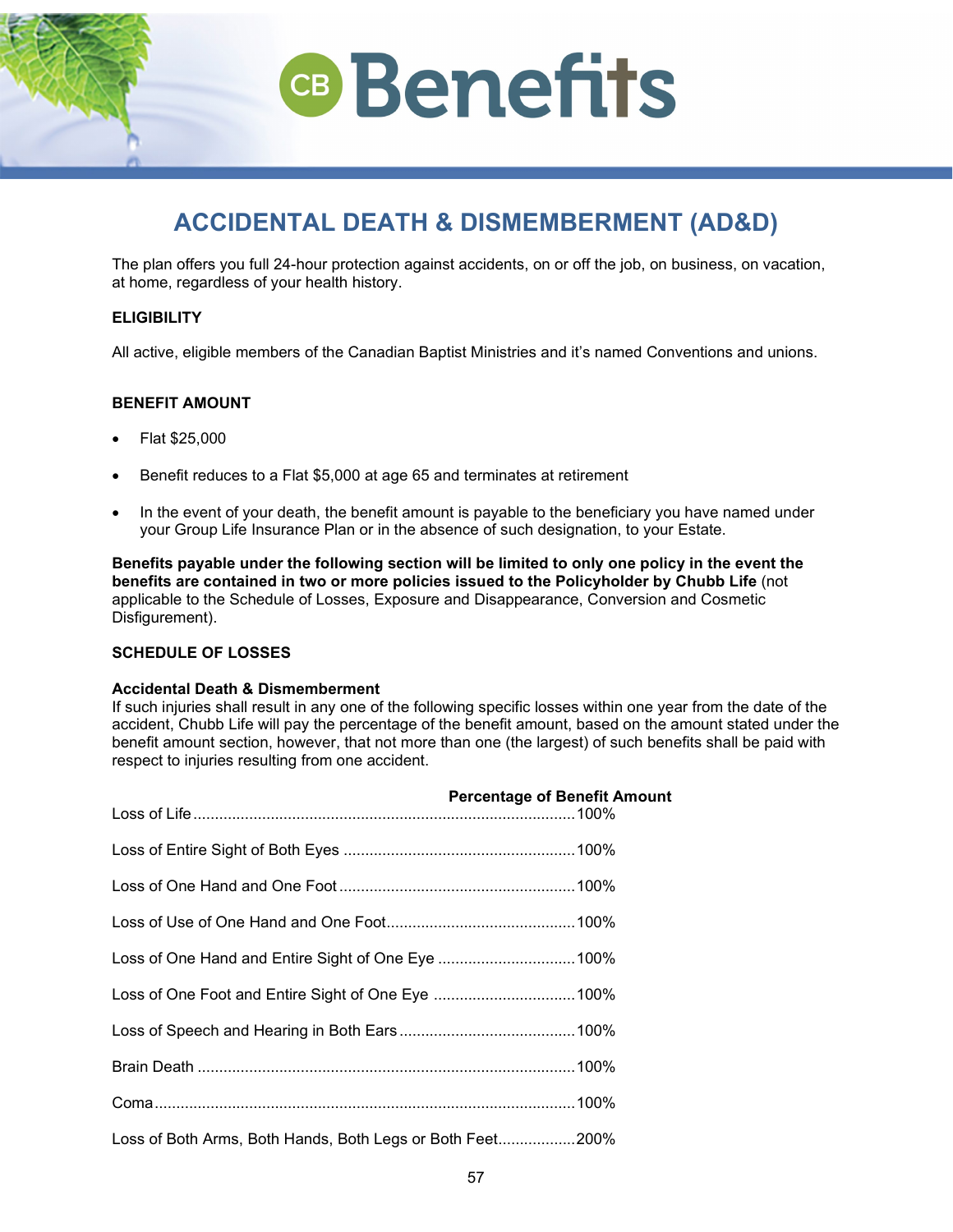# ACCIDENTAL DEATH & DISMEMBERMENT (AD&D)

The plan offers you full 24-hour protection against accidents, on or off the job, on business, on vacation, at home, regardless of your health history.

**ELIGIBILITY**

All active, eligible members of the Canadian Baptist Ministries and it's named Conventions and unions.

**BENEFIT AMOUNT**

- Flat $25,000
- Benefit reduces to a Flat $5,000 at age 65 and terminates at retirement
- In the event of your death, the benefit amount is payable to the beneficiary you have named under your Group Life Insurance Plan or in the absence of such designation, to your Estate.

**Benefits payable under the following section will be limited to only one policy in the event the benefits are contained in two or more policies issued to the Policyholder by Chubb Life** (not applicable to the Schedule of Losses, Exposure and Disappearance, Conversion and Cosmetic Disfigurement).

**SCHEDULE OF LOSSES**

**Accidental Death & Dismemberment**
If such injuries shall result in any one of the following specific losses within one year from the date of the accident, Chubb Life will pay the percentage of the benefit amount, based on the amount stated under the benefit amount section, however, that not more than one (the largest) of such benefits shall be paid with respect to injuries resulting from one accident.

| | Percentage of Benefit Amount |
|---|---|
| Loss of Life | 100% |
| Loss of Entire Sight of Both Eyes | 100% |
| Loss of One Hand and One Foot | 100% |
| Loss of Use of One Hand and One Foot | 100% |
| Loss of One Hand and Entire Sight of One Eye | 100% |
| Loss of One Foot and Entire Sight of One Eye | 100% |
| Loss of Speech and Hearing in Both Ears | 100% |
| Brain Death | 100% |
| Coma | 100% |
| Loss of Both Arms, Both Hands, Both Legs or Both Feet | 200% |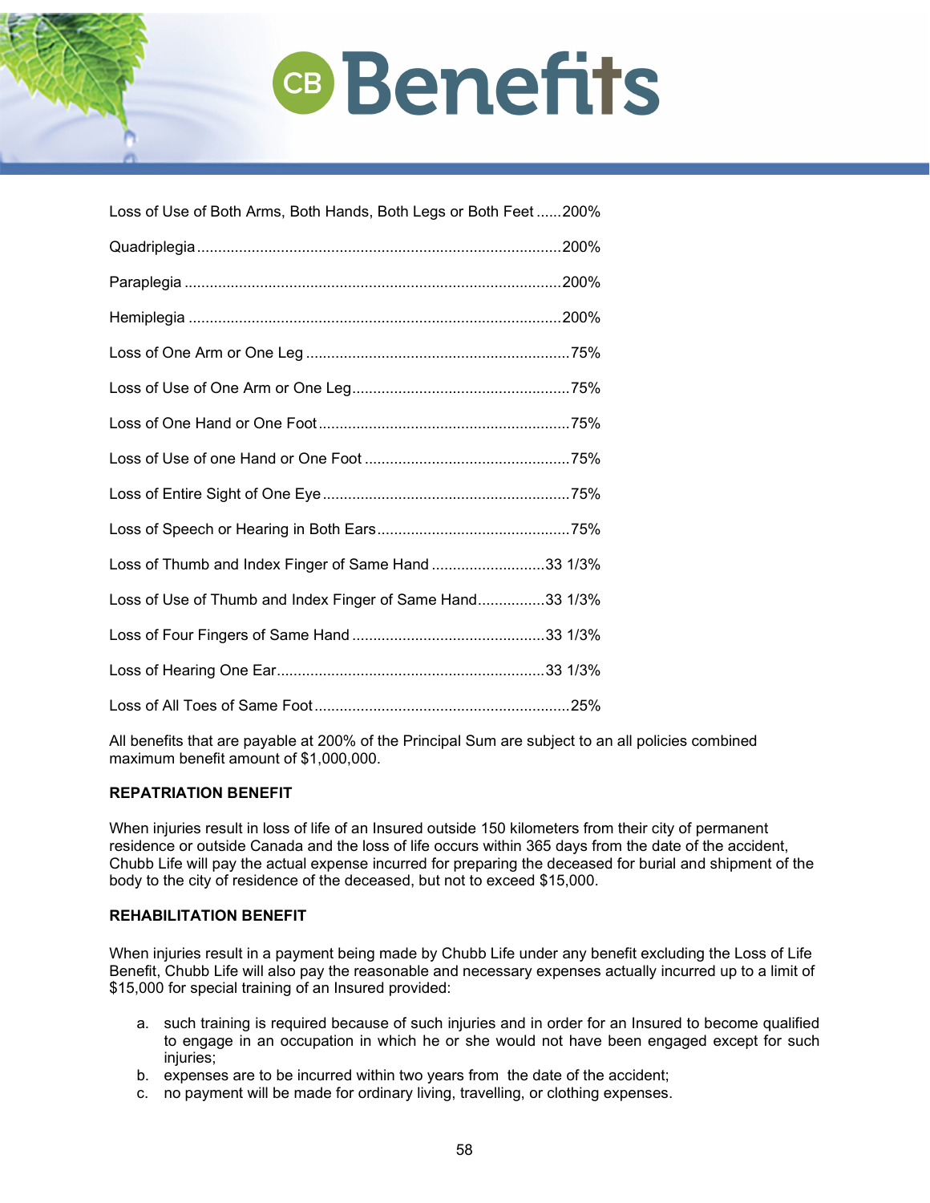Loss of Use of Both Arms, Both Hands, Both Legs or Both Feet ......200%

Quadriplegia ......................................................................................200%

Paraplegia .........................................................................................200%

Hemiplegia ........................................................................................200%

Loss of One Arm or One Leg ...............................................................75%

Loss of Use of One Arm or One Leg ....................................................75%

Loss of One Hand or One Foot ............................................................75%

Loss of Use of one Hand or One Foot .................................................75%

Loss of Entire Sight of One Eye ...........................................................75%

Loss of Speech or Hearing in Both Ears ..............................................75%

Loss of Thumb and Index Finger of Same Hand ...........................33 1/3%

Loss of Use of Thumb and Index Finger of Same Hand ................33 1/3%

Loss of Four Fingers of Same Hand ..............................................33 1/3%

Loss of Hearing One Ear ................................................................33 1/3%

Loss of All Toes of Same Foot .............................................................25%

All benefits that are payable at 200% of the Principal Sum are subject to an all policies combined maximum benefit amount of $1,000,000.

**REPATRIATION BENEFIT**

When injuries result in loss of life of an Insured outside 150 kilometers from their city of permanent residence or outside Canada and the loss of life occurs within 365 days from the date of the accident, Chubb Life will pay the actual expense incurred for preparing the deceased for burial and shipment of the body to the city of residence of the deceased, but not to exceed $15,000.

**REHABILITATION BENEFIT**

When injuries result in a payment being made by Chubb Life under any benefit excluding the Loss of Life Benefit, Chubb Life will also pay the reasonable and necessary expenses actually incurred up to a limit of $15,000 for special training of an Insured provided:

a. such training is required because of such injuries and in order for an Insured to become qualified to engage in an occupation in which he or she would not have been engaged except for such injuries;
b. expenses are to be incurred within two years from the date of the accident;
c. no payment will be made for ordinary living, travelling, or clothing expenses.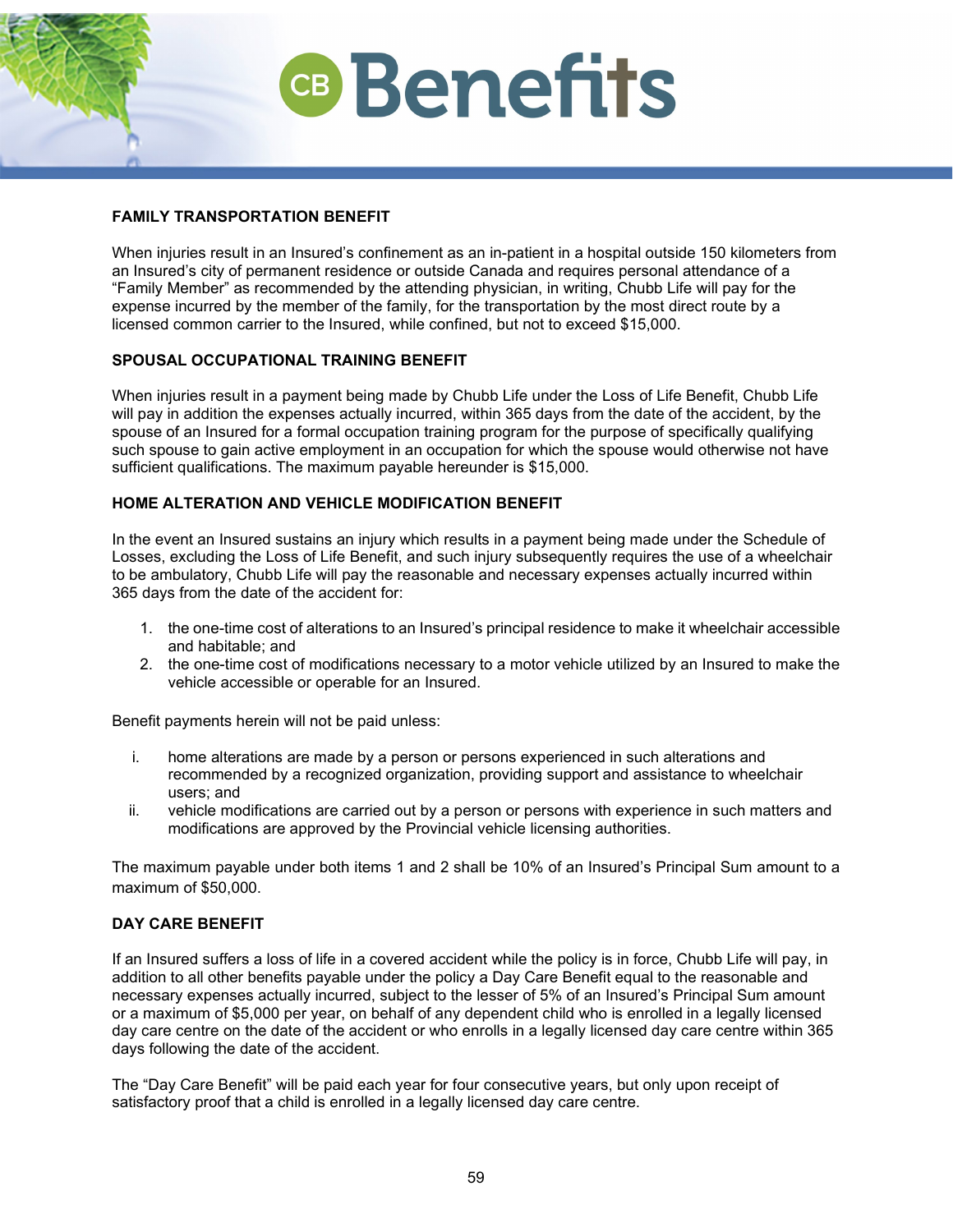## FAMILY TRANSPORTATION BENEFIT

When injuries result in an Insured's confinement as an in-patient in a hospital outside 150 kilometers from an Insured's city of permanent residence or outside Canada and requires personal attendance of a "Family Member" as recommended by the attending physician, in writing, Chubb Life will pay for the expense incurred by the member of the family, for the transportation by the most direct route by a licensed common carrier to the Insured, while confined, but not to exceed $15,000.

## SPOUSAL OCCUPATIONAL TRAINING BENEFIT

When injuries result in a payment being made by Chubb Life under the Loss of Life Benefit, Chubb Life will pay in addition the expenses actually incurred, within 365 days from the date of the accident, by the spouse of an Insured for a formal occupation training program for the purpose of specifically qualifying such spouse to gain active employment in an occupation for which the spouse would otherwise not have sufficient qualifications. The maximum payable hereunder is $15,000.

## HOME ALTERATION AND VEHICLE MODIFICATION BENEFIT

In the event an Insured sustains an injury which results in a payment being made under the Schedule of Losses, excluding the Loss of Life Benefit, and such injury subsequently requires the use of a wheelchair to be ambulatory, Chubb Life will pay the reasonable and necessary expenses actually incurred within 365 days from the date of the accident for:

1. the one-time cost of alterations to an Insured's principal residence to make it wheelchair accessible and habitable; and
2. the one-time cost of modifications necessary to a motor vehicle utilized by an Insured to make the vehicle accessible or operable for an Insured.

Benefit payments herein will not be paid unless:

i. home alterations are made by a person or persons experienced in such alterations and recommended by a recognized organization, providing support and assistance to wheelchair users; and
ii. vehicle modifications are carried out by a person or persons with experience in such matters and modifications are approved by the Provincial vehicle licensing authorities.

The maximum payable under both items 1 and 2 shall be 10% of an Insured's Principal Sum amount to a maximum of $50,000.

## DAY CARE BENEFIT

If an Insured suffers a loss of life in a covered accident while the policy is in force, Chubb Life will pay, in addition to all other benefits payable under the policy a Day Care Benefit equal to the reasonable and necessary expenses actually incurred, subject to the lesser of 5% of an Insured's Principal Sum amount or a maximum of $5,000 per year, on behalf of any dependent child who is enrolled in a legally licensed day care centre on the date of the accident or who enrolls in a legally licensed day care centre within 365 days following the date of the accident.

The "Day Care Benefit" will be paid each year for four consecutive years, but only upon receipt of satisfactory proof that a child is enrolled in a legally licensed day care centre.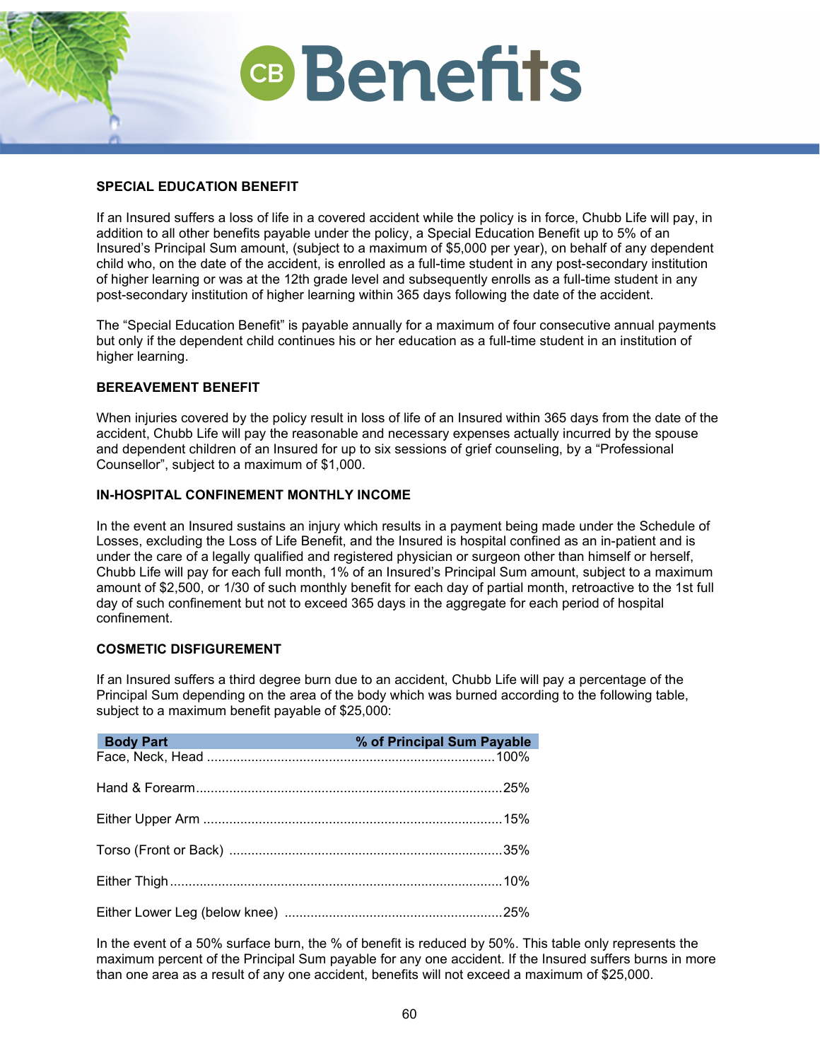## SPECIAL EDUCATION BENEFIT

If an Insured suffers a loss of life in a covered accident while the policy is in force, Chubb Life will pay, in addition to all other benefits payable under the policy, a Special Education Benefit up to 5% of an Insured's Principal Sum amount, (subject to a maximum of $5,000 per year), on behalf of any dependent child who, on the date of the accident, is enrolled as a full-time student in any post-secondary institution of higher learning or was at the 12th grade level and subsequently enrolls as a full-time student in any post-secondary institution of higher learning within 365 days following the date of the accident.

The "Special Education Benefit" is payable annually for a maximum of four consecutive annual payments but only if the dependent child continues his or her education as a full-time student in an institution of higher learning.

## BEREAVEMENT BENEFIT

When injuries covered by the policy result in loss of life of an Insured within 365 days from the date of the accident, Chubb Life will pay the reasonable and necessary expenses actually incurred by the spouse and dependent children of an Insured for up to six sessions of grief counseling, by a "Professional Counsellor", subject to a maximum of $1,000.

## IN-HOSPITAL CONFINEMENT MONTHLY INCOME

In the event an Insured sustains an injury which results in a payment being made under the Schedule of Losses, excluding the Loss of Life Benefit, and the Insured is hospital confined as an in-patient and is under the care of a legally qualified and registered physician or surgeon other than himself or herself, Chubb Life will pay for each full month, 1% of an Insured's Principal Sum amount, subject to a maximum amount of $2,500, or 1/30 of such monthly benefit for each day of partial month, retroactive to the 1st full day of such confinement but not to exceed 365 days in the aggregate for each period of hospital confinement.

## COSMETIC DISFIGUREMENT

If an Insured suffers a third degree burn due to an accident, Chubb Life will pay a percentage of the Principal Sum depending on the area of the body which was burned according to the following table, subject to a maximum benefit payable of $25,000:

| Body Part | % of Principal Sum Payable |
|---|---|
| Face, Neck, Head | 100% |
| Hand & Forearm | 25% |
| Either Upper Arm | 15% |
| Torso (Front or Back) | 35% |
| Either Thigh | 10% |
| Either Lower Leg (below knee) | 25% |

In the event of a 50% surface burn, the % of benefit is reduced by 50%. This table only represents the maximum percent of the Principal Sum payable for any one accident. If the Insured suffers burns in more than one area as a result of any one accident, benefits will not exceed a maximum of $25,000.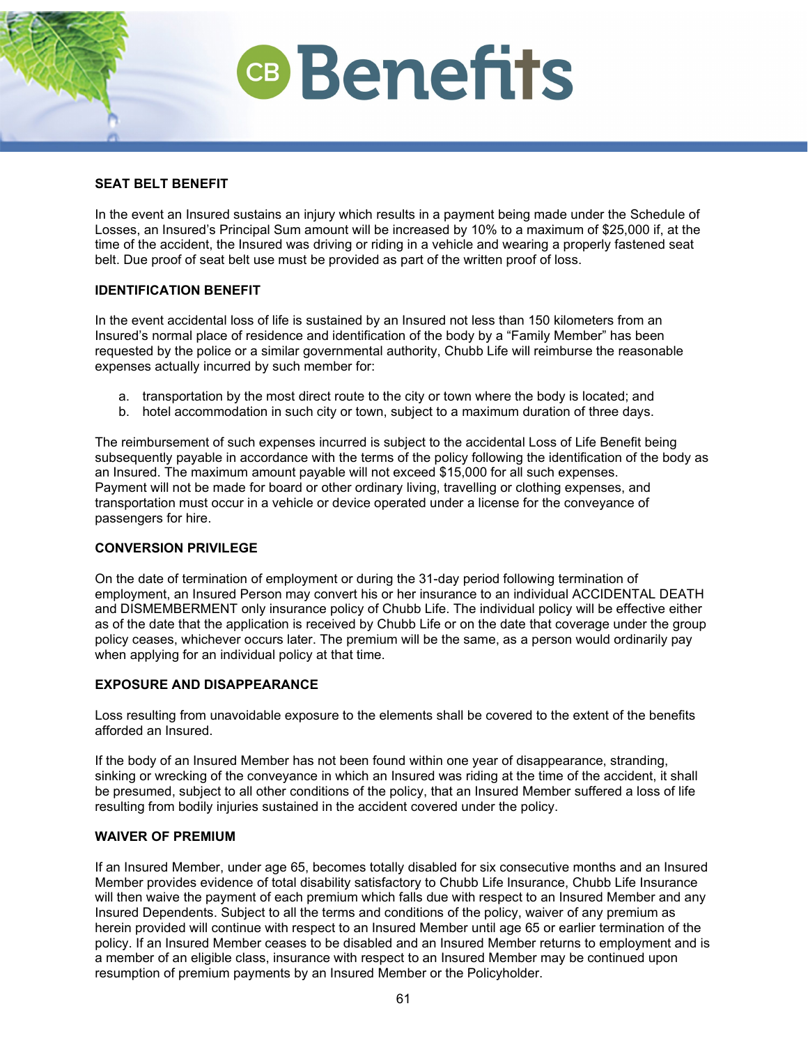## SEAT BELT BENEFIT

In the event an Insured sustains an injury which results in a payment being made under the Schedule of Losses, an Insured's Principal Sum amount will be increased by 10% to a maximum of $25,000 if, at the time of the accident, the Insured was driving or riding in a vehicle and wearing a properly fastened seat belt. Due proof of seat belt use must be provided as part of the written proof of loss.

## IDENTIFICATION BENEFIT

In the event accidental loss of life is sustained by an Insured not less than 150 kilometers from an Insured's normal place of residence and identification of the body by a "Family Member" has been requested by the police or a similar governmental authority, Chubb Life will reimburse the reasonable expenses actually incurred by such member for:

a. transportation by the most direct route to the city or town where the body is located; and
b. hotel accommodation in such city or town, subject to a maximum duration of three days.

The reimbursement of such expenses incurred is subject to the accidental Loss of Life Benefit being subsequently payable in accordance with the terms of the policy following the identification of the body as an Insured. The maximum amount payable will not exceed $15,000 for all such expenses. Payment will not be made for board or other ordinary living, travelling or clothing expenses, and transportation must occur in a vehicle or device operated under a license for the conveyance of passengers for hire.

## CONVERSION PRIVILEGE

On the date of termination of employment or during the 31-day period following termination of employment, an Insured Person may convert his or her insurance to an individual ACCIDENTAL DEATH and DISMEMBERMENT only insurance policy of Chubb Life. The individual policy will be effective either as of the date that the application is received by Chubb Life or on the date that coverage under the group policy ceases, whichever occurs later. The premium will be the same, as a person would ordinarily pay when applying for an individual policy at that time.

## EXPOSURE AND DISAPPEARANCE

Loss resulting from unavoidable exposure to the elements shall be covered to the extent of the benefits afforded an Insured.

If the body of an Insured Member has not been found within one year of disappearance, stranding, sinking or wrecking of the conveyance in which an Insured was riding at the time of the accident, it shall be presumed, subject to all other conditions of the policy, that an Insured Member suffered a loss of life resulting from bodily injuries sustained in the accident covered under the policy.

## WAIVER OF PREMIUM

If an Insured Member, under age 65, becomes totally disabled for six consecutive months and an Insured Member provides evidence of total disability satisfactory to Chubb Life Insurance, Chubb Life Insurance will then waive the payment of each premium which falls due with respect to an Insured Member and any Insured Dependents. Subject to all the terms and conditions of the policy, waiver of any premium as herein provided will continue with respect to an Insured Member until age 65 or earlier termination of the policy. If an Insured Member ceases to be disabled and an Insured Member returns to employment and is a member of an eligible class, insurance with respect to an Insured Member may be continued upon resumption of premium payments by an Insured Member or the Policyholder.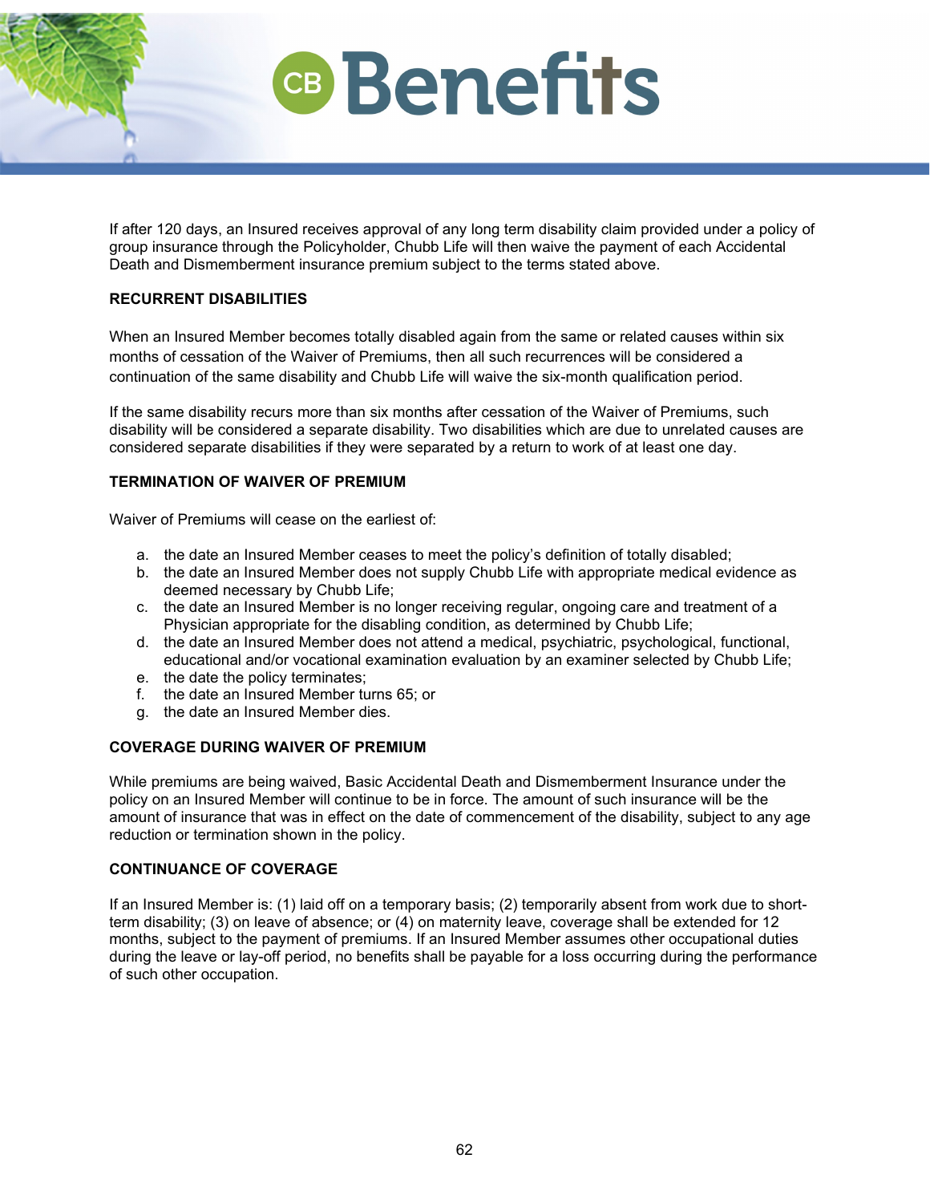If after 120 days, an Insured receives approval of any long term disability claim provided under a policy of group insurance through the Policyholder, Chubb Life will then waive the payment of each Accidental Death and Dismemberment insurance premium subject to the terms stated above.

**RECURRENT DISABILITIES**

When an Insured Member becomes totally disabled again from the same or related causes within six months of cessation of the Waiver of Premiums, then all such recurrences will be considered a continuation of the same disability and Chubb Life will waive the six-month qualification period.

If the same disability recurs more than six months after cessation of the Waiver of Premiums, such disability will be considered a separate disability. Two disabilities which are due to unrelated causes are considered separate disabilities if they were separated by a return to work of at least one day.

**TERMINATION OF WAIVER OF PREMIUM**

Waiver of Premiums will cease on the earliest of:

a. the date an Insured Member ceases to meet the policy's definition of totally disabled;
b. the date an Insured Member does not supply Chubb Life with appropriate medical evidence as deemed necessary by Chubb Life;
c. the date an Insured Member is no longer receiving regular, ongoing care and treatment of a Physician appropriate for the disabling condition, as determined by Chubb Life;
d. the date an Insured Member does not attend a medical, psychiatric, psychological, functional, educational and/or vocational examination evaluation by an examiner selected by Chubb Life;
e. the date the policy terminates;
f. the date an Insured Member turns 65; or
g. the date an Insured Member dies.

**COVERAGE DURING WAIVER OF PREMIUM**

While premiums are being waived, Basic Accidental Death and Dismemberment Insurance under the policy on an Insured Member will continue to be in force. The amount of such insurance will be the amount of insurance that was in effect on the date of commencement of the disability, subject to any age reduction or termination shown in the policy.

**CONTINUANCE OF COVERAGE**

If an Insured Member is: (1) laid off on a temporary basis; (2) temporarily absent from work due to short-term disability; (3) on leave of absence; or (4) on maternity leave, coverage shall be extended for 12 months, subject to the payment of premiums. If an Insured Member assumes other occupational duties during the leave or lay-off period, no benefits shall be payable for a loss occurring during the performance of such other occupation.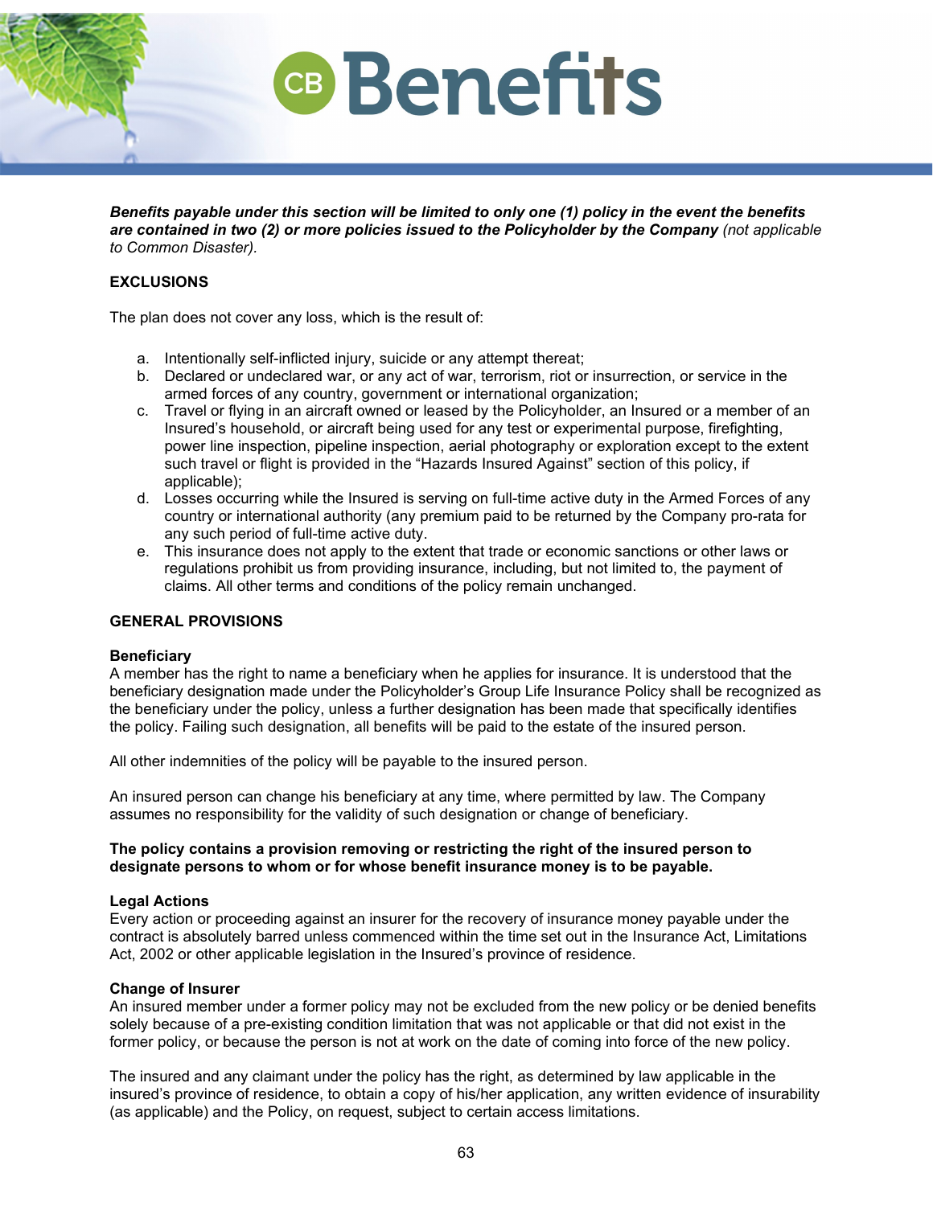***Benefits payable under this section will be limited to only one (1) policy in the event the benefits are contained in two (2) or more policies issued to the Policyholder by the Company*** *(not applicable to Common Disaster).*

**EXCLUSIONS**

The plan does not cover any loss, which is the result of:

a. Intentionally self-inflicted injury, suicide or any attempt thereat;
b. Declared or undeclared war, or any act of war, terrorism, riot or insurrection, or service in the armed forces of any country, government or international organization;
c. Travel or flying in an aircraft owned or leased by the Policyholder, an Insured or a member of an Insured's household, or aircraft being used for any test or experimental purpose, firefighting, power line inspection, pipeline inspection, aerial photography or exploration except to the extent such travel or flight is provided in the "Hazards Insured Against" section of this policy, if applicable);
d. Losses occurring while the Insured is serving on full-time active duty in the Armed Forces of any country or international authority (any premium paid to be returned by the Company pro-rata for any such period of full-time active duty.
e. This insurance does not apply to the extent that trade or economic sanctions or other laws or regulations prohibit us from providing insurance, including, but not limited to, the payment of claims. All other terms and conditions of the policy remain unchanged.

**GENERAL PROVISIONS**

**Beneficiary**
A member has the right to name a beneficiary when he applies for insurance. It is understood that the beneficiary designation made under the Policyholder's Group Life Insurance Policy shall be recognized as the beneficiary under the policy, unless a further designation has been made that specifically identifies the policy. Failing such designation, all benefits will be paid to the estate of the insured person.

All other indemnities of the policy will be payable to the insured person.

An insured person can change his beneficiary at any time, where permitted by law. The Company assumes no responsibility for the validity of such designation or change of beneficiary.

**The policy contains a provision removing or restricting the right of the insured person to designate persons to whom or for whose benefit insurance money is to be payable.**

**Legal Actions**
Every action or proceeding against an insurer for the recovery of insurance money payable under the contract is absolutely barred unless commenced within the time set out in the Insurance Act, Limitations Act, 2002 or other applicable legislation in the Insured's province of residence.

**Change of Insurer**
An insured member under a former policy may not be excluded from the new policy or be denied benefits solely because of a pre-existing condition limitation that was not applicable or that did not exist in the former policy, or because the person is not at work on the date of coming into force of the new policy.

The insured and any claimant under the policy has the right, as determined by law applicable in the insured's province of residence, to obtain a copy of his/her application, any written evidence of insurability (as applicable) and the Policy, on request, subject to certain access limitations.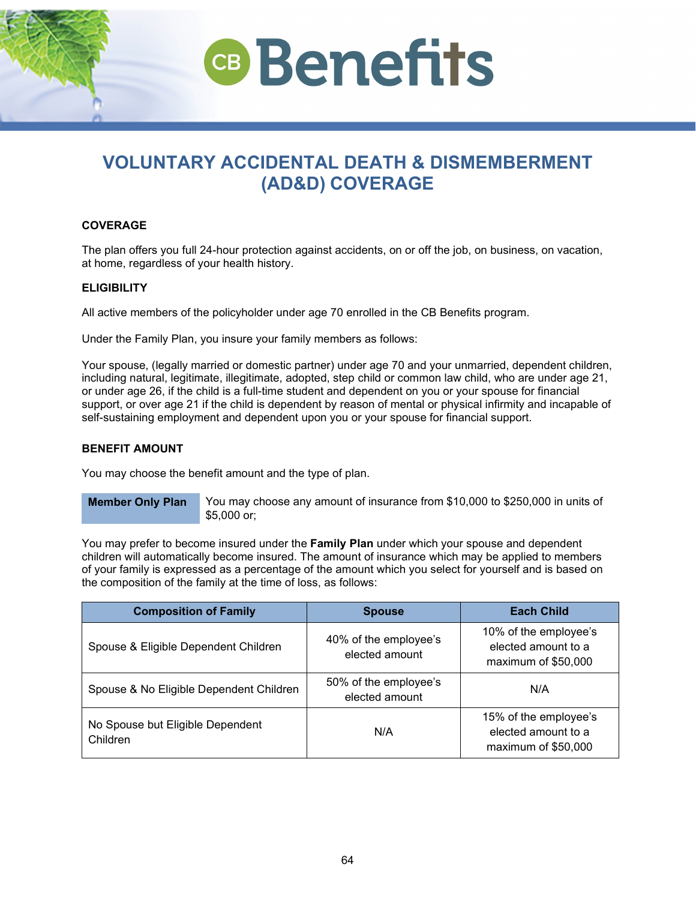# VOLUNTARY ACCIDENTAL DEATH & DISMEMBERMENT (AD&D) COVERAGE

### COVERAGE

The plan offers you full 24-hour protection against accidents, on or off the job, on business, on vacation, at home, regardless of your health history.

### ELIGIBILITY

All active members of the policyholder under age 70 enrolled in the CB Benefits program.

Under the Family Plan, you insure your family members as follows:

Your spouse, (legally married or domestic partner) under age 70 and your unmarried, dependent children, including natural, legitimate, illegitimate, adopted, step child or common law child, who are under age 21, or under age 26, if the child is a full-time student and dependent on you or your spouse for financial support, or over age 21 if the child is dependent by reason of mental or physical infirmity and incapable of self-sustaining employment and dependent upon you or your spouse for financial support.

### BENEFIT AMOUNT

You may choose the benefit amount and the type of plan.

**Member Only Plan** — You may choose any amount of insurance from $10,000 to $250,000 in units of $5,000 or;

You may prefer to become insured under the **Family Plan** under which your spouse and dependent children will automatically become insured. The amount of insurance which may be applied to members of your family is expressed as a percentage of the amount which you select for yourself and is based on the composition of the family at the time of loss, as follows:

| Composition of Family | Spouse | Each Child |
|---|---|---|
| Spouse & Eligible Dependent Children | 40% of the employee's elected amount | 10% of the employee's elected amount to a maximum of $50,000 |
| Spouse & No Eligible Dependent Children | 50% of the employee's elected amount | N/A |
| No Spouse but Eligible Dependent Children | N/A | 15% of the employee's elected amount to a maximum of $50,000 |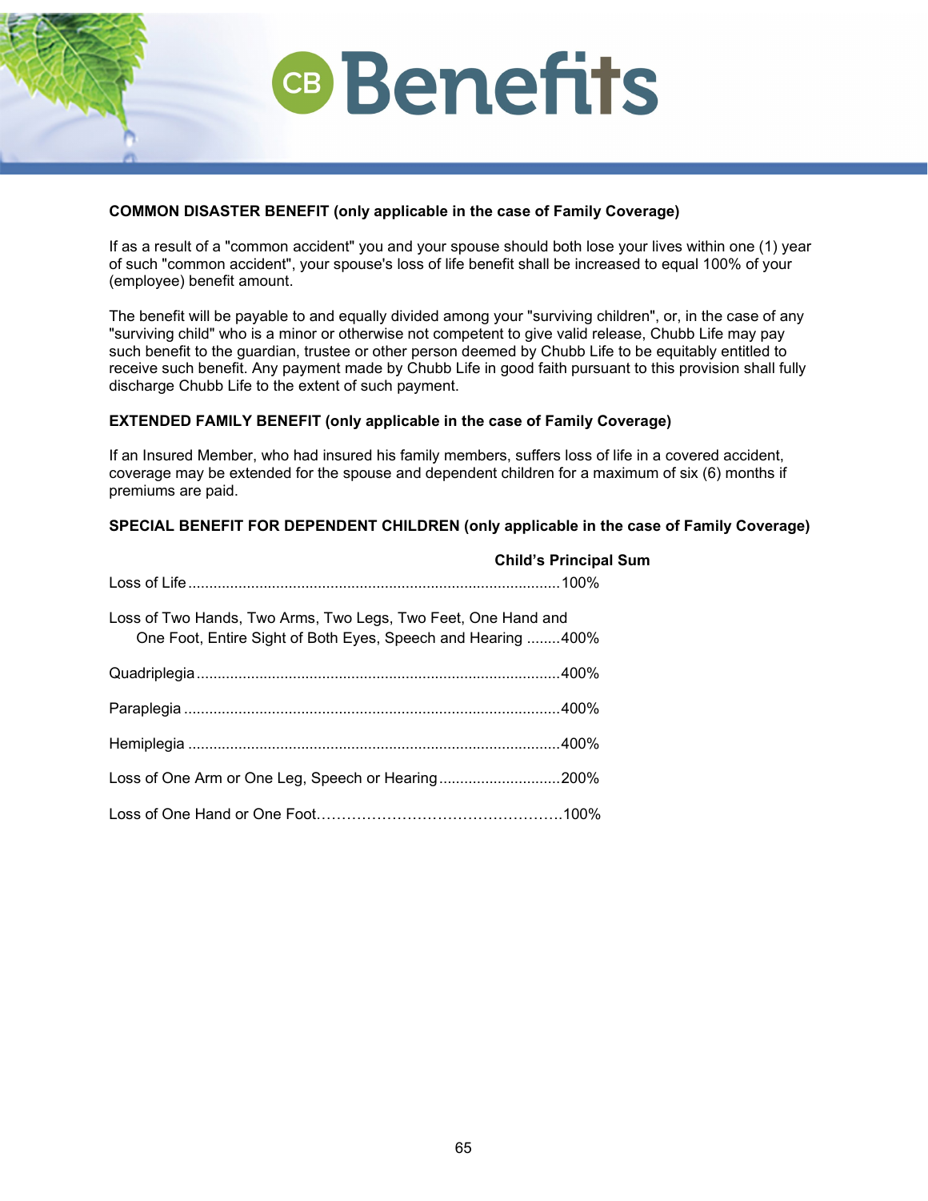**COMMON DISASTER BENEFIT (only applicable in the case of Family Coverage)**

If as a result of a "common accident" you and your spouse should both lose your lives within one (1) year of such "common accident", your spouse's loss of life benefit shall be increased to equal 100% of your (employee) benefit amount.

The benefit will be payable to and equally divided among your "surviving children", or, in the case of any "surviving child" who is a minor or otherwise not competent to give valid release, Chubb Life may pay such benefit to the guardian, trustee or other person deemed by Chubb Life to be equitably entitled to receive such benefit. Any payment made by Chubb Life in good faith pursuant to this provision shall fully discharge Chubb Life to the extent of such payment.

**EXTENDED FAMILY BENEFIT (only applicable in the case of Family Coverage)**

If an Insured Member, who had insured his family members, suffers loss of life in a covered accident, coverage may be extended for the spouse and dependent children for a maximum of six (6) months if premiums are paid.

**SPECIAL BENEFIT FOR DEPENDENT CHILDREN (only applicable in the case of Family Coverage)**

| | Child's Principal Sum |
|---|---|
| Loss of Life | 100% |
| Loss of Two Hands, Two Arms, Two Legs, Two Feet, One Hand and One Foot, Entire Sight of Both Eyes, Speech and Hearing | 400% |
| Quadriplegia | 400% |
| Paraplegia | 400% |
| Hemiplegia | 400% |
| Loss of One Arm or One Leg, Speech or Hearing | 200% |
| Loss of One Hand or One Foot | 100% |